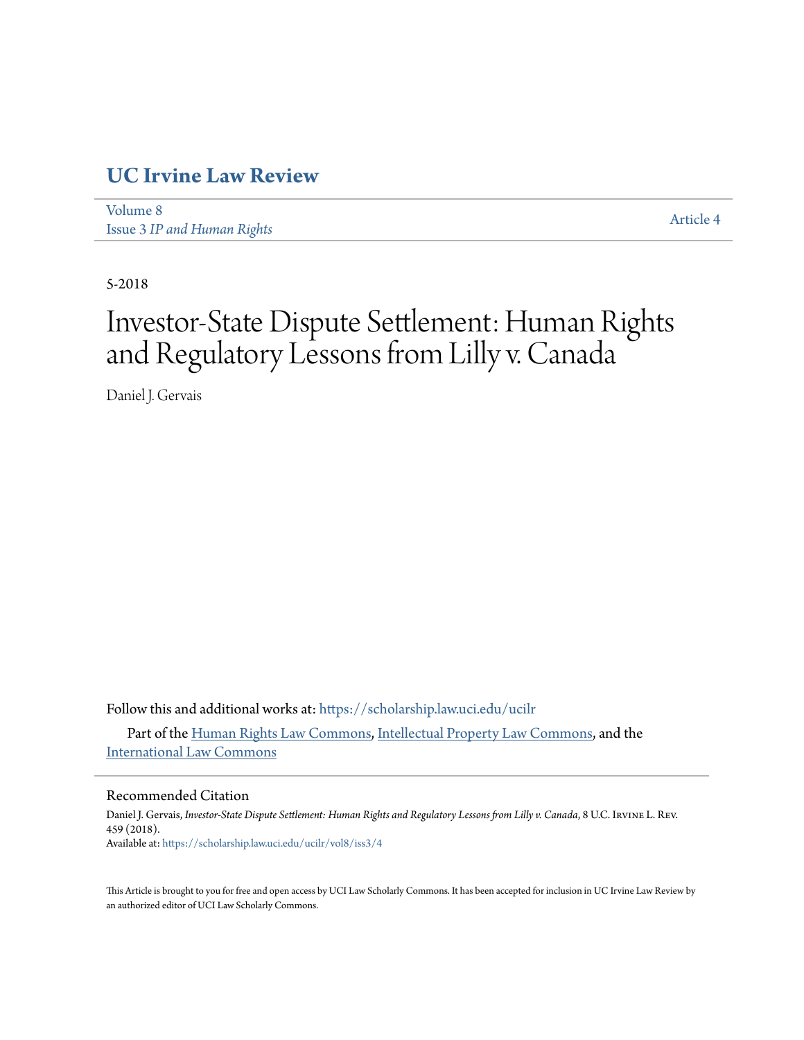# UC Irvine Law Review

Volume 8
Issue 3 *IP and Human Rights*

Article 4

5-2018

# Investor-State Dispute Settlement: Human Rights and Regulatory Lessons from Lilly v. Canada

Daniel J. Gervais

Follow this and additional works at: https://scholarship.law.uci.edu/ucilr

Part of the Human Rights Law Commons, Intellectual Property Law Commons, and the International Law Commons

## Recommended Citation

Daniel J. Gervais, *Investor-State Dispute Settlement: Human Rights and Regulatory Lessons from Lilly v. Canada*, 8 U.C. Irvine L. Rev. 459 (2018).
Available at: https://scholarship.law.uci.edu/ucilr/vol8/iss3/4

This Article is brought to you for free and open access by UCI Law Scholarly Commons. It has been accepted for inclusion in UC Irvine Law Review by an authorized editor of UCI Law Scholarly Commons.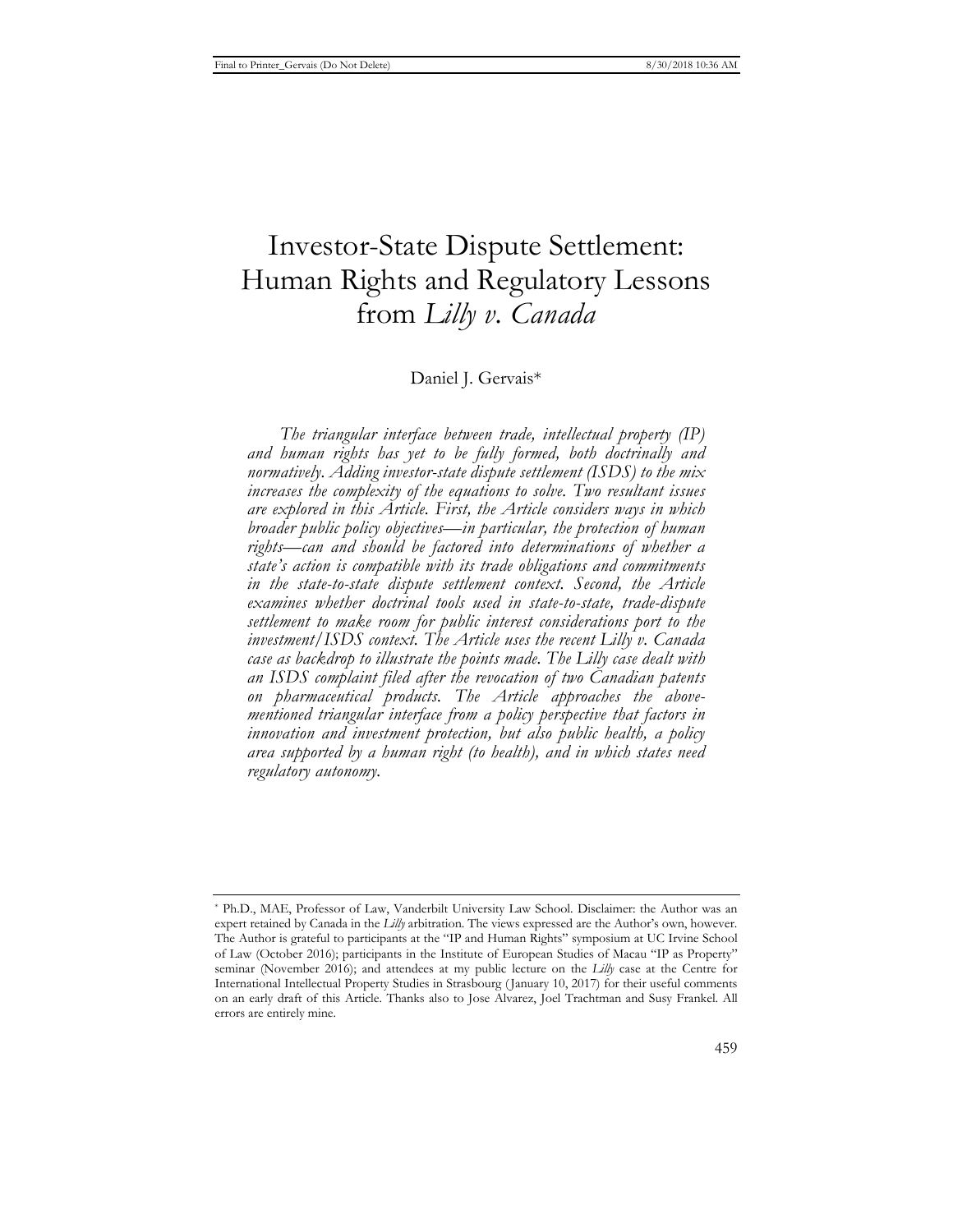# Investor-State Dispute Settlement: Human Rights and Regulatory Lessons from *Lilly v. Canada*

Daniel J. Gervais*

*The triangular interface between trade, intellectual property (IP) and human rights has yet to be fully formed, both doctrinally and normatively. Adding investor-state dispute settlement (ISDS) to the mix increases the complexity of the equations to solve. Two resultant issues are explored in this Article. First, the Article considers ways in which broader public policy objectives—in particular, the protection of human rights—can and should be factored into determinations of whether a state's action is compatible with its trade obligations and commitments in the state-to-state dispute settlement context. Second, the Article examines whether doctrinal tools used in state-to-state, trade-dispute settlement to make room for public interest considerations port to the investment/ISDS context. The Article uses the recent* Lilly v. Canada *case as backdrop to illustrate the points made. The* Lilly *case dealt with an ISDS complaint filed after the revocation of two Canadian patents on pharmaceutical products. The Article approaches the above-mentioned triangular interface from a policy perspective that factors in innovation and investment protection, but also public health, a policy area supported by a human right (to health), and in which states need regulatory autonomy.*

---

\* Ph.D., MAE, Professor of Law, Vanderbilt University Law School. Disclaimer: the Author was an expert retained by Canada in the *Lilly* arbitration. The views expressed are the Author's own, however. The Author is grateful to participants at the "IP and Human Rights" symposium at UC Irvine School of Law (October 2016); participants in the Institute of European Studies of Macau "IP as Property" seminar (November 2016); and attendees at my public lecture on the *Lilly* case at the Centre for International Intellectual Property Studies in Strasbourg (January 10, 2017) for their useful comments on an early draft of this Article. Thanks also to Jose Alvarez, Joel Trachtman and Susy Frankel. All errors are entirely mine.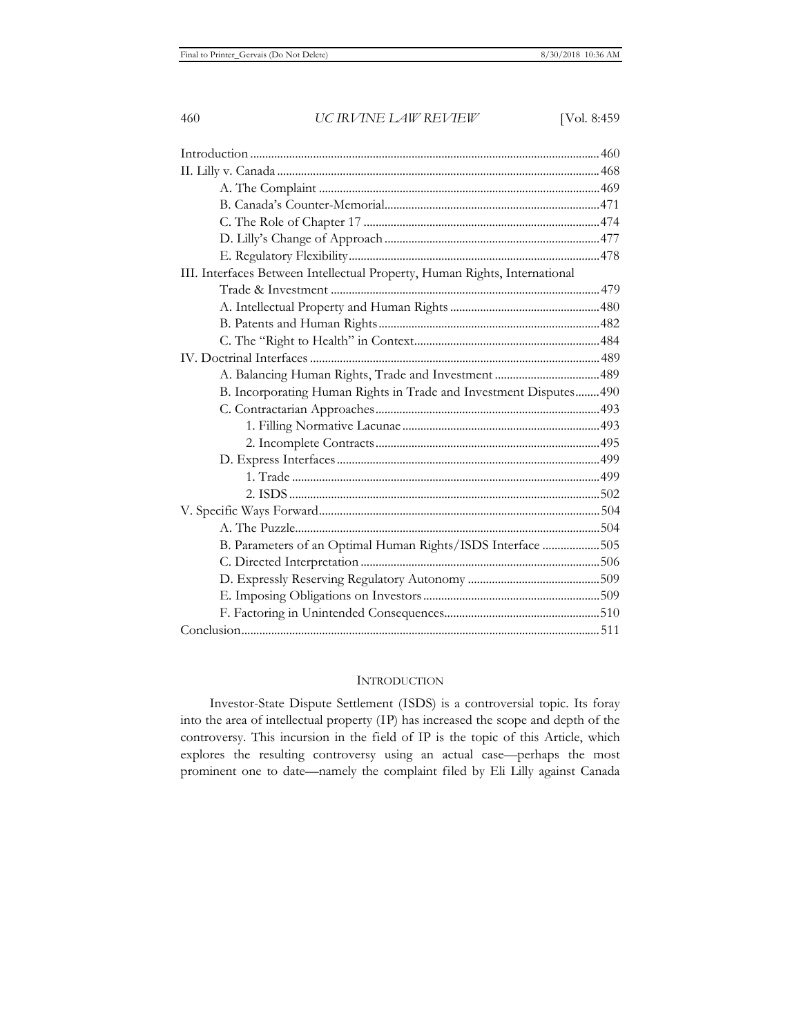| | |
|---|---|
| Introduction | 460 |
| II. Lilly v. Canada | 468 |
| A. The Complaint | 469 |
| B. Canada's Counter-Memorial | 471 |
| C. The Role of Chapter 17 | 474 |
| D. Lilly's Change of Approach | 477 |
| E. Regulatory Flexibility | 478 |
| III. Interfaces Between Intellectual Property, Human Rights, International Trade & Investment | 479 |
| A. Intellectual Property and Human Rights | 480 |
| B. Patents and Human Rights | 482 |
| C. The "Right to Health" in Context | 484 |
| IV. Doctrinal Interfaces | 489 |
| A. Balancing Human Rights, Trade and Investment | 489 |
| B. Incorporating Human Rights in Trade and Investment Disputes | 490 |
| C. Contractarian Approaches | 493 |
| 1. Filling Normative Lacunae | 493 |
| 2. Incomplete Contracts | 495 |
| D. Express Interfaces | 499 |
| 1. Trade | 499 |
| 2. ISDS | 502 |
| V. Specific Ways Forward | 504 |
| A. The Puzzle | 504 |
| B. Parameters of an Optimal Human Rights/ISDS Interface | 505 |
| C. Directed Interpretation | 506 |
| D. Expressly Reserving Regulatory Autonomy | 509 |
| E. Imposing Obligations on Investors | 509 |
| F. Factoring in Unintended Consequences | 510 |
| Conclusion | 511 |

## INTRODUCTION

Investor-State Dispute Settlement (ISDS) is a controversial topic. Its foray into the area of intellectual property (IP) has increased the scope and depth of the controversy. This incursion in the field of IP is the topic of this Article, which explores the resulting controversy using an actual case—perhaps the most prominent one to date—namely the complaint filed by Eli Lilly against Canada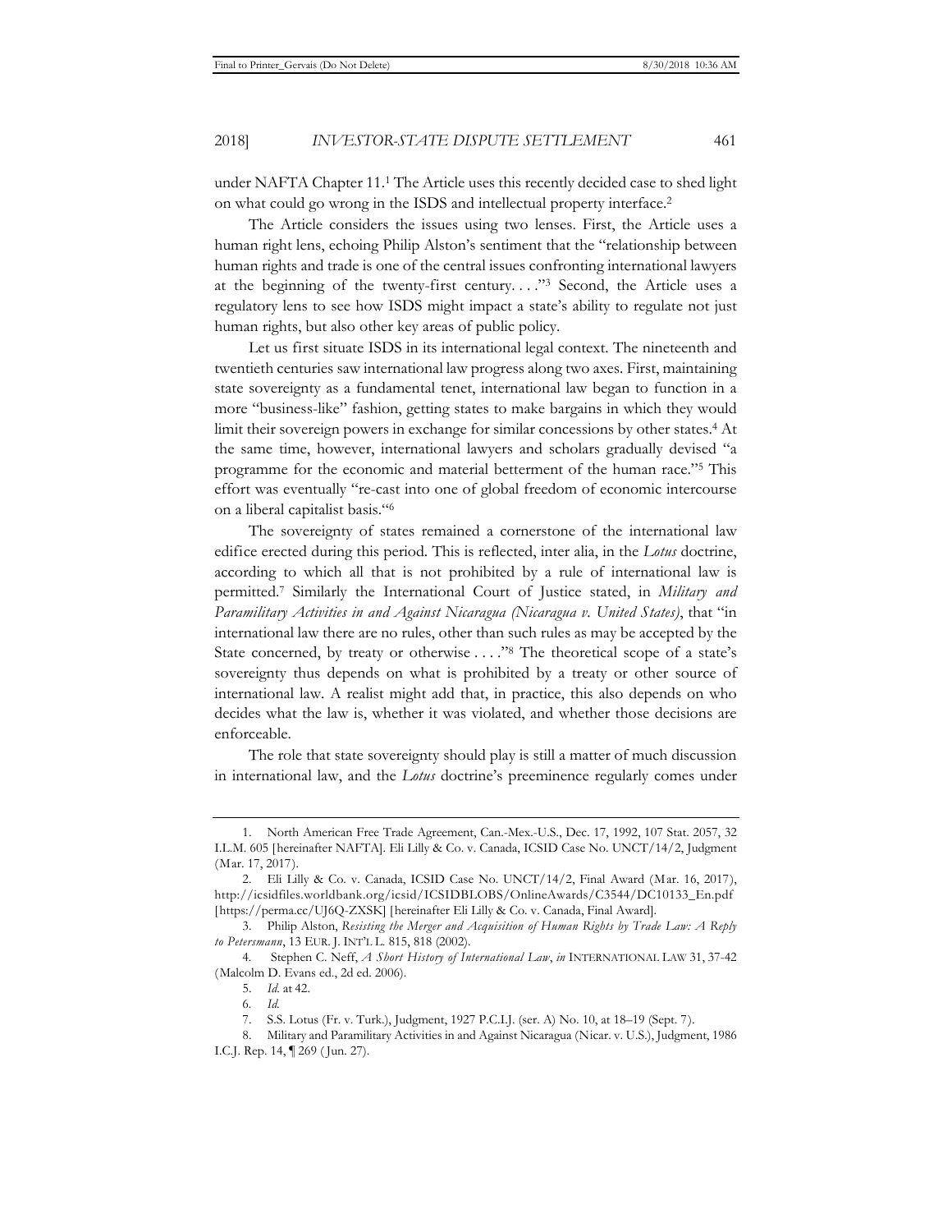under NAFTA Chapter 11.[1] The Article uses this recently decided case to shed light on what could go wrong in the ISDS and intellectual property interface.[2]

The Article considers the issues using two lenses. First, the Article uses a human right lens, echoing Philip Alston's sentiment that the "relationship between human rights and trade is one of the central issues confronting international lawyers at the beginning of the twenty-first century. . . ."[3] Second, the Article uses a regulatory lens to see how ISDS might impact a state's ability to regulate not just human rights, but also other key areas of public policy.

Let us first situate ISDS in its international legal context. The nineteenth and twentieth centuries saw international law progress along two axes. First, maintaining state sovereignty as a fundamental tenet, international law began to function in a more "business-like" fashion, getting states to make bargains in which they would limit their sovereign powers in exchange for similar concessions by other states.[4] At the same time, however, international lawyers and scholars gradually devised "a programme for the economic and material betterment of the human race."[5] This effort was eventually "re-cast into one of global freedom of economic intercourse on a liberal capitalist basis."[6]

The sovereignty of states remained a cornerstone of the international law edifice erected during this period. This is reflected, inter alia, in the *Lotus* doctrine, according to which all that is not prohibited by a rule of international law is permitted.[7] Similarly the International Court of Justice stated, in *Military and Paramilitary Activities in and Against Nicaragua (Nicaragua v. United States)*, that "in international law there are no rules, other than such rules as may be accepted by the State concerned, by treaty or otherwise . . . ."[8] The theoretical scope of a state's sovereignty thus depends on what is prohibited by a treaty or other source of international law. A realist might add that, in practice, this also depends on who decides what the law is, whether it was violated, and whether those decisions are enforceable.

The role that state sovereignty should play is still a matter of much discussion in international law, and the *Lotus* doctrine's preeminence regularly comes under

---

1. North American Free Trade Agreement, Can.-Mex.-U.S., Dec. 17, 1992, 107 Stat. 2057, 32 I.L.M. 605 [hereinafter NAFTA]. Eli Lilly & Co. v. Canada, ICSID Case No. UNCT/14/2, Judgment (Mar. 17, 2017).

2. Eli Lilly & Co. v. Canada, ICSID Case No. UNCT/14/2, Final Award (Mar. 16, 2017), http://icsidfiles.worldbank.org/icsid/ICSIDBLOBS/OnlineAwards/C3544/DC10133_En.pdf [https://perma.cc/UJ6Q-ZXSK] [hereinafter Eli Lilly & Co. v. Canada, Final Award].

3. Philip Alston, *Resisting the Merger and Acquisition of Human Rights by Trade Law: A Reply to Petersmann*, 13 EUR. J. INT'L L. 815, 818 (2002).

4. Stephen C. Neff, *A Short History of International Law*, *in* INTERNATIONAL LAW 31, 37-42 (Malcolm D. Evans ed., 2d ed. 2006).

5. *Id.* at 42.

6. *Id.*

7. S.S. Lotus (Fr. v. Turk.), Judgment, 1927 P.C.I.J. (ser. A) No. 10, at 18–19 (Sept. 7).

8. Military and Paramilitary Activities in and Against Nicaragua (Nicar. v. U.S.), Judgment, 1986 I.C.J. Rep. 14, ¶ 269 (Jun. 27).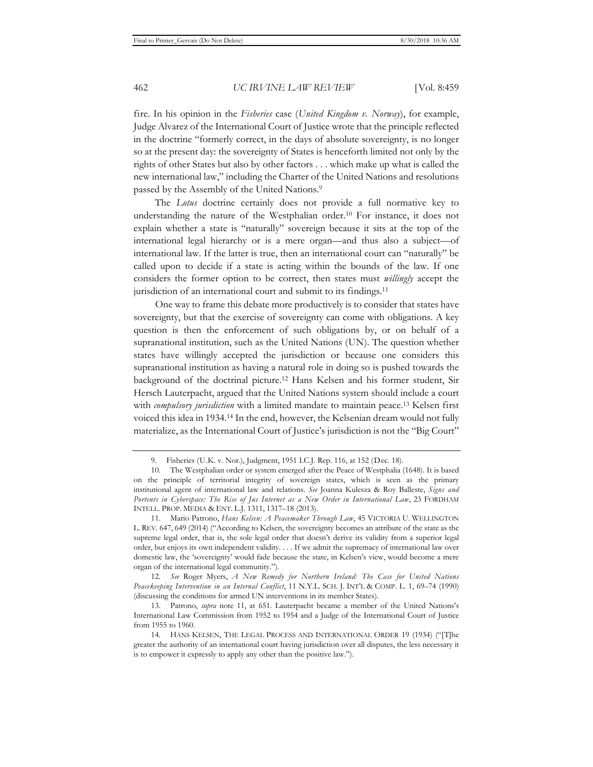fire. In his opinion in the *Fisheries* case (*United Kingdom v. Norway*), for example, Judge Alvarez of the International Court of Justice wrote that the principle reflected in the doctrine "formerly correct, in the days of absolute sovereignty, is no longer so at the present day: the sovereignty of States is henceforth limited not only by the rights of other States but also by other factors . . . which make up what is called the new international law," including the Charter of the United Nations and resolutions passed by the Assembly of the United Nations.[9]

The *Lotus* doctrine certainly does not provide a full normative key to understanding the nature of the Westphalian order.[10] For instance, it does not explain whether a state is "naturally" sovereign because it sits at the top of the international legal hierarchy or is a mere organ—and thus also a subject—of international law. If the latter is true, then an international court can "naturally" be called upon to decide if a state is acting within the bounds of the law. If one considers the former option to be correct, then states must *willingly* accept the jurisdiction of an international court and submit to its findings.[11]

One way to frame this debate more productively is to consider that states have sovereignty, but that the exercise of sovereignty can come with obligations. A key question is then the enforcement of such obligations by, or on behalf of a supranational institution, such as the United Nations (UN). The question whether states have willingly accepted the jurisdiction or because one considers this supranational institution as having a natural role in doing so is pushed towards the background of the doctrinal picture.[12] Hans Kelsen and his former student, Sir Hersch Lauterpacht, argued that the United Nations system should include a court with *compulsory jurisdiction* with a limited mandate to maintain peace.[13] Kelsen first voiced this idea in 1934.[14] In the end, however, the Kelsenian dream would not fully materialize, as the International Court of Justice's jurisdiction is not the "Big Court"

---

9. Fisheries (U.K. v. Nor.), Judgment, 1951 I.C.J. Rep. 116, at 152 (Dec. 18).

10. The Westphalian order or system emerged after the Peace of Westphalia (1648). It is based on the principle of territorial integrity of sovereign states, which is seen as the primary institutional agent of international law and relations. *See* Joanna Kulesza & Roy Balleste, *Signs and Portents in Cyberspace: The Rise of Jus Internet as a New Order in International Law*, 23 FORDHAM INTELL. PROP. MEDIA & ENT. L.J. 1311, 1317–18 (2013).

11. Mario Patrono, *Hans Kelsen: A Peacemaker Through Law*, 45 VICTORIA U. WELLINGTON L. REV. 647, 649 (2014) ("According to Kelsen, the sovereignty becomes an attribute of the state as the supreme legal order, that is, the sole legal order that doesn't derive its validity from a superior legal order, but enjoys its own independent validity. . . . If we admit the supremacy of international law over domestic law, the 'sovereignty' would fade because the state, in Kelsen's view, would become a mere organ of the international legal community.").

12. *See* Roger Myers, *A New Remedy for Northern Ireland: The Case for United Nations Peacekeeping Intervention in an Internal Conflict*, 11 N.Y.L. SCH. J. INT'L & COMP. L. 1, 69–74 (1990) (discussing the conditions for armed UN interventions in its member States).

13. Patrono, *supra* note 11, at 651. Lauterpacht became a member of the United Nations's International Law Commission from 1952 to 1954 and a Judge of the International Court of Justice from 1955 to 1960.

14. HANS KELSEN, THE LEGAL PROCESS AND INTERNATIONAL ORDER 19 (1934) ("[T]he greater the authority of an international court having jurisdiction over all disputes, the less necessary it is to empower it expressly to apply any other than the positive law.").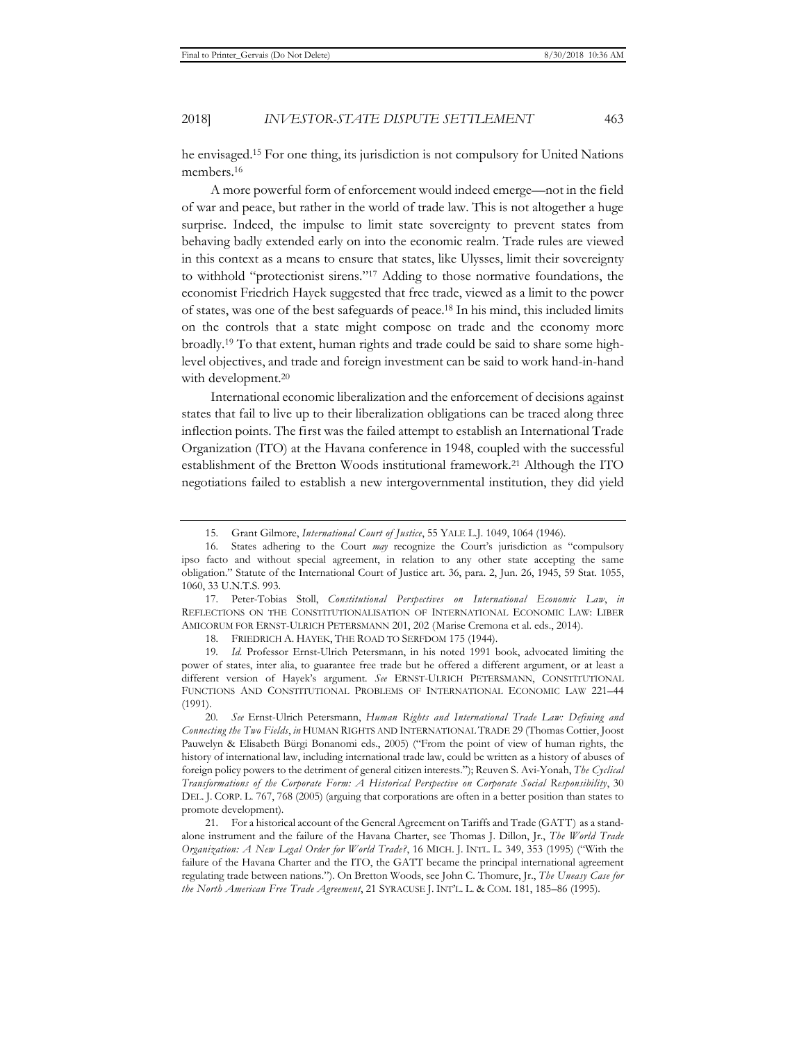he envisaged.[15] For one thing, its jurisdiction is not compulsory for United Nations members.[16]

A more powerful form of enforcement would indeed emerge—not in the field of war and peace, but rather in the world of trade law. This is not altogether a huge surprise. Indeed, the impulse to limit state sovereignty to prevent states from behaving badly extended early on into the economic realm. Trade rules are viewed in this context as a means to ensure that states, like Ulysses, limit their sovereignty to withhold "protectionist sirens."[17] Adding to those normative foundations, the economist Friedrich Hayek suggested that free trade, viewed as a limit to the power of states, was one of the best safeguards of peace.[18] In his mind, this included limits on the controls that a state might compose on trade and the economy more broadly.[19] To that extent, human rights and trade could be said to share some high-level objectives, and trade and foreign investment can be said to work hand-in-hand with development.[20]

International economic liberalization and the enforcement of decisions against states that fail to live up to their liberalization obligations can be traced along three inflection points. The first was the failed attempt to establish an International Trade Organization (ITO) at the Havana conference in 1948, coupled with the successful establishment of the Bretton Woods institutional framework.[21] Although the ITO negotiations failed to establish a new intergovernmental institution, they did yield

---

15. Grant Gilmore, *International Court of Justice*, 55 YALE L.J. 1049, 1064 (1946).

16. States adhering to the Court *may* recognize the Court's jurisdiction as "compulsory ipso facto and without special agreement, in relation to any other state accepting the same obligation." Statute of the International Court of Justice art. 36, para. 2, Jun. 26, 1945, 59 Stat. 1055, 1060, 33 U.N.T.S. 993.

17. Peter-Tobias Stoll, *Constitutional Perspectives on International Economic Law*, *in* REFLECTIONS ON THE CONSTITUTIONALISATION OF INTERNATIONAL ECONOMIC LAW: LIBER AMICORUM FOR ERNST-ULRICH PETERSMANN 201, 202 (Marise Cremona et al. eds., 2014).

18. FRIEDRICH A. HAYEK, THE ROAD TO SERFDOM 175 (1944).

19. *Id.* Professor Ernst-Ulrich Petersmann, in his noted 1991 book, advocated limiting the power of states, inter alia, to guarantee free trade but he offered a different argument, or at least a different version of Hayek's argument. *See* ERNST-ULRICH PETERSMANN, CONSTITUTIONAL FUNCTIONS AND CONSTITUTIONAL PROBLEMS OF INTERNATIONAL ECONOMIC LAW 221–44 (1991).

20. *See* Ernst-Ulrich Petersmann, *Human Rights and International Trade Law: Defining and Connecting the Two Fields*, *in* HUMAN RIGHTS AND INTERNATIONAL TRADE 29 (Thomas Cottier, Joost Pauwelyn & Elisabeth Bürgi Bonanomi eds., 2005) ("From the point of view of human rights, the history of international law, including international trade law, could be written as a history of abuses of foreign policy powers to the detriment of general citizen interests."); Reuven S. Avi-Yonah, *The Cyclical Transformations of the Corporate Form: A Historical Perspective on Corporate Social Responsibility*, 30 DEL. J. CORP. L. 767, 768 (2005) (arguing that corporations are often in a better position than states to promote development).

21. For a historical account of the General Agreement on Tariffs and Trade (GATT) as a stand-alone instrument and the failure of the Havana Charter, see Thomas J. Dillon, Jr., *The World Trade Organization: A New Legal Order for World Trade?*, 16 MICH. J. INTL. L. 349, 353 (1995) ("With the failure of the Havana Charter and the ITO, the GATT became the principal international agreement regulating trade between nations."). On Bretton Woods, see John C. Thomure, Jr., *The Uneasy Case for the North American Free Trade Agreement*, 21 SYRACUSE J. INT'L. L. & COM. 181, 185–86 (1995).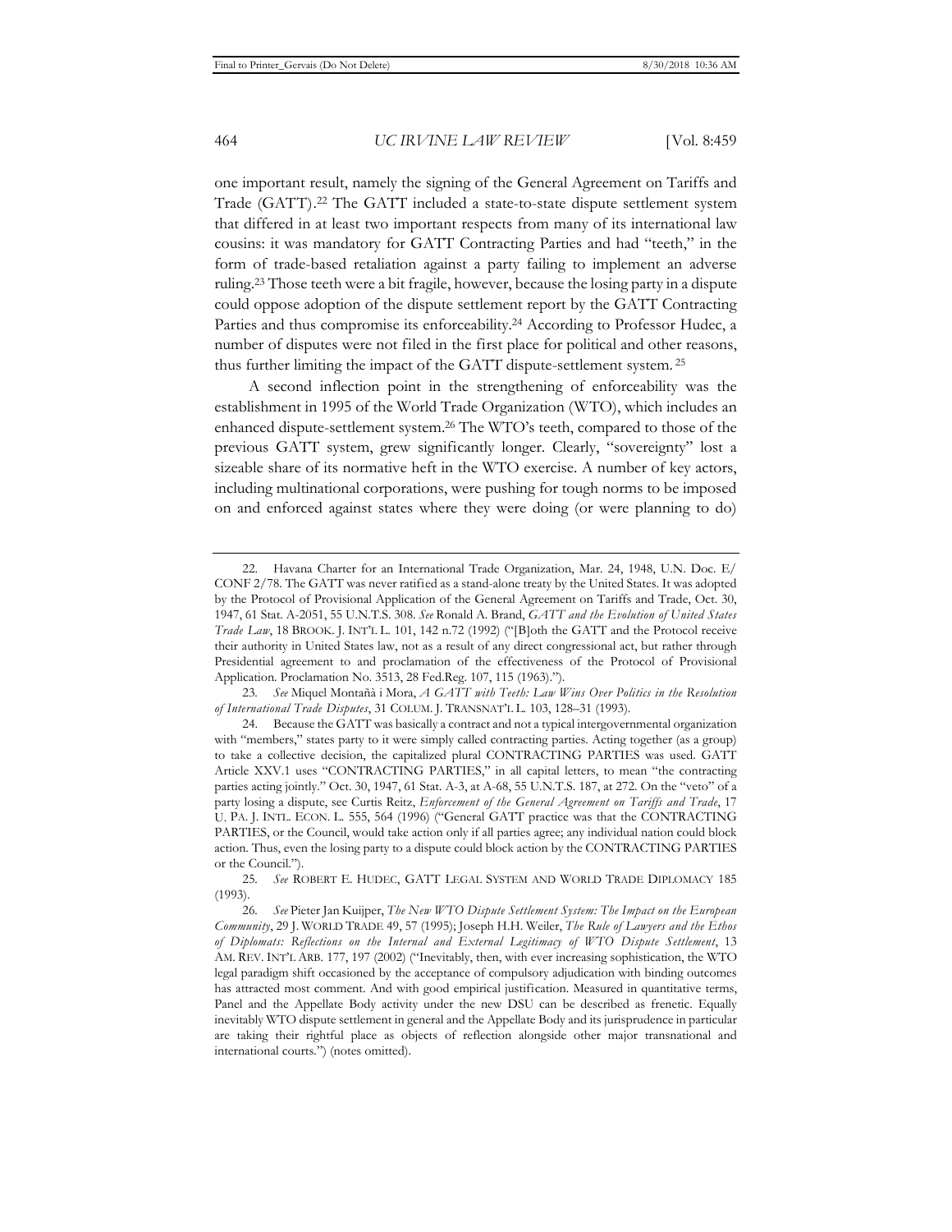one important result, namely the signing of the General Agreement on Tariffs and Trade (GATT).[22] The GATT included a state-to-state dispute settlement system that differed in at least two important respects from many of its international law cousins: it was mandatory for GATT Contracting Parties and had "teeth," in the form of trade-based retaliation against a party failing to implement an adverse ruling.[23] Those teeth were a bit fragile, however, because the losing party in a dispute could oppose adoption of the dispute settlement report by the GATT Contracting Parties and thus compromise its enforceability.[24] According to Professor Hudec, a number of disputes were not filed in the first place for political and other reasons, thus further limiting the impact of the GATT dispute-settlement system.[25]

A second inflection point in the strengthening of enforceability was the establishment in 1995 of the World Trade Organization (WTO), which includes an enhanced dispute-settlement system.[26] The WTO's teeth, compared to those of the previous GATT system, grew significantly longer. Clearly, "sovereignty" lost a sizeable share of its normative heft in the WTO exercise. A number of key actors, including multinational corporations, were pushing for tough norms to be imposed on and enforced against states where they were doing (or were planning to do)

---

22. Havana Charter for an International Trade Organization, Mar. 24, 1948, U.N. Doc. E/ CONF 2/78. The GATT was never ratified as a stand-alone treaty by the United States. It was adopted by the Protocol of Provisional Application of the General Agreement on Tariffs and Trade, Oct. 30, 1947, 61 Stat. A-2051, 55 U.N.T.S. 308. *See* Ronald A. Brand, *GATT and the Evolution of United States Trade Law*, 18 BROOK. J. INT'L L. 101, 142 n.72 (1992) ("[B]oth the GATT and the Protocol receive their authority in United States law, not as a result of any direct congressional act, but rather through Presidential agreement to and proclamation of the effectiveness of the Protocol of Provisional Application. Proclamation No. 3513, 28 Fed.Reg. 107, 115 (1963).").

23. *See* Miquel Montañà i Mora, *A GATT with Teeth: Law Wins Over Politics in the Resolution of International Trade Disputes*, 31 COLUM. J. TRANSNAT'L L. 103, 128–31 (1993).

24. Because the GATT was basically a contract and not a typical intergovernmental organization with "members," states party to it were simply called contracting parties. Acting together (as a group) to take a collective decision, the capitalized plural CONTRACTING PARTIES was used. GATT Article XXV.1 uses "CONTRACTING PARTIES," in all capital letters, to mean "the contracting parties acting jointly." Oct. 30, 1947, 61 Stat. A-3, at A-68, 55 U.N.T.S. 187, at 272. On the "veto" of a party losing a dispute, see Curtis Reitz, *Enforcement of the General Agreement on Tariffs and Trade*, 17 U. PA. J. INTL. ECON. L. 555, 564 (1996) ("General GATT practice was that the CONTRACTING PARTIES, or the Council, would take action only if all parties agree; any individual nation could block action. Thus, even the losing party to a dispute could block action by the CONTRACTING PARTIES or the Council.").

25. *See* ROBERT E. HUDEC, GATT LEGAL SYSTEM AND WORLD TRADE DIPLOMACY 185 (1993).

26. *See* Pieter Jan Kuijper, *The New WTO Dispute Settlement System: The Impact on the European Community*, 29 J. WORLD TRADE 49, 57 (1995); Joseph H.H. Weiler, *The Rule of Lawyers and the Ethos of Diplomats: Reflections on the Internal and External Legitimacy of WTO Dispute Settlement*, 13 AM. REV. INT'L ARB. 177, 197 (2002) ("Inevitably, then, with ever increasing sophistication, the WTO legal paradigm shift occasioned by the acceptance of compulsory adjudication with binding outcomes has attracted most comment. And with good empirical justification. Measured in quantitative terms, Panel and the Appellate Body activity under the new DSU can be described as frenetic. Equally inevitably WTO dispute settlement in general and the Appellate Body and its jurisprudence in particular are taking their rightful place as objects of reflection alongside other major transnational and international courts.") (notes omitted).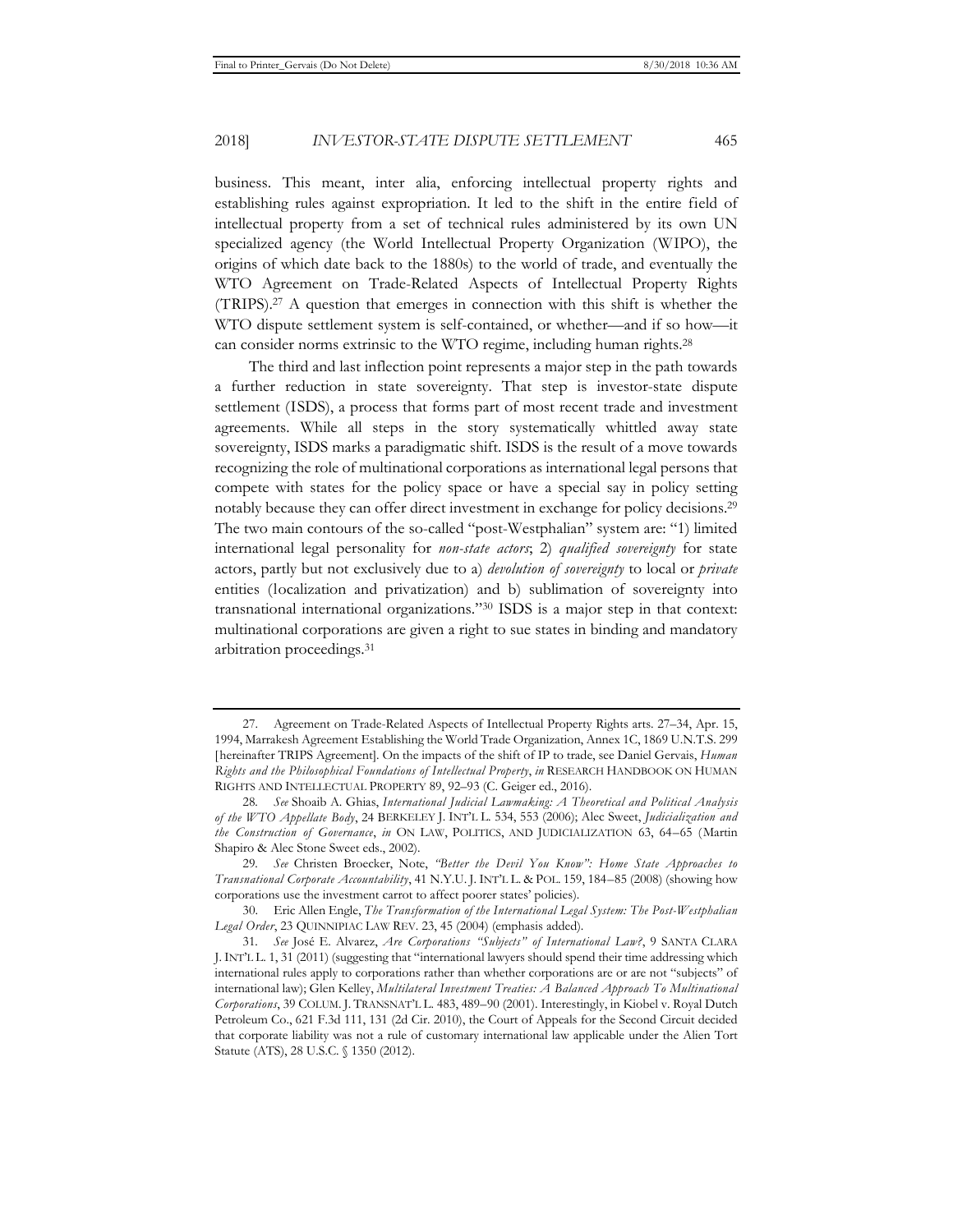business. This meant, inter alia, enforcing intellectual property rights and establishing rules against expropriation. It led to the shift in the entire field of intellectual property from a set of technical rules administered by its own UN specialized agency (the World Intellectual Property Organization (WIPO), the origins of which date back to the 1880s) to the world of trade, and eventually the WTO Agreement on Trade-Related Aspects of Intellectual Property Rights (TRIPS).[27] A question that emerges in connection with this shift is whether the WTO dispute settlement system is self-contained, or whether—and if so how—it can consider norms extrinsic to the WTO regime, including human rights.[28]

The third and last inflection point represents a major step in the path towards a further reduction in state sovereignty. That step is investor-state dispute settlement (ISDS), a process that forms part of most recent trade and investment agreements. While all steps in the story systematically whittled away state sovereignty, ISDS marks a paradigmatic shift. ISDS is the result of a move towards recognizing the role of multinational corporations as international legal persons that compete with states for the policy space or have a special say in policy setting notably because they can offer direct investment in exchange for policy decisions.[29] The two main contours of the so-called "post-Westphalian" system are: "1) limited international legal personality for *non-state actors*; 2) *qualified sovereignty* for state actors, partly but not exclusively due to a) *devolution of sovereignty* to local or *private* entities (localization and privatization) and b) sublimation of sovereignty into transnational international organizations."[30] ISDS is a major step in that context: multinational corporations are given a right to sue states in binding and mandatory arbitration proceedings.[31]

---

27. Agreement on Trade-Related Aspects of Intellectual Property Rights arts. 27–34, Apr. 15, 1994, Marrakesh Agreement Establishing the World Trade Organization, Annex 1C, 1869 U.N.T.S. 299 [hereinafter TRIPS Agreement]. On the impacts of the shift of IP to trade, see Daniel Gervais, *Human Rights and the Philosophical Foundations of Intellectual Property*, *in* RESEARCH HANDBOOK ON HUMAN RIGHTS AND INTELLECTUAL PROPERTY 89, 92–93 (C. Geiger ed., 2016).

28. *See* Shoaib A. Ghias, *International Judicial Lawmaking: A Theoretical and Political Analysis of the WTO Appellate Body*, 24 BERKELEY J. INT'L L. 534, 553 (2006); Alec Sweet, *Judicialization and the Construction of Governance*, *in* ON LAW, POLITICS, AND JUDICIALIZATION 63, 64–65 (Martin Shapiro & Alec Stone Sweet eds., 2002).

29. *See* Christen Broecker, Note, *"Better the Devil You Know": Home State Approaches to Transnational Corporate Accountability*, 41 N.Y.U. J. INT'L L. & POL. 159, 184–85 (2008) (showing how corporations use the investment carrot to affect poorer states' policies).

30. Eric Allen Engle, *The Transformation of the International Legal System: The Post-Westphalian Legal Order*, 23 QUINNIPIAC LAW REV. 23, 45 (2004) (emphasis added).

31. *See* José E. Alvarez, *Are Corporations "Subjects" of International Law?*, 9 SANTA CLARA J. INT'L L. 1, 31 (2011) (suggesting that "international lawyers should spend their time addressing which international rules apply to corporations rather than whether corporations are or are not "subjects" of international law); Glen Kelley, *Multilateral Investment Treaties: A Balanced Approach To Multinational Corporations*, 39 COLUM. J. TRANSNAT'L L. 483, 489–90 (2001). Interestingly, in Kiobel v. Royal Dutch Petroleum Co., 621 F.3d 111, 131 (2d Cir. 2010), the Court of Appeals for the Second Circuit decided that corporate liability was not a rule of customary international law applicable under the Alien Tort Statute (ATS), 28 U.S.C. § 1350 (2012).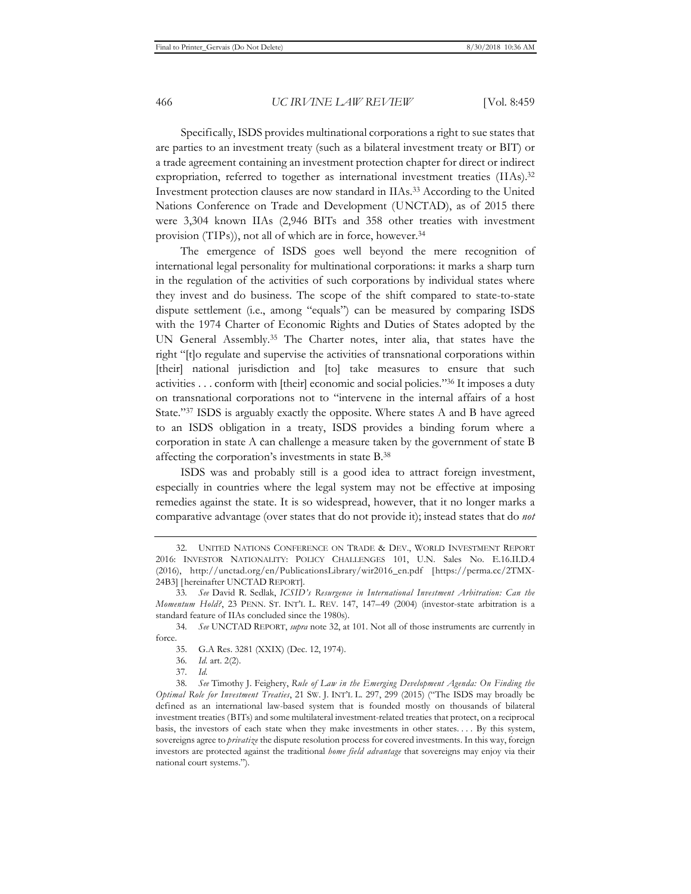Specifically, ISDS provides multinational corporations a right to sue states that are parties to an investment treaty (such as a bilateral investment treaty or BIT) or a trade agreement containing an investment protection chapter for direct or indirect expropriation, referred to together as international investment treaties (IIAs).[32] Investment protection clauses are now standard in IIAs.[33] According to the United Nations Conference on Trade and Development (UNCTAD), as of 2015 there were 3,304 known IIAs (2,946 BITs and 358 other treaties with investment provision (TIPs)), not all of which are in force, however.[34]

The emergence of ISDS goes well beyond the mere recognition of international legal personality for multinational corporations: it marks a sharp turn in the regulation of the activities of such corporations by individual states where they invest and do business. The scope of the shift compared to state-to-state dispute settlement (i.e., among "equals") can be measured by comparing ISDS with the 1974 Charter of Economic Rights and Duties of States adopted by the UN General Assembly.[35] The Charter notes, inter alia, that states have the right "[t]o regulate and supervise the activities of transnational corporations within [their] national jurisdiction and [to] take measures to ensure that such activities . . . conform with [their] economic and social policies."[36] It imposes a duty on transnational corporations not to "intervene in the internal affairs of a host State."[37] ISDS is arguably exactly the opposite. Where states A and B have agreed to an ISDS obligation in a treaty, ISDS provides a binding forum where a corporation in state A can challenge a measure taken by the government of state B affecting the corporation's investments in state B.[38]

ISDS was and probably still is a good idea to attract foreign investment, especially in countries where the legal system may not be effective at imposing remedies against the state. It is so widespread, however, that it no longer marks a comparative advantage (over states that do not provide it); instead states that do *not*

---

32. UNITED NATIONS CONFERENCE ON TRADE & DEV., WORLD INVESTMENT REPORT 2016: INVESTOR NATIONALITY: POLICY CHALLENGES 101, U.N. Sales No. E.16.II.D.4 (2016), http://unctad.org/en/PublicationsLibrary/wir2016_en.pdf [https://perma.cc/2TMX-24B3] [hereinafter UNCTAD REPORT].

33. *See* David R. Sedlak, *ICSID's Resurgence in International Investment Arbitration: Can the Momentum Hold?*, 23 PENN. ST. INT'L L. REV. 147, 147–49 (2004) (investor-state arbitration is a standard feature of IIAs concluded since the 1980s).

34. *See* UNCTAD REPORT, *supra* note 32, at 101. Not all of those instruments are currently in force.

35. G.A Res. 3281 (XXIX) (Dec. 12, 1974).

36. *Id.* art. 2(2).

37. *Id.*

38. *See* Timothy J. Feighery, *Rule of Law in the Emerging Development Agenda: On Finding the Optimal Role for Investment Treaties*, 21 SW. J. INT'L L. 297, 299 (2015) ("The ISDS may broadly be defined as an international law-based system that is founded mostly on thousands of bilateral investment treaties (BITs) and some multilateral investment-related treaties that protect, on a reciprocal basis, the investors of each state when they make investments in other states. . . . By this system, sovereigns agree to *privatize* the dispute resolution process for covered investments. In this way, foreign investors are protected against the traditional *home field advantage* that sovereigns may enjoy via their national court systems.").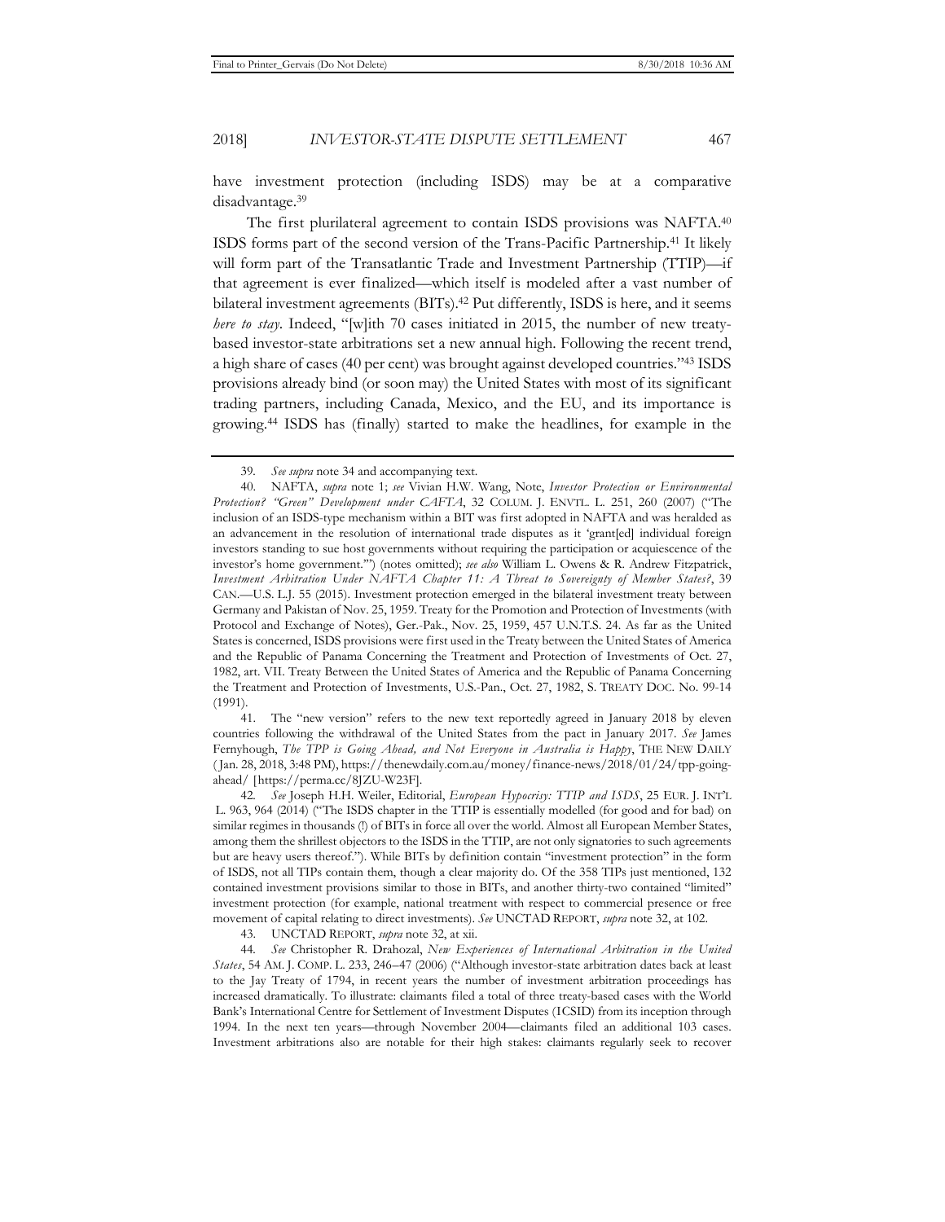have investment protection (including ISDS) may be at a comparative disadvantage.[39]

The first plurilateral agreement to contain ISDS provisions was NAFTA.[40] ISDS forms part of the second version of the Trans-Pacific Partnership.[41] It likely will form part of the Transatlantic Trade and Investment Partnership (TTIP)—if that agreement is ever finalized—which itself is modeled after a vast number of bilateral investment agreements (BITs).[42] Put differently, ISDS is here, and it seems *here to stay*. Indeed, "[w]ith 70 cases initiated in 2015, the number of new treaty-based investor-state arbitrations set a new annual high. Following the recent trend, a high share of cases (40 per cent) was brought against developed countries."[43] ISDS provisions already bind (or soon may) the United States with most of its significant trading partners, including Canada, Mexico, and the EU, and its importance is growing.[44] ISDS has (finally) started to make the headlines, for example in the

---

39. *See supra* note 34 and accompanying text.

40. NAFTA, *supra* note 1; *see* Vivian H.W. Wang, Note, *Investor Protection or Environmental Protection? "Green" Development under CAFTA*, 32 COLUM. J. ENVTL. L. 251, 260 (2007) ("The inclusion of an ISDS-type mechanism within a BIT was first adopted in NAFTA and was heralded as an advancement in the resolution of international trade disputes as it 'grant[ed] individual foreign investors standing to sue host governments without requiring the participation or acquiescence of the investor's home government.'") (notes omitted); *see also* William L. Owens & R. Andrew Fitzpatrick, *Investment Arbitration Under NAFTA Chapter 11: A Threat to Sovereignty of Member States?*, 39 CAN.—U.S. L.J. 55 (2015). Investment protection emerged in the bilateral investment treaty between Germany and Pakistan of Nov. 25, 1959. Treaty for the Promotion and Protection of Investments (with Protocol and Exchange of Notes), Ger.-Pak., Nov. 25, 1959, 457 U.N.T.S. 24. As far as the United States is concerned, ISDS provisions were first used in the Treaty between the United States of America and the Republic of Panama Concerning the Treatment and Protection of Investments of Oct. 27, 1982, art. VII. Treaty Between the United States of America and the Republic of Panama Concerning the Treatment and Protection of Investments, U.S.-Pan., Oct. 27, 1982, S. TREATY DOC. No. 99-14 (1991).

41. The "new version" refers to the new text reportedly agreed in January 2018 by eleven countries following the withdrawal of the United States from the pact in January 2017. *See* James Fernyhough, *The TPP is Going Ahead, and Not Everyone in Australia is Happy*, THE NEW DAILY (Jan. 28, 2018, 3:48 PM), https://thenewdaily.com.au/money/finance-news/2018/01/24/tpp-going-ahead/ [https://perma.cc/8JZU-W23F].

42. *See* Joseph H.H. Weiler, Editorial, *European Hypocrisy: TTIP and ISDS*, 25 EUR. J. INT'L L. 963, 964 (2014) ("The ISDS chapter in the TTIP is essentially modelled (for good and for bad) on similar regimes in thousands (!) of BITs in force all over the world. Almost all European Member States, among them the shrillest objectors to the ISDS in the TTIP, are not only signatories to such agreements but are heavy users thereof."). While BITs by definition contain "investment protection" in the form of ISDS, not all TIPs contain them, though a clear majority do. Of the 358 TIPs just mentioned, 132 contained investment provisions similar to those in BITs, and another thirty-two contained "limited" investment protection (for example, national treatment with respect to commercial presence or free movement of capital relating to direct investments). *See* UNCTAD REPORT, *supra* note 32, at 102.

43. UNCTAD REPORT, *supra* note 32, at xii.

44. *See* Christopher R. Drahozal, *New Experiences of International Arbitration in the United States*, 54 AM. J. COMP. L. 233, 246–47 (2006) ("Although investor-state arbitration dates back at least to the Jay Treaty of 1794, in recent years the number of investment arbitration proceedings has increased dramatically. To illustrate: claimants filed a total of three treaty-based cases with the World Bank's International Centre for Settlement of Investment Disputes (ICSID) from its inception through 1994. In the next ten years—through November 2004—claimants filed an additional 103 cases. Investment arbitrations also are notable for their high stakes: claimants regularly seek to recover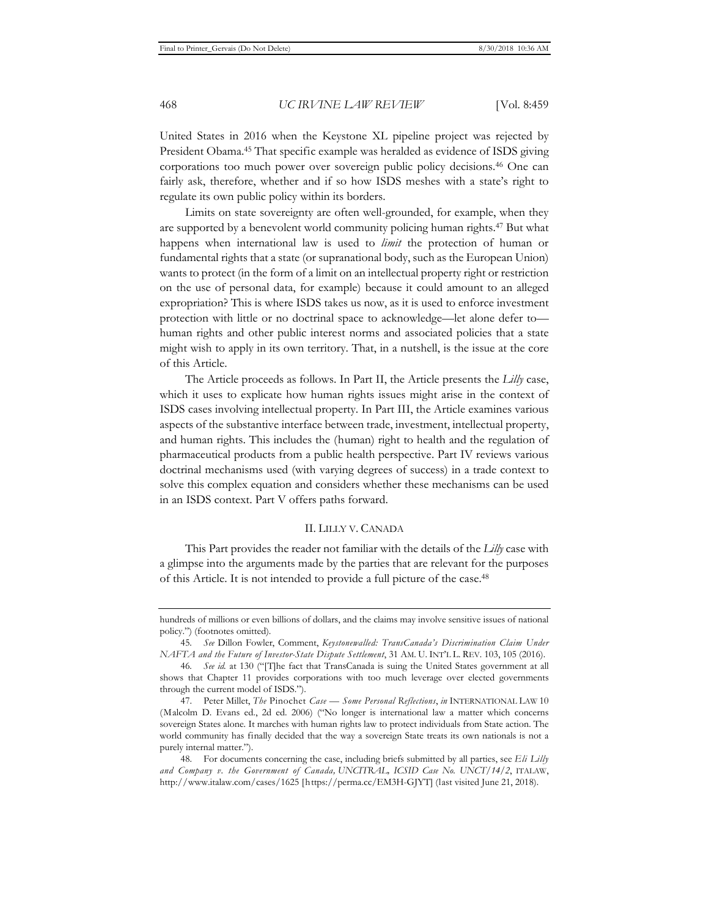United States in 2016 when the Keystone XL pipeline project was rejected by President Obama.[45] That specific example was heralded as evidence of ISDS giving corporations too much power over sovereign public policy decisions.[46] One can fairly ask, therefore, whether and if so how ISDS meshes with a state's right to regulate its own public policy within its borders.

Limits on state sovereignty are often well-grounded, for example, when they are supported by a benevolent world community policing human rights.[47] But what happens when international law is used to *limit* the protection of human or fundamental rights that a state (or supranational body, such as the European Union) wants to protect (in the form of a limit on an intellectual property right or restriction on the use of personal data, for example) because it could amount to an alleged expropriation? This is where ISDS takes us now, as it is used to enforce investment protection with little or no doctrinal space to acknowledge—let alone defer to—human rights and other public interest norms and associated policies that a state might wish to apply in its own territory. That, in a nutshell, is the issue at the core of this Article.

The Article proceeds as follows. In Part II, the Article presents the *Lilly* case, which it uses to explicate how human rights issues might arise in the context of ISDS cases involving intellectual property. In Part III, the Article examines various aspects of the substantive interface between trade, investment, intellectual property, and human rights. This includes the (human) right to health and the regulation of pharmaceutical products from a public health perspective. Part IV reviews various doctrinal mechanisms used (with varying degrees of success) in a trade context to solve this complex equation and considers whether these mechanisms can be used in an ISDS context. Part V offers paths forward.

## II. LILLY V. CANADA

This Part provides the reader not familiar with the details of the *Lilly* case with a glimpse into the arguments made by the parties that are relevant for the purposes of this Article. It is not intended to provide a full picture of the case.[48]

---

hundreds of millions or even billions of dollars, and the claims may involve sensitive issues of national policy.") (footnotes omitted).

45. *See* Dillon Fowler, Comment, *Keystonewalled: TransCanada's Discrimination Claim Under NAFTA and the Future of Investor-State Dispute Settlement*, 31 AM. U. INT'L L. REV. 103, 105 (2016).

46. *See id.* at 130 ("[T]he fact that TransCanada is suing the United States government at all shows that Chapter 11 provides corporations with too much leverage over elected governments through the current model of ISDS.").

47. Peter Millet, *The* Pinochet *Case — Some Personal Reflections*, *in* INTERNATIONAL LAW 10 (Malcolm D. Evans ed., 2d ed. 2006) ("No longer is international law a matter which concerns sovereign States alone. It marches with human rights law to protect individuals from State action. The world community has finally decided that the way a sovereign State treats its own nationals is not a purely internal matter.").

48. For documents concerning the case, including briefs submitted by all parties, see *Eli Lilly and Company v. the Government of Canada, UNCITRAL, ICSID Case No. UNCT/14/2*, ITALAW, http://www.italaw.com/cases/1625 [https://perma.cc/EM3H-GJYT] (last visited June 21, 2018).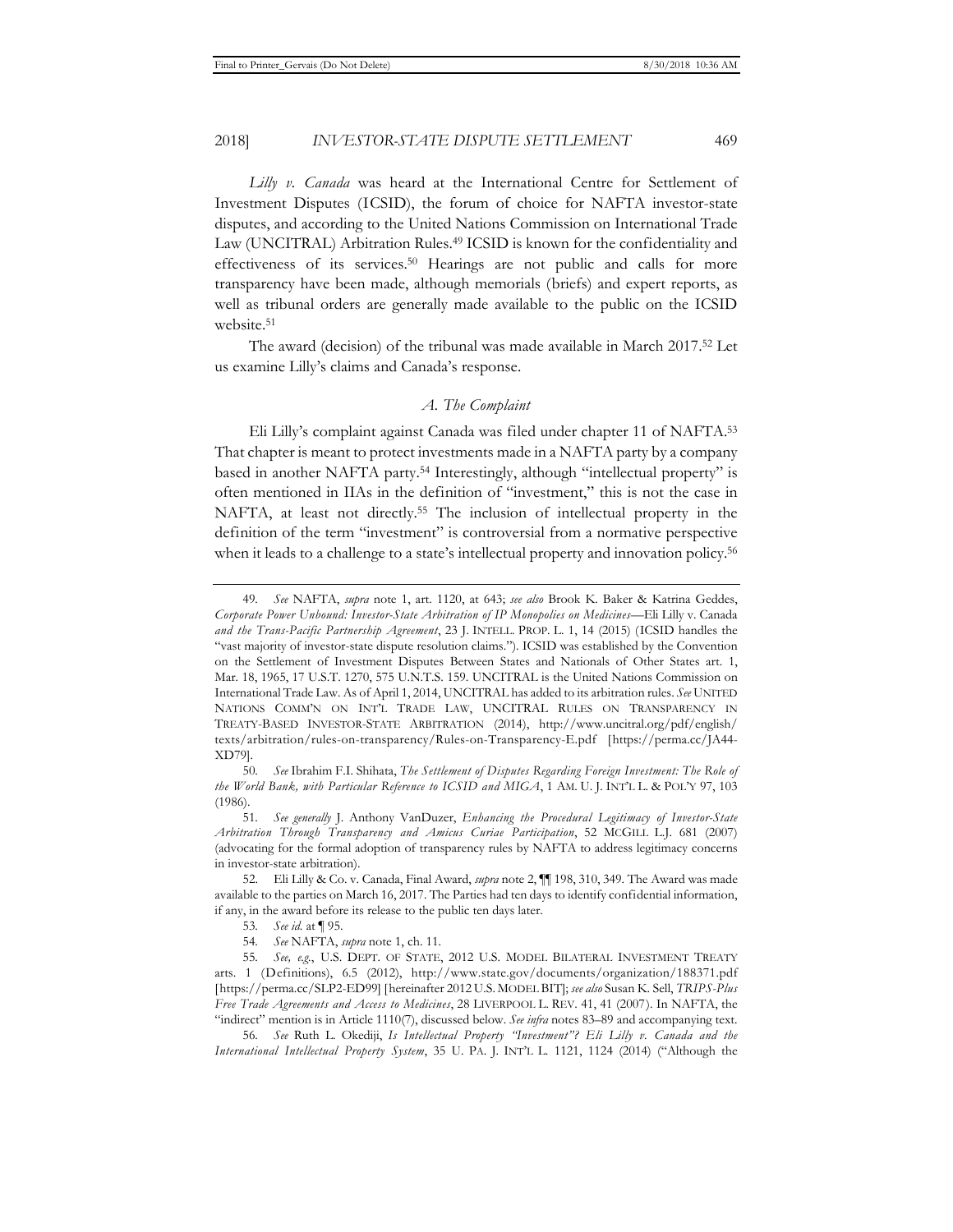*Lilly v. Canada* was heard at the International Centre for Settlement of Investment Disputes (ICSID), the forum of choice for NAFTA investor-state disputes, and according to the United Nations Commission on International Trade Law (UNCITRAL) Arbitration Rules.[49] ICSID is known for the confidentiality and effectiveness of its services.[50] Hearings are not public and calls for more transparency have been made, although memorials (briefs) and expert reports, as well as tribunal orders are generally made available to the public on the ICSID website.[51]

The award (decision) of the tribunal was made available in March 2017.[52] Let us examine Lilly's claims and Canada's response.

### *A. The Complaint*

Eli Lilly's complaint against Canada was filed under chapter 11 of NAFTA.[53] That chapter is meant to protect investments made in a NAFTA party by a company based in another NAFTA party.[54] Interestingly, although "intellectual property" is often mentioned in IIAs in the definition of "investment," this is not the case in NAFTA, at least not directly.[55] The inclusion of intellectual property in the definition of the term "investment" is controversial from a normative perspective when it leads to a challenge to a state's intellectual property and innovation policy.[56]

---

49. *See* NAFTA, *supra* note 1, art. 1120, at 643; *see also* Brook K. Baker & Katrina Geddes, *Corporate Power Unbound: Investor-State Arbitration of IP Monopolies on Medicines*—Eli Lilly v. Canada *and the Trans-Pacific Partnership Agreement*, 23 J. INTELL. PROP. L. 1, 14 (2015) (ICSID handles the "vast majority of investor-state dispute resolution claims."). ICSID was established by the Convention on the Settlement of Investment Disputes Between States and Nationals of Other States art. 1, Mar. 18, 1965, 17 U.S.T. 1270, 575 U.N.T.S. 159. UNCITRAL is the United Nations Commission on International Trade Law. As of April 1, 2014, UNCITRAL has added to its arbitration rules. *See* UNITED NATIONS COMM'N ON INT'L TRADE LAW, UNCITRAL RULES ON TRANSPARENCY IN TREATY-BASED INVESTOR-STATE ARBITRATION (2014), http://www.uncitral.org/pdf/english/texts/arbitration/rules-on-transparency/Rules-on-Transparency-E.pdf [https://perma.cc/JA44-XD79].

50. *See* Ibrahim F.I. Shihata, *The Settlement of Disputes Regarding Foreign Investment: The Role of the World Bank, with Particular Reference to ICSID and MIGA*, 1 AM. U. J. INT'L L. & POL'Y 97, 103 (1986).

51. *See generally* J. Anthony VanDuzer, *Enhancing the Procedural Legitimacy of Investor-State Arbitration Through Transparency and Amicus Curiae Participation*, 52 MCGILL L.J. 681 (2007) (advocating for the formal adoption of transparency rules by NAFTA to address legitimacy concerns in investor-state arbitration).

52. Eli Lilly & Co. v. Canada, Final Award, *supra* note 2, ¶¶ 198, 310, 349. The Award was made available to the parties on March 16, 2017. The Parties had ten days to identify confidential information, if any, in the award before its release to the public ten days later.

53. *See id.* at ¶ 95.

54. *See* NAFTA, *supra* note 1, ch. 11.

55. *See, e.g.*, U.S. DEPT. OF STATE, 2012 U.S. MODEL BILATERAL INVESTMENT TREATY arts. 1 (Definitions), 6.5 (2012), http://www.state.gov/documents/organization/188371.pdf [https://perma.cc/SLP2-ED99] [hereinafter 2012 U.S. MODEL BIT]; *see also* Susan K. Sell, *TRIPS-Plus Free Trade Agreements and Access to Medicines*, 28 LIVERPOOL L. REV. 41, 41 (2007). In NAFTA, the "indirect" mention is in Article 1110(7), discussed below. *See infra* notes 83–89 and accompanying text.

56. *See* Ruth L. Okediji, *Is Intellectual Property "Investment"? Eli Lilly v. Canada and the International Intellectual Property System*, 35 U. PA. J. INT'L L. 1121, 1124 (2014) ("Although the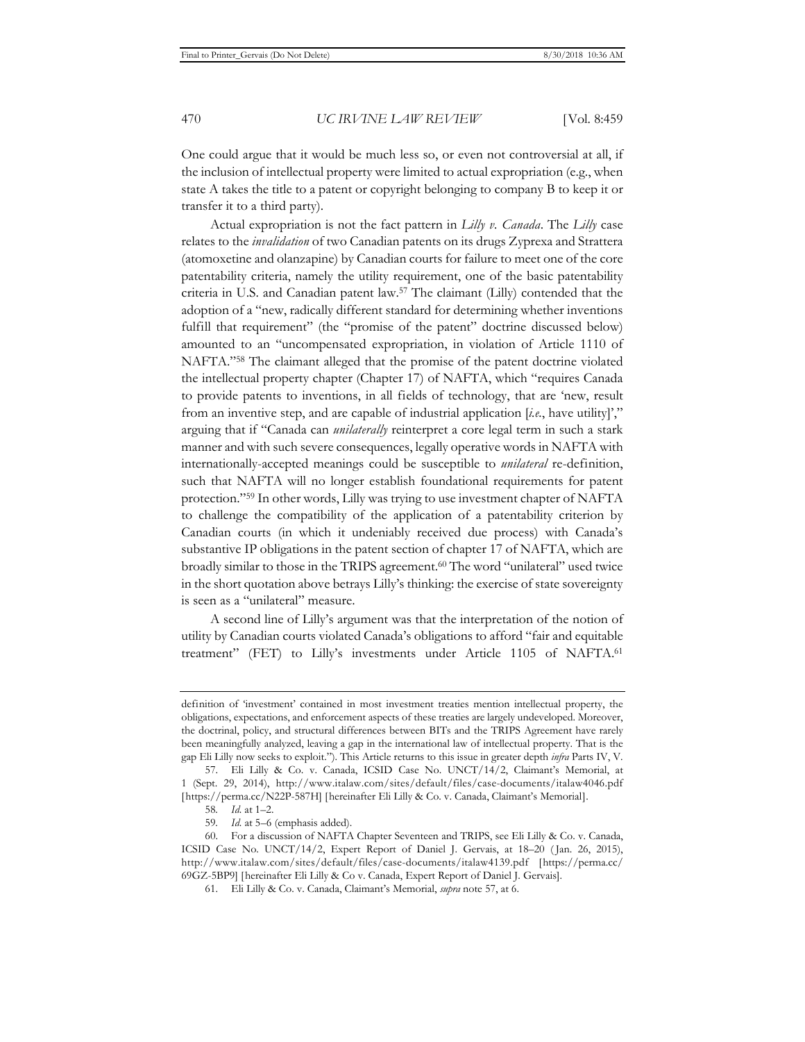One could argue that it would be much less so, or even not controversial at all, if the inclusion of intellectual property were limited to actual expropriation (e.g., when state A takes the title to a patent or copyright belonging to company B to keep it or transfer it to a third party).

Actual expropriation is not the fact pattern in *Lilly v. Canada*. The *Lilly* case relates to the *invalidation* of two Canadian patents on its drugs Zyprexa and Strattera (atomoxetine and olanzapine) by Canadian courts for failure to meet one of the core patentability criteria, namely the utility requirement, one of the basic patentability criteria in U.S. and Canadian patent law.[57] The claimant (Lilly) contended that the adoption of a "new, radically different standard for determining whether inventions fulfill that requirement" (the "promise of the patent" doctrine discussed below) amounted to an "uncompensated expropriation, in violation of Article 1110 of NAFTA."[58] The claimant alleged that the promise of the patent doctrine violated the intellectual property chapter (Chapter 17) of NAFTA, which "requires Canada to provide patents to inventions, in all fields of technology, that are 'new, result from an inventive step, and are capable of industrial application [*i.e.*, have utility]'," arguing that if "Canada can *unilaterally* reinterpret a core legal term in such a stark manner and with such severe consequences, legally operative words in NAFTA with internationally-accepted meanings could be susceptible to *unilateral* re-definition, such that NAFTA will no longer establish foundational requirements for patent protection."[59] In other words, Lilly was trying to use investment chapter of NAFTA to challenge the compatibility of the application of a patentability criterion by Canadian courts (in which it undeniably received due process) with Canada's substantive IP obligations in the patent section of chapter 17 of NAFTA, which are broadly similar to those in the TRIPS agreement.[60] The word "unilateral" used twice in the short quotation above betrays Lilly's thinking: the exercise of state sovereignty is seen as a "unilateral" measure.

A second line of Lilly's argument was that the interpretation of the notion of utility by Canadian courts violated Canada's obligations to afford "fair and equitable treatment" (FET) to Lilly's investments under Article 1105 of NAFTA.[61]

---

definition of 'investment' contained in most investment treaties mention intellectual property, the obligations, expectations, and enforcement aspects of these treaties are largely undeveloped. Moreover, the doctrinal, policy, and structural differences between BITs and the TRIPS Agreement have rarely been meaningfully analyzed, leaving a gap in the international law of intellectual property. That is the gap Eli Lilly now seeks to exploit."). This Article returns to this issue in greater depth *infra* Parts IV, V.

57. Eli Lilly & Co. v. Canada, ICSID Case No. UNCT/14/2, Claimant's Memorial, at 1 (Sept. 29, 2014), http://www.italaw.com/sites/default/files/case-documents/italaw4046.pdf [https://perma.cc/N22P-587H] [hereinafter Eli Lilly & Co. v. Canada, Claimant's Memorial].

58. *Id.* at 1–2.

59. *Id.* at 5–6 (emphasis added).

60. For a discussion of NAFTA Chapter Seventeen and TRIPS, see Eli Lilly & Co. v. Canada, ICSID Case No. UNCT/14/2, Expert Report of Daniel J. Gervais, at 18–20 (Jan. 26, 2015), http://www.italaw.com/sites/default/files/case-documents/italaw4139.pdf [https://perma.cc/69GZ-5BP9] [hereinafter Eli Lilly & Co v. Canada, Expert Report of Daniel J. Gervais].

61. Eli Lilly & Co. v. Canada, Claimant's Memorial, *supra* note 57, at 6.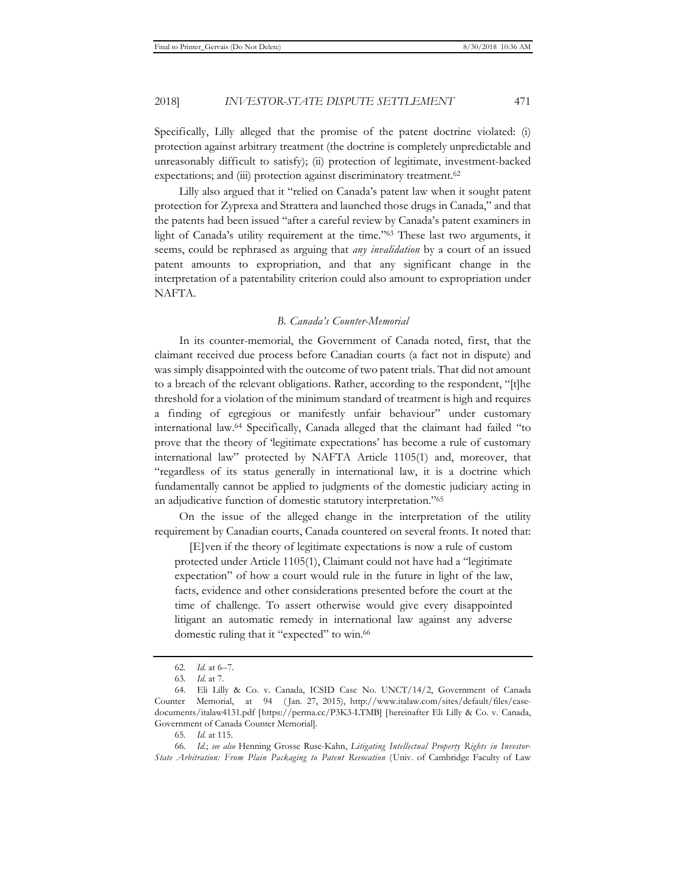Specifically, Lilly alleged that the promise of the patent doctrine violated: (i) protection against arbitrary treatment (the doctrine is completely unpredictable and unreasonably difficult to satisfy); (ii) protection of legitimate, investment-backed expectations; and (iii) protection against discriminatory treatment.[62]

Lilly also argued that it "relied on Canada's patent law when it sought patent protection for Zyprexa and Strattera and launched those drugs in Canada," and that the patents had been issued "after a careful review by Canada's patent examiners in light of Canada's utility requirement at the time."[63] These last two arguments, it seems, could be rephrased as arguing that *any invalidation* by a court of an issued patent amounts to expropriation, and that any significant change in the interpretation of a patentability criterion could also amount to expropriation under NAFTA.

### *B. Canada's Counter-Memorial*

In its counter-memorial, the Government of Canada noted, first, that the claimant received due process before Canadian courts (a fact not in dispute) and was simply disappointed with the outcome of two patent trials. That did not amount to a breach of the relevant obligations. Rather, according to the respondent, "[t]he threshold for a violation of the minimum standard of treatment is high and requires a finding of egregious or manifestly unfair behaviour" under customary international law.[64] Specifically, Canada alleged that the claimant had failed "to prove that the theory of 'legitimate expectations' has become a rule of customary international law" protected by NAFTA Article 1105(1) and, moreover, that "regardless of its status generally in international law, it is a doctrine which fundamentally cannot be applied to judgments of the domestic judiciary acting in an adjudicative function of domestic statutory interpretation."[65]

On the issue of the alleged change in the interpretation of the utility requirement by Canadian courts, Canada countered on several fronts. It noted that:

> [E]ven if the theory of legitimate expectations is now a rule of custom protected under Article 1105(1), Claimant could not have had a "legitimate expectation" of how a court would rule in the future in light of the law, facts, evidence and other considerations presented before the court at the time of challenge. To assert otherwise would give every disappointed litigant an automatic remedy in international law against any adverse domestic ruling that it "expected" to win.[66]

---

62. *Id.* at 6–7.

63. *Id.* at 7.

64. Eli Lilly & Co. v. Canada, ICSID Case No. UNCT/14/2, Government of Canada Counter Memorial, at 94 (Jan. 27, 2015), http://www.italaw.com/sites/default/files/case-documents/italaw4131.pdf [https://perma.cc/P3K3-LTMB] [hereinafter Eli Lilly & Co. v. Canada, Government of Canada Counter Memorial].

65. *Id.* at 115.

66. *Id.*; *see also* Henning Grosse Ruse-Kahn, *Litigating Intellectual Property Rights in Investor-State Arbitration: From Plain Packaging to Patent Revocation* (Univ. of Cambridge Faculty of Law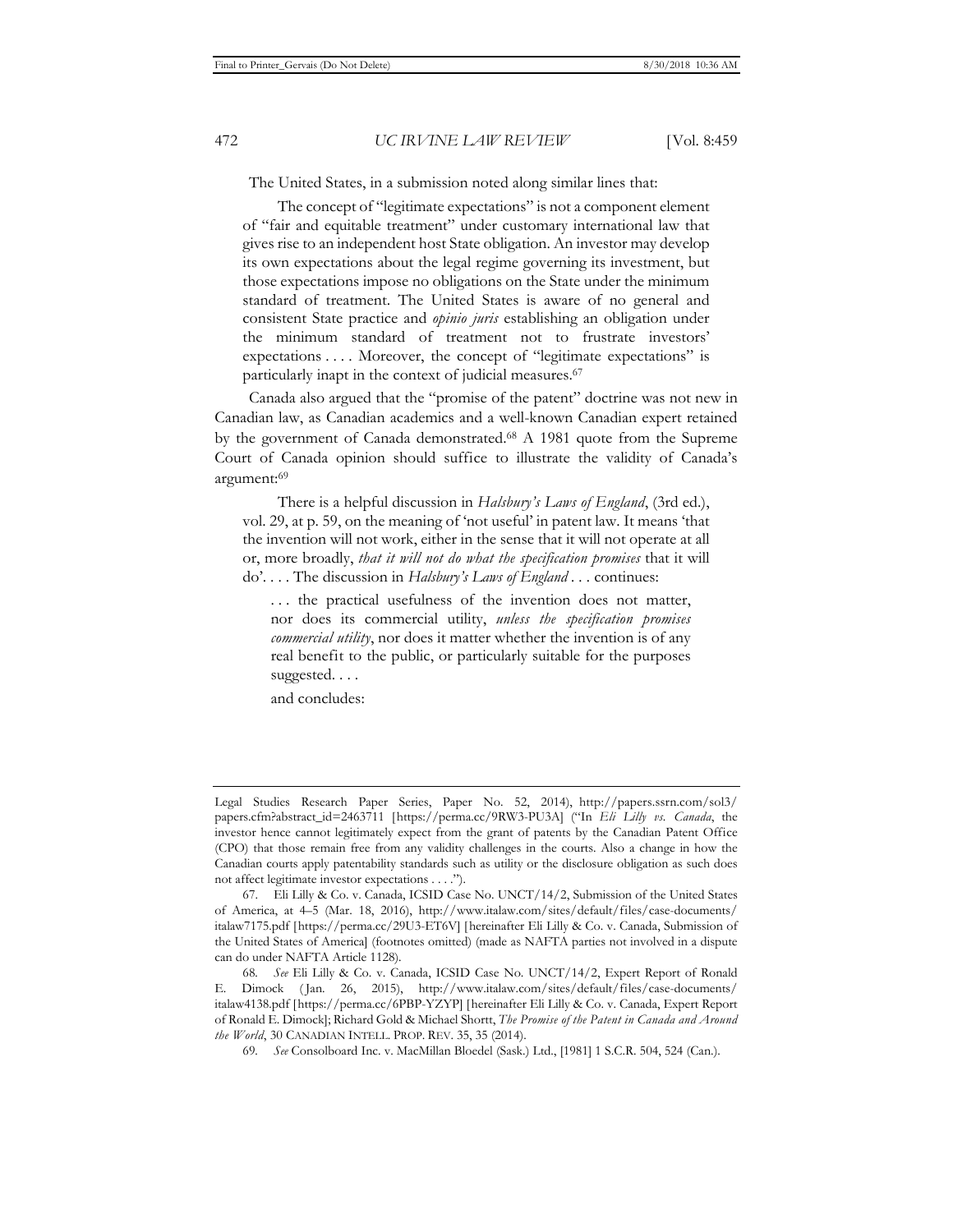The United States, in a submission noted along similar lines that:

> The concept of "legitimate expectations" is not a component element of "fair and equitable treatment" under customary international law that gives rise to an independent host State obligation. An investor may develop its own expectations about the legal regime governing its investment, but those expectations impose no obligations on the State under the minimum standard of treatment. The United States is aware of no general and consistent State practice and *opinio juris* establishing an obligation under the minimum standard of treatment not to frustrate investors' expectations . . . . Moreover, the concept of "legitimate expectations" is particularly inapt in the context of judicial measures.[67]

Canada also argued that the "promise of the patent" doctrine was not new in Canadian law, as Canadian academics and a well-known Canadian expert retained by the government of Canada demonstrated.[68] A 1981 quote from the Supreme Court of Canada opinion should suffice to illustrate the validity of Canada's argument:[69]

> There is a helpful discussion in *Halsbury's Laws of England*, (3rd ed.), vol. 29, at p. 59, on the meaning of 'not useful' in patent law. It means 'that the invention will not work, either in the sense that it will not operate at all or, more broadly, *that it will not do what the specification promises* that it will do'. . . . The discussion in *Halsbury's Laws of England* . . . continues:
>
> > . . . the practical usefulness of the invention does not matter, nor does its commercial utility, *unless the specification promises commercial utility*, nor does it matter whether the invention is of any real benefit to the public, or particularly suitable for the purposes suggested. . . .
>
> and concludes:

---

Legal Studies Research Paper Series, Paper No. 52, 2014), http://papers.ssrn.com/sol3/papers.cfm?abstract_id=2463711 [https://perma.cc/9RW3-PU3A] ("In *Eli Lilly vs. Canada*, the investor hence cannot legitimately expect from the grant of patents by the Canadian Patent Office (CPO) that those remain free from any validity challenges in the courts. Also a change in how the Canadian courts apply patentability standards such as utility or the disclosure obligation as such does not affect legitimate investor expectations . . . .").

67. Eli Lilly & Co. v. Canada, ICSID Case No. UNCT/14/2, Submission of the United States of America, at 4–5 (Mar. 18, 2016), http://www.italaw.com/sites/default/files/case-documents/italaw7175.pdf [https://perma.cc/29U3-ET6V] [hereinafter Eli Lilly & Co. v. Canada, Submission of the United States of America] (footnotes omitted) (made as NAFTA parties not involved in a dispute can do under NAFTA Article 1128).

68. *See* Eli Lilly & Co. v. Canada, ICSID Case No. UNCT/14/2, Expert Report of Ronald E. Dimock (Jan. 26, 2015), http://www.italaw.com/sites/default/files/case-documents/italaw4138.pdf [https://perma.cc/6PBP-YZYP] [hereinafter Eli Lilly & Co. v. Canada, Expert Report of Ronald E. Dimock]; Richard Gold & Michael Shortt, *The Promise of the Patent in Canada and Around the World*, 30 CANADIAN INTELL. PROP. REV. 35, 35 (2014).

69. *See* Consolboard Inc. v. MacMillan Bloedel (Sask.) Ltd., [1981] 1 S.C.R. 504, 524 (Can.).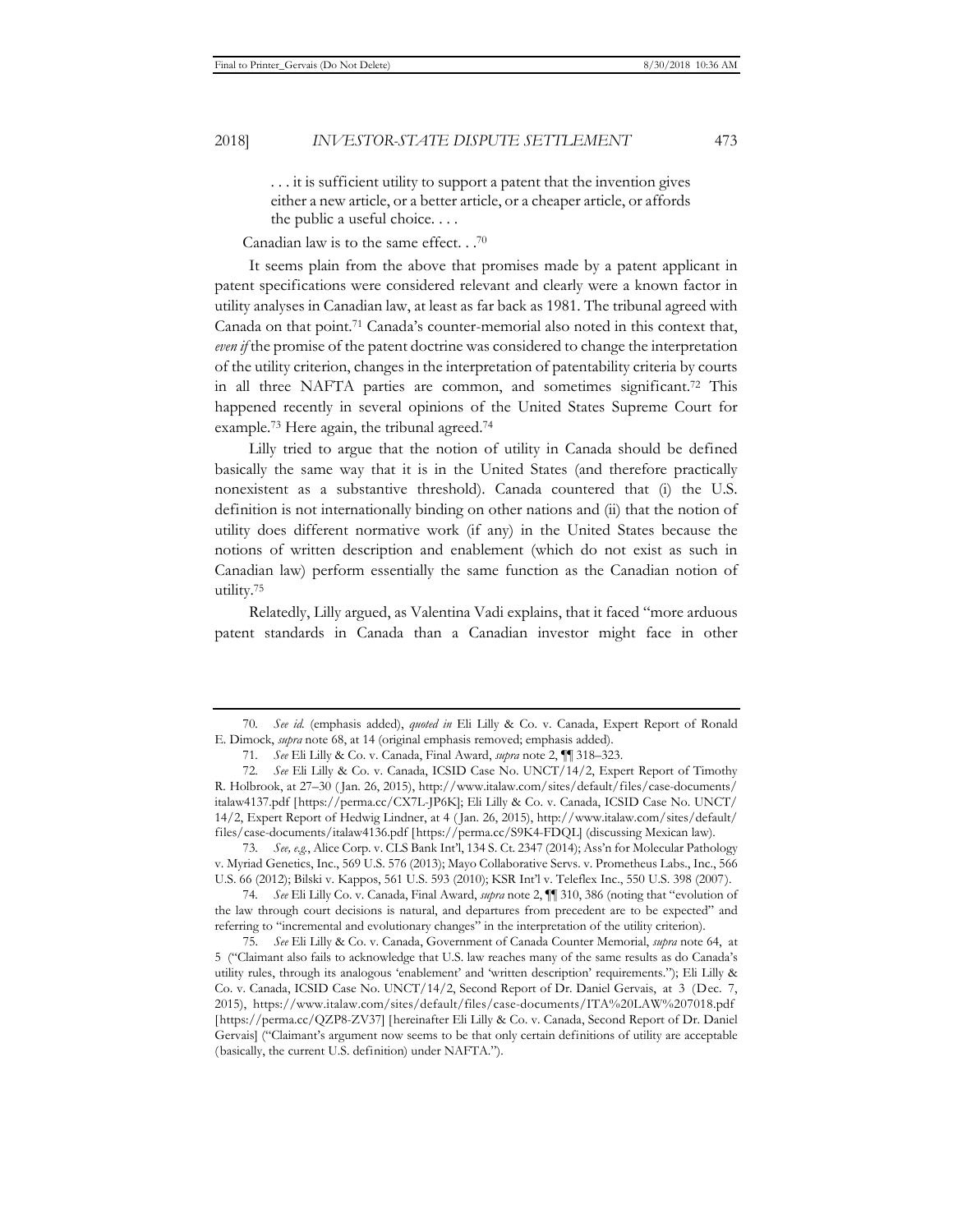> . . . it is sufficient utility to support a patent that the invention gives either a new article, or a better article, or a cheaper article, or affords the public a useful choice. . . .

Canadian law is to the same effect. . .[70]

It seems plain from the above that promises made by a patent applicant in patent specifications were considered relevant and clearly were a known factor in utility analyses in Canadian law, at least as far back as 1981. The tribunal agreed with Canada on that point.[71] Canada's counter-memorial also noted in this context that, *even if* the promise of the patent doctrine was considered to change the interpretation of the utility criterion, changes in the interpretation of patentability criteria by courts in all three NAFTA parties are common, and sometimes significant.[72] This happened recently in several opinions of the United States Supreme Court for example.[73] Here again, the tribunal agreed.[74]

Lilly tried to argue that the notion of utility in Canada should be defined basically the same way that it is in the United States (and therefore practically nonexistent as a substantive threshold). Canada countered that (i) the U.S. definition is not internationally binding on other nations and (ii) that the notion of utility does different normative work (if any) in the United States because the notions of written description and enablement (which do not exist as such in Canadian law) perform essentially the same function as the Canadian notion of utility.[75]

Relatedly, Lilly argued, as Valentina Vadi explains, that it faced "more arduous patent standards in Canada than a Canadian investor might face in other

---

70. *See id.* (emphasis added), *quoted in* Eli Lilly & Co. v. Canada, Expert Report of Ronald E. Dimock, *supra* note 68, at 14 (original emphasis removed; emphasis added).

71. *See* Eli Lilly & Co. v. Canada, Final Award, *supra* note 2, ¶¶ 318–323.

72. *See* Eli Lilly & Co. v. Canada, ICSID Case No. UNCT/14/2, Expert Report of Timothy R. Holbrook, at 27–30 (Jan. 26, 2015), http://www.italaw.com/sites/default/files/case-documents/italaw4137.pdf [https://perma.cc/CX7L-JP6K]; Eli Lilly & Co. v. Canada, ICSID Case No. UNCT/14/2, Expert Report of Hedwig Lindner, at 4 (Jan. 26, 2015), http://www.italaw.com/sites/default/files/case-documents/italaw4136.pdf [https://perma.cc/S9K4-FDQL] (discussing Mexican law).

73. *See, e.g.*, Alice Corp. v. CLS Bank Int'l, 134 S. Ct. 2347 (2014); Ass'n for Molecular Pathology v. Myriad Genetics, Inc., 569 U.S. 576 (2013); Mayo Collaborative Servs. v. Prometheus Labs., Inc., 566 U.S. 66 (2012); Bilski v. Kappos, 561 U.S. 593 (2010); KSR Int'l v. Teleflex Inc., 550 U.S. 398 (2007).

74. *See* Eli Lilly Co. v. Canada, Final Award, *supra* note 2, ¶¶ 310, 386 (noting that "evolution of the law through court decisions is natural, and departures from precedent are to be expected" and referring to "incremental and evolutionary changes" in the interpretation of the utility criterion).

75. *See* Eli Lilly & Co. v. Canada, Government of Canada Counter Memorial, *supra* note 64, at 5 ("Claimant also fails to acknowledge that U.S. law reaches many of the same results as do Canada's utility rules, through its analogous 'enablement' and 'written description' requirements."); Eli Lilly & Co. v. Canada, ICSID Case No. UNCT/14/2, Second Report of Dr. Daniel Gervais, at 3 (Dec. 7, 2015), https://www.italaw.com/sites/default/files/case-documents/ITA%20LAW%207018.pdf [https://perma.cc/QZP8-ZV37] [hereinafter Eli Lilly & Co. v. Canada, Second Report of Dr. Daniel Gervais] ("Claimant's argument now seems to be that only certain definitions of utility are acceptable (basically, the current U.S. definition) under NAFTA.").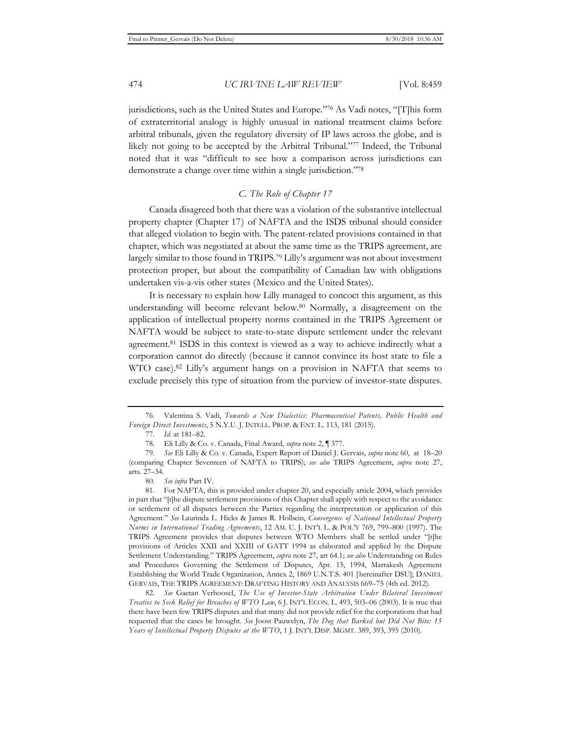jurisdictions, such as the United States and Europe."[76] As Vadi notes, "[T]his form of extraterritorial analogy is highly unusual in national treatment claims before arbitral tribunals, given the regulatory diversity of IP laws across the globe, and is likely not going to be accepted by the Arbitral Tribunal."[77] Indeed, the Tribunal noted that it was "difficult to see how a comparison across jurisdictions can demonstrate a change over time within a single jurisdiction."[78]

### *C. The Role of Chapter 17*

Canada disagreed both that there was a violation of the substantive intellectual property chapter (Chapter 17) of NAFTA and the ISDS tribunal should consider that alleged violation to begin with. The patent-related provisions contained in that chapter, which was negotiated at about the same time as the TRIPS agreement, are largely similar to those found in TRIPS.[79] Lilly's argument was not about investment protection proper, but about the compatibility of Canadian law with obligations undertaken vis-a-vis other states (Mexico and the United States).

It is necessary to explain how Lilly managed to concoct this argument, as this understanding will become relevant below.[80] Normally, a disagreement on the application of intellectual property norms contained in the TRIPS Agreement or NAFTA would be subject to state-to-state dispute settlement under the relevant agreement.[81] ISDS in this context is viewed as a way to achieve indirectly what a corporation cannot do directly (because it cannot convince its host state to file a WTO case).[82] Lilly's argument hangs on a provision in NAFTA that seems to exclude precisely this type of situation from the purview of investor-state disputes.

---

76. Valentina S. Vadi, *Towards a New Dialectics: Pharmaceutical Patents, Public Health and Foreign Direct Investments*, 5 N.Y.U. J. INTELL. PROP. & ENT. L. 113, 181 (2015).

77. *Id.* at 181–82.

78. Eli Lilly & Co. v. Canada, Final Award, *supra* note 2, ¶ 377.

79. *See* Eli Lilly & Co. v. Canada, Expert Report of Daniel J. Gervais, *supra* note 60, at 18–20 (comparing Chapter Seventeen of NAFTA to TRIPS); *see also* TRIPS Agreement, *supra* note 27, arts. 27–34.

80. *See infra* Part IV.

81. For NAFTA, this is provided under chapter 20, and especially article 2004, which provides in part that "[t]he dispute settlement provisions of this Chapter shall apply with respect to the avoidance or settlement of all disputes between the Parties regarding the interpretation or application of this Agreement." *See* Laurinda L. Hicks & James R. Holbein, *Convergence of National Intellectual Property Norms in International Trading Agreements*, 12 AM. U. J. INT'L L. & POL'Y 769, 799–800 (1997). The TRIPS Agreement provides that disputes between WTO Members shall be settled under "[t]he provisions of Articles XXII and XXIII of GATT 1994 as elaborated and applied by the Dispute Settlement Understanding." TRIPS Agreement, *supra* note 27, art 64.1; *see also* Understanding on Rules and Procedures Governing the Settlement of Disputes, Apr. 15, 1994, Marrakesh Agreement Establishing the World Trade Organization, Annex 2, 1869 U.N.T.S. 401 [hereinafter DSU]; DANIEL GERVAIS, THE TRIPS AGREEMENT: DRAFTING HISTORY AND ANALYSIS 669–75 (4th ed. 2012).

82. *See* Gaetan Verhoosel, *The Use of Investor-State Arbitration Under Bilateral Investment Treaties to Seek Relief for Breaches of WTO Law*, 6 J. INT'L ECON. L. 493, 503–06 (2003). It is true that there have been few TRIPS disputes and that many did not provide relief for the corporations that had requested that the cases be brought. *See* Joost Pauwelyn, *The Dog that Barked but Did Not Bite: 15 Years of Intellectual Property Disputes at the WTO*, 1 J. INT'L DISP. MGMT. 389, 393, 395 (2010).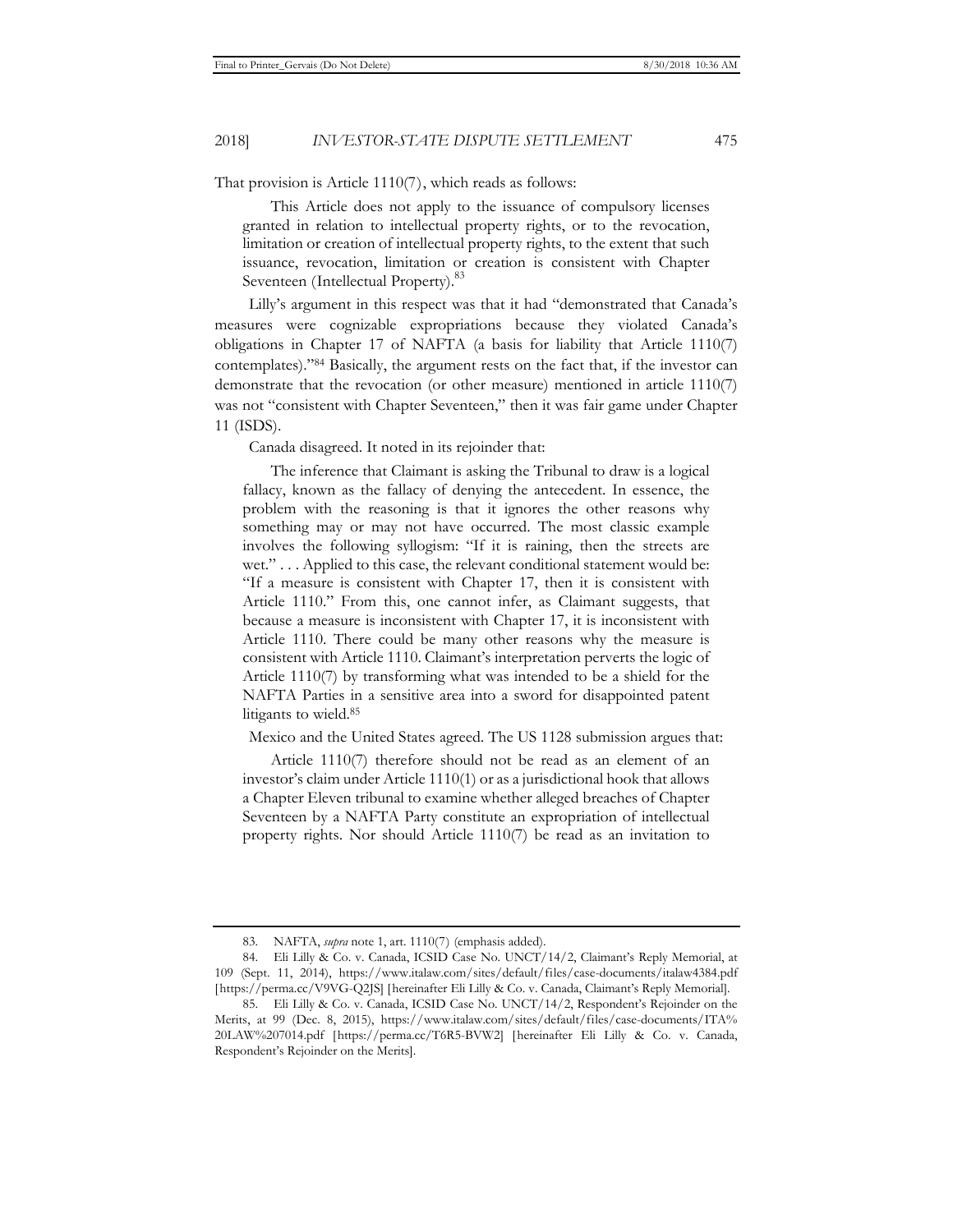That provision is Article 1110(7), which reads as follows:

> This Article does not apply to the issuance of compulsory licenses granted in relation to intellectual property rights, or to the revocation, limitation or creation of intellectual property rights, to the extent that such issuance, revocation, limitation or creation is consistent with Chapter Seventeen (Intellectual Property).[83]

Lilly's argument in this respect was that it had "demonstrated that Canada's measures were cognizable expropriations because they violated Canada's obligations in Chapter 17 of NAFTA (a basis for liability that Article 1110(7) contemplates)."[84] Basically, the argument rests on the fact that, if the investor can demonstrate that the revocation (or other measure) mentioned in article 1110(7) was not "consistent with Chapter Seventeen," then it was fair game under Chapter 11 (ISDS).

Canada disagreed. It noted in its rejoinder that:

> The inference that Claimant is asking the Tribunal to draw is a logical fallacy, known as the fallacy of denying the antecedent. In essence, the problem with the reasoning is that it ignores the other reasons why something may or may not have occurred. The most classic example involves the following syllogism: "If it is raining, then the streets are wet." . . . Applied to this case, the relevant conditional statement would be: "If a measure is consistent with Chapter 17, then it is consistent with Article 1110." From this, one cannot infer, as Claimant suggests, that because a measure is inconsistent with Chapter 17, it is inconsistent with Article 1110. There could be many other reasons why the measure is consistent with Article 1110. Claimant's interpretation perverts the logic of Article 1110(7) by transforming what was intended to be a shield for the NAFTA Parties in a sensitive area into a sword for disappointed patent litigants to wield.[85]

Mexico and the United States agreed. The US 1128 submission argues that:

> Article 1110(7) therefore should not be read as an element of an investor's claim under Article 1110(1) or as a jurisdictional hook that allows a Chapter Eleven tribunal to examine whether alleged breaches of Chapter Seventeen by a NAFTA Party constitute an expropriation of intellectual property rights. Nor should Article 1110(7) be read as an invitation to

---

83. NAFTA, *supra* note 1, art. 1110(7) (emphasis added).

84. Eli Lilly & Co. v. Canada, ICSID Case No. UNCT/14/2, Claimant's Reply Memorial, at 109 (Sept. 11, 2014), https://www.italaw.com/sites/default/files/case-documents/italaw4384.pdf [https://perma.cc/V9VG-Q2JS] [hereinafter Eli Lilly & Co. v. Canada, Claimant's Reply Memorial].

85. Eli Lilly & Co. v. Canada, ICSID Case No. UNCT/14/2, Respondent's Rejoinder on the Merits, at 99 (Dec. 8, 2015), https://www.italaw.com/sites/default/files/case-documents/ITA%20LAW%207014.pdf [https://perma.cc/T6R5-BVW2] [hereinafter Eli Lilly & Co. v. Canada, Respondent's Rejoinder on the Merits].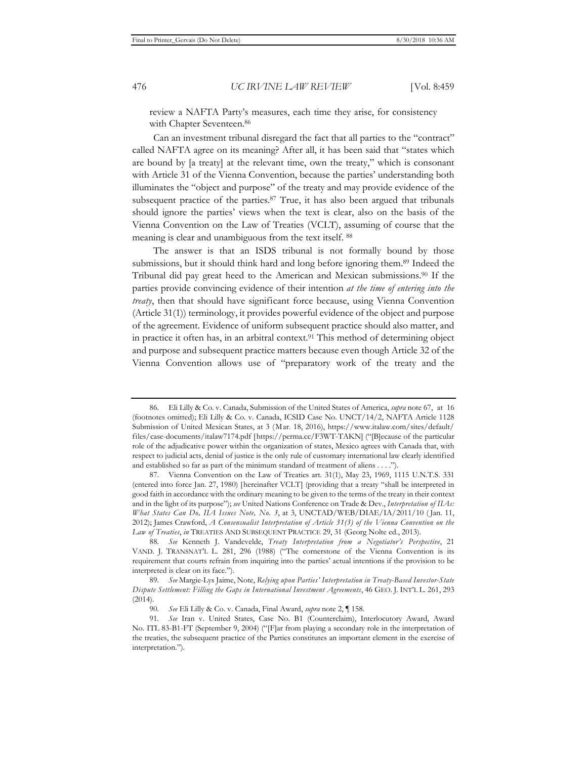review a NAFTA Party's measures, each time they arise, for consistency with Chapter Seventeen.[86]

Can an investment tribunal disregard the fact that all parties to the "contract" called NAFTA agree on its meaning? After all, it has been said that "states which are bound by [a treaty] at the relevant time, own the treaty," which is consonant with Article 31 of the Vienna Convention, because the parties' understanding both illuminates the "object and purpose" of the treaty and may provide evidence of the subsequent practice of the parties.[87] True, it has also been argued that tribunals should ignore the parties' views when the text is clear, also on the basis of the Vienna Convention on the Law of Treaties (VCLT), assuming of course that the meaning is clear and unambiguous from the text itself.[88]

The answer is that an ISDS tribunal is not formally bound by those submissions, but it should think hard and long before ignoring them.[89] Indeed the Tribunal did pay great heed to the American and Mexican submissions.[90] If the parties provide convincing evidence of their intention *at the time of entering into the treaty*, then that should have significant force because, using Vienna Convention (Article 31(1)) terminology, it provides powerful evidence of the object and purpose of the agreement. Evidence of uniform subsequent practice should also matter, and in practice it often has, in an arbitral context.[91] This method of determining object and purpose and subsequent practice matters because even though Article 32 of the Vienna Convention allows use of "preparatory work of the treaty and the

---

86. Eli Lilly & Co. v. Canada, Submission of the United States of America, *supra* note 67, at 16 (footnotes omitted); Eli Lilly & Co. v. Canada, ICSID Case No. UNCT/14/2, NAFTA Article 1128 Submission of United Mexican States, at 3 (Mar. 18, 2016), https://www.italaw.com/sites/default/files/case-documents/italaw7174.pdf [https://perma.cc/F3WT-TAKN] ("[B]ecause of the particular role of the adjudicative power within the organization of states, Mexico agrees with Canada that, with respect to judicial acts, denial of justice is the only rule of customary international law clearly identified and established so far as part of the minimum standard of treatment of aliens . . . .").

87. Vienna Convention on the Law of Treaties art. 31(1), May 23, 1969, 1115 U.N.T.S. 331 (entered into force Jan. 27, 1980) [hereinafter VCLT] (providing that a treaty "shall be interpreted in good faith in accordance with the ordinary meaning to be given to the terms of the treaty in their context and in the light of its purpose"); *see* United Nations Conference on Trade & Dev., *Interpretation of IIAs: What States Can Do, IIA Issues Note, No. 3*, at 3, UNCTAD/WEB/DIAE/IA/2011/10 (Jan. 11, 2012); James Crawford, *A Consensualist Interpretation of Article 31(3) of the Vienna Convention on the Law of Treaties*, *in* TREATIES AND SUBSEQUENT PRACTICE 29, 31 (Georg Nolte ed., 2013).

88. *See* Kenneth J. Vandevelde, *Treaty Interpretation from a Negotiator's Perspective*, 21 VAND. J. TRANSNAT'L L. 281, 296 (1988) ("The cornerstone of the Vienna Convention is its requirement that courts refrain from inquiring into the parties' actual intentions if the provision to be interpreted is clear on its face.").

89. *See* Margie-Lys Jaime, Note, *Relying upon Parties' Interpretation in Treaty-Based Investor-State Dispute Settlement: Filling the Gaps in International Investment Agreements*, 46 GEO. J. INT'L L. 261, 293 (2014).

90. *See* Eli Lilly & Co. v. Canada, Final Award, *supra* note 2, ¶ 158.

91. *See* Iran v. United States, Case No. B1 (Counterclaim), Interlocutory Award, Award No. ITL 83-B1-FT (September 9, 2004) ("[F]ar from playing a secondary role in the interpretation of the treaties, the subsequent practice of the Parties constitutes an important element in the exercise of interpretation.").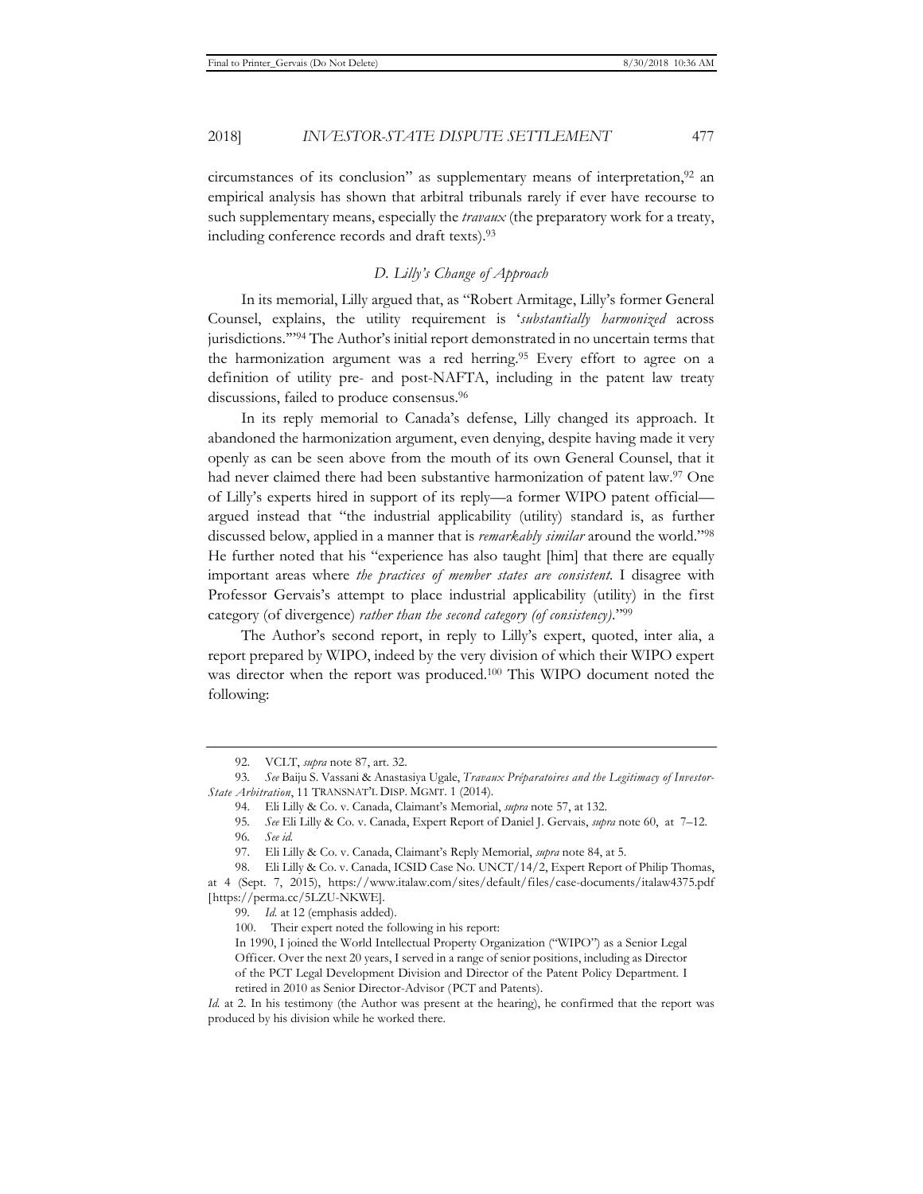circumstances of its conclusion" as supplementary means of interpretation,[92] an empirical analysis has shown that arbitral tribunals rarely if ever have recourse to such supplementary means, especially the *travaux* (the preparatory work for a treaty, including conference records and draft texts).[93]

### *D. Lilly's Change of Approach*

In its memorial, Lilly argued that, as "Robert Armitage, Lilly's former General Counsel, explains, the utility requirement is '*substantially harmonized* across jurisdictions.'"[94] The Author's initial report demonstrated in no uncertain terms that the harmonization argument was a red herring.[95] Every effort to agree on a definition of utility pre- and post-NAFTA, including in the patent law treaty discussions, failed to produce consensus.[96]

In its reply memorial to Canada's defense, Lilly changed its approach. It abandoned the harmonization argument, even denying, despite having made it very openly as can be seen above from the mouth of its own General Counsel, that it had never claimed there had been substantive harmonization of patent law.[97] One of Lilly's experts hired in support of its reply—a former WIPO patent official—argued instead that "the industrial applicability (utility) standard is, as further discussed below, applied in a manner that is *remarkably similar* around the world."[98] He further noted that his "experience has also taught [him] that there are equally important areas where *the practices of member states are consistent*. I disagree with Professor Gervais's attempt to place industrial applicability (utility) in the first category (of divergence) *rather than the second category (of consistency)*."[99]

The Author's second report, in reply to Lilly's expert, quoted, inter alia, a report prepared by WIPO, indeed by the very division of which their WIPO expert was director when the report was produced.[100] This WIPO document noted the following:

---

92. VCLT, *supra* note 87, art. 32.

93. *See* Baiju S. Vassani & Anastasiya Ugale, *Travaux Préparatoires and the Legitimacy of Investor-State Arbitration*, 11 TRANSNAT'L DISP. MGMT. 1 (2014).

94. Eli Lilly & Co. v. Canada, Claimant's Memorial, *supra* note 57, at 132.

95. *See* Eli Lilly & Co. v. Canada, Expert Report of Daniel J. Gervais, *supra* note 60, at 7–12.

96. *See id.*

97. Eli Lilly & Co. v. Canada, Claimant's Reply Memorial, *supra* note 84, at 5.

98. Eli Lilly & Co. v. Canada, ICSID Case No. UNCT/14/2, Expert Report of Philip Thomas, at 4 (Sept. 7, 2015), https://www.italaw.com/sites/default/files/case-documents/italaw4375.pdf [https://perma.cc/5LZU-NKWE].

99. *Id.* at 12 (emphasis added).

100. Their expert noted the following in his report:

> In 1990, I joined the World Intellectual Property Organization ("WIPO") as a Senior Legal Officer. Over the next 20 years, I served in a range of senior positions, including as Director of the PCT Legal Development Division and Director of the Patent Policy Department. I retired in 2010 as Senior Director-Advisor (PCT and Patents).

*Id.* at 2. In his testimony (the Author was present at the hearing), he confirmed that the report was produced by his division while he worked there.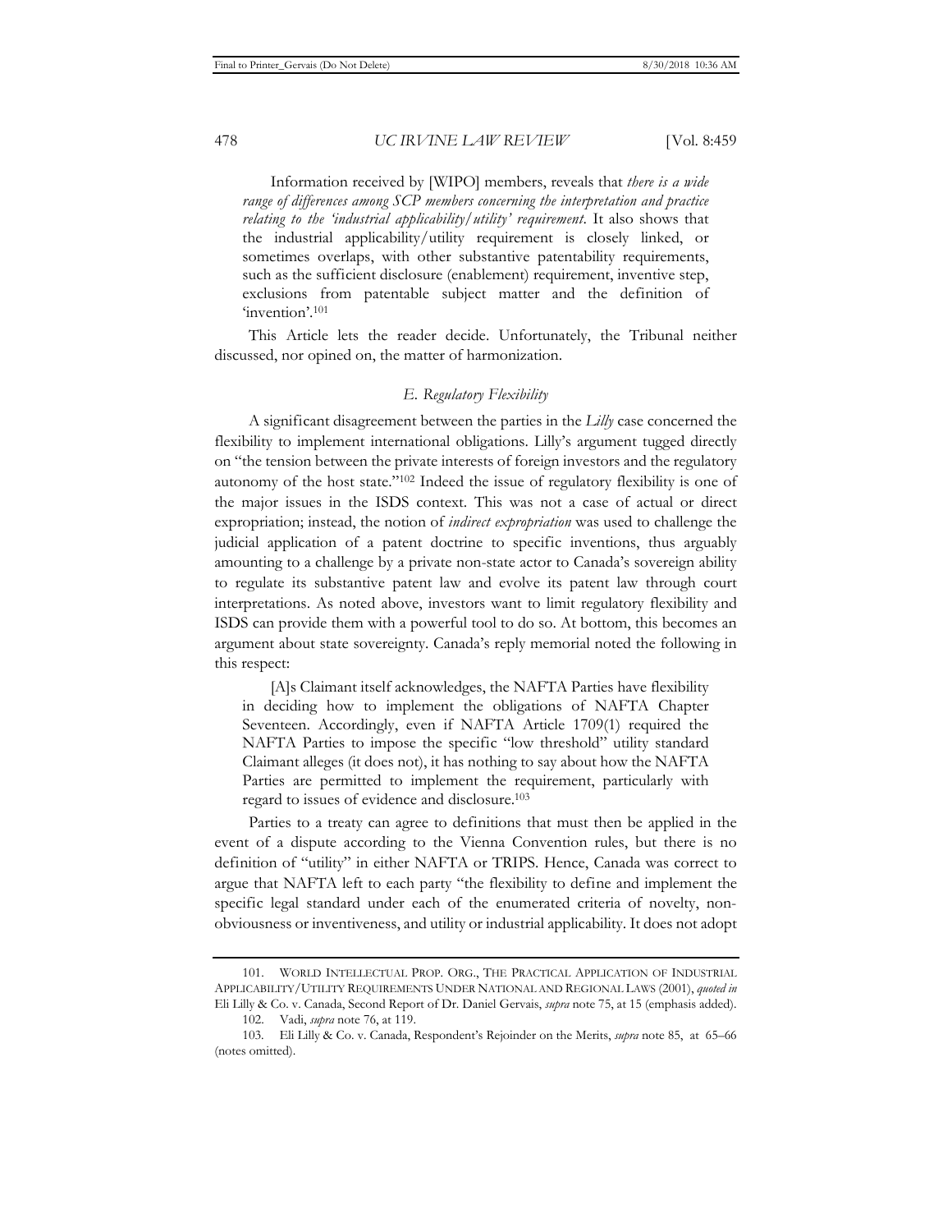Information received by [WIPO] members, reveals that *there is a wide range of differences among SCP members concerning the interpretation and practice relating to the 'industrial applicability/utility' requirement*. It also shows that the industrial applicability/utility requirement is closely linked, or sometimes overlaps, with other substantive patentability requirements, such as the sufficient disclosure (enablement) requirement, inventive step, exclusions from patentable subject matter and the definition of 'invention'.[101]

This Article lets the reader decide. Unfortunately, the Tribunal neither discussed, nor opined on, the matter of harmonization.

### *E. Regulatory Flexibility*

A significant disagreement between the parties in the *Lilly* case concerned the flexibility to implement international obligations. Lilly's argument tugged directly on "the tension between the private interests of foreign investors and the regulatory autonomy of the host state."[102] Indeed the issue of regulatory flexibility is one of the major issues in the ISDS context. This was not a case of actual or direct expropriation; instead, the notion of *indirect expropriation* was used to challenge the judicial application of a patent doctrine to specific inventions, thus arguably amounting to a challenge by a private non-state actor to Canada's sovereign ability to regulate its substantive patent law and evolve its patent law through court interpretations. As noted above, investors want to limit regulatory flexibility and ISDS can provide them with a powerful tool to do so. At bottom, this becomes an argument about state sovereignty. Canada's reply memorial noted the following in this respect:

> [A]s Claimant itself acknowledges, the NAFTA Parties have flexibility in deciding how to implement the obligations of NAFTA Chapter Seventeen. Accordingly, even if NAFTA Article 1709(1) required the NAFTA Parties to impose the specific "low threshold" utility standard Claimant alleges (it does not), it has nothing to say about how the NAFTA Parties are permitted to implement the requirement, particularly with regard to issues of evidence and disclosure.[103]

Parties to a treaty can agree to definitions that must then be applied in the event of a dispute according to the Vienna Convention rules, but there is no definition of "utility" in either NAFTA or TRIPS. Hence, Canada was correct to argue that NAFTA left to each party "the flexibility to define and implement the specific legal standard under each of the enumerated criteria of novelty, non-obviousness or inventiveness, and utility or industrial applicability. It does not adopt

---

101. WORLD INTELLECTUAL PROP. ORG., THE PRACTICAL APPLICATION OF INDUSTRIAL APPLICABILITY/UTILITY REQUIREMENTS UNDER NATIONAL AND REGIONAL LAWS (2001), *quoted in* Eli Lilly & Co. v. Canada, Second Report of Dr. Daniel Gervais, *supra* note 75, at 15 (emphasis added).

102. Vadi, *supra* note 76, at 119.

103. Eli Lilly & Co. v. Canada, Respondent's Rejoinder on the Merits, *supra* note 85, at 65–66 (notes omitted).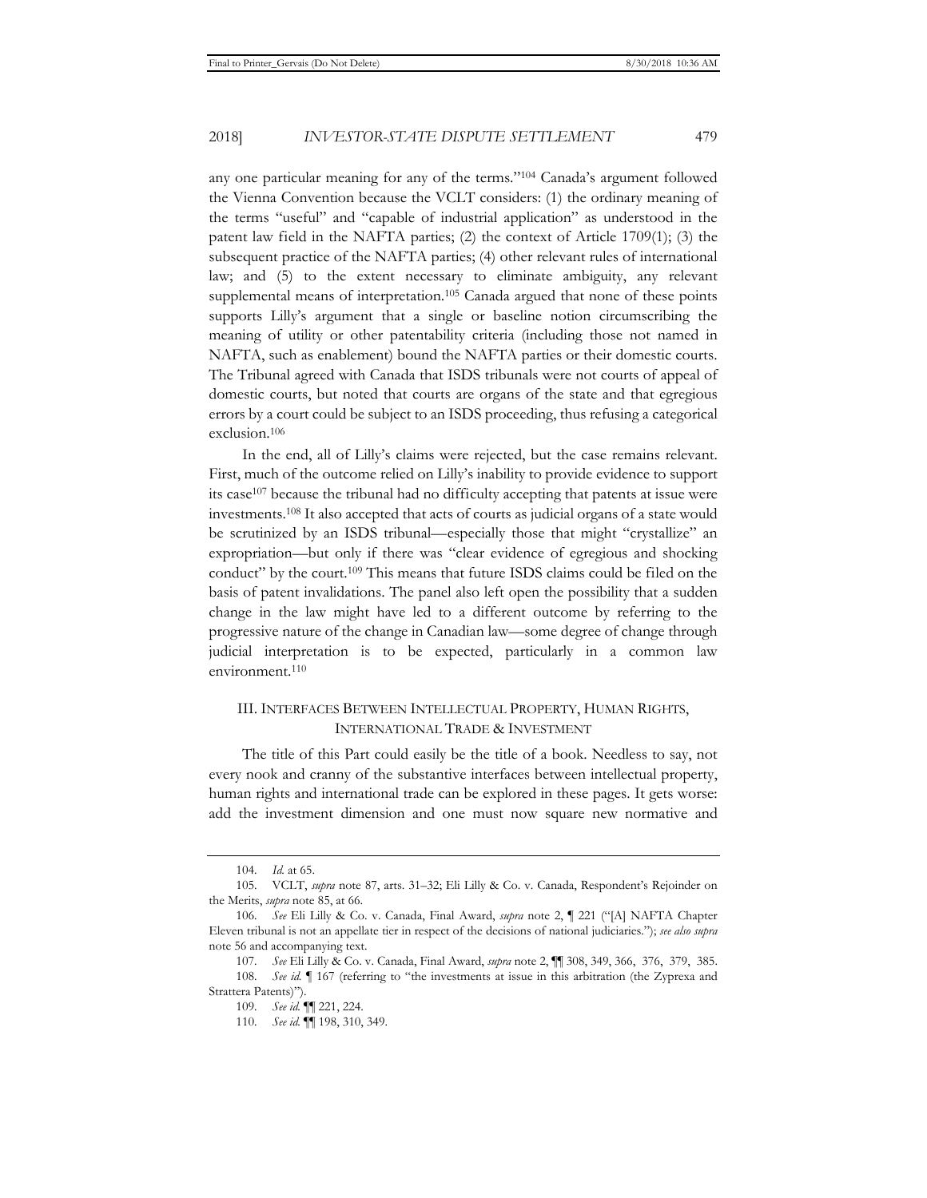any one particular meaning for any of the terms."[104] Canada's argument followed the Vienna Convention because the VCLT considers: (1) the ordinary meaning of the terms "useful" and "capable of industrial application" as understood in the patent law field in the NAFTA parties; (2) the context of Article 1709(1); (3) the subsequent practice of the NAFTA parties; (4) other relevant rules of international law; and (5) to the extent necessary to eliminate ambiguity, any relevant supplemental means of interpretation.[105] Canada argued that none of these points supports Lilly's argument that a single or baseline notion circumscribing the meaning of utility or other patentability criteria (including those not named in NAFTA, such as enablement) bound the NAFTA parties or their domestic courts. The Tribunal agreed with Canada that ISDS tribunals were not courts of appeal of domestic courts, but noted that courts are organs of the state and that egregious errors by a court could be subject to an ISDS proceeding, thus refusing a categorical exclusion.[106]

In the end, all of Lilly's claims were rejected, but the case remains relevant. First, much of the outcome relied on Lilly's inability to provide evidence to support its case[107] because the tribunal had no difficulty accepting that patents at issue were investments.[108] It also accepted that acts of courts as judicial organs of a state would be scrutinized by an ISDS tribunal—especially those that might "crystallize" an expropriation—but only if there was "clear evidence of egregious and shocking conduct" by the court.[109] This means that future ISDS claims could be filed on the basis of patent invalidations. The panel also left open the possibility that a sudden change in the law might have led to a different outcome by referring to the progressive nature of the change in Canadian law—some degree of change through judicial interpretation is to be expected, particularly in a common law environment.[110]

## III. Interfaces Between Intellectual Property, Human Rights, International Trade & Investment

The title of this Part could easily be the title of a book. Needless to say, not every nook and cranny of the substantive interfaces between intellectual property, human rights and international trade can be explored in these pages. It gets worse: add the investment dimension and one must now square new normative and

---

104. *Id.* at 65.

105. VCLT, *supra* note 87, arts. 31–32; Eli Lilly & Co. v. Canada, Respondent's Rejoinder on the Merits, *supra* note 85, at 66.

106. *See* Eli Lilly & Co. v. Canada, Final Award, *supra* note 2, ¶ 221 ("[A] NAFTA Chapter Eleven tribunal is not an appellate tier in respect of the decisions of national judiciaries."); *see also supra* note 56 and accompanying text.

107. *See* Eli Lilly & Co. v. Canada, Final Award, *supra* note 2, ¶¶ 308, 349, 366, 376, 379, 385.

108. *See id.* ¶ 167 (referring to "the investments at issue in this arbitration (the Zyprexa and Strattera Patents)").

109. *See id.* ¶¶ 221, 224.

110. *See id.* ¶¶ 198, 310, 349.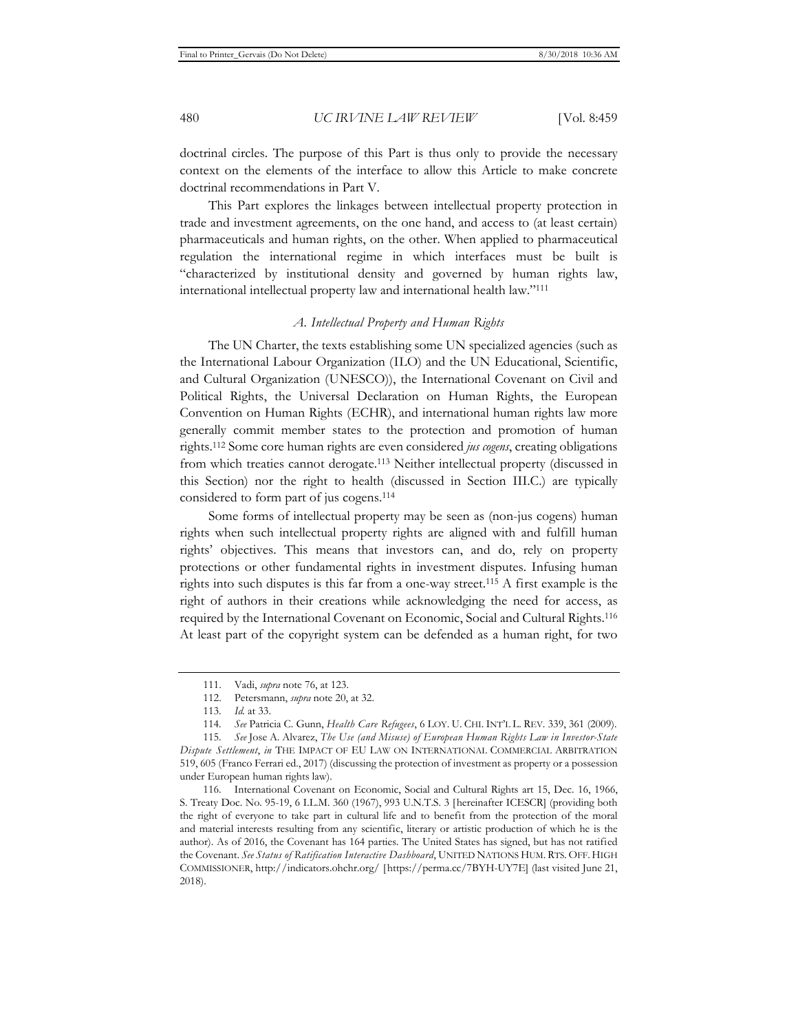doctrinal circles. The purpose of this Part is thus only to provide the necessary context on the elements of the interface to allow this Article to make concrete doctrinal recommendations in Part V.

This Part explores the linkages between intellectual property protection in trade and investment agreements, on the one hand, and access to (at least certain) pharmaceuticals and human rights, on the other. When applied to pharmaceutical regulation the international regime in which interfaces must be built is "characterized by institutional density and governed by human rights law, international intellectual property law and international health law."[111]

### *A. Intellectual Property and Human Rights*

The UN Charter, the texts establishing some UN specialized agencies (such as the International Labour Organization (ILO) and the UN Educational, Scientific, and Cultural Organization (UNESCO)), the International Covenant on Civil and Political Rights, the Universal Declaration on Human Rights, the European Convention on Human Rights (ECHR), and international human rights law more generally commit member states to the protection and promotion of human rights.[112] Some core human rights are even considered *jus cogens*, creating obligations from which treaties cannot derogate.[113] Neither intellectual property (discussed in this Section) nor the right to health (discussed in Section III.C.) are typically considered to form part of jus cogens.[114]

Some forms of intellectual property may be seen as (non-jus cogens) human rights when such intellectual property rights are aligned with and fulfill human rights' objectives. This means that investors can, and do, rely on property protections or other fundamental rights in investment disputes. Infusing human rights into such disputes is this far from a one-way street.[115] A first example is the right of authors in their creations while acknowledging the need for access, as required by the International Covenant on Economic, Social and Cultural Rights.[116] At least part of the copyright system can be defended as a human right, for two

---

111. Vadi, *supra* note 76, at 123.

112. Petersmann, *supra* note 20, at 32.

113. *Id.* at 33.

114. *See* Patricia C. Gunn, *Health Care Refugees*, 6 LOY. U. CHI. INT'L L. REV. 339, 361 (2009).

115. *See* Jose A. Alvarez, *The Use (and Misuse) of European Human Rights Law in Investor-State Dispute Settlement*, *in* THE IMPACT OF EU LAW ON INTERNATIONAL COMMERCIAL ARBITRATION 519, 605 (Franco Ferrari ed., 2017) (discussing the protection of investment as property or a possession under European human rights law).

116. International Covenant on Economic, Social and Cultural Rights art 15, Dec. 16, 1966, S. Treaty Doc. No. 95-19, 6 I.L.M. 360 (1967), 993 U.N.T.S. 3 [hereinafter ICESCR] (providing both the right of everyone to take part in cultural life and to benefit from the protection of the moral and material interests resulting from any scientific, literary or artistic production of which he is the author). As of 2016, the Covenant has 164 parties. The United States has signed, but has not ratified the Covenant. *See Status of Ratification Interactive Dashboard*, UNITED NATIONS HUM. RTS. OFF. HIGH COMMISSIONER, http://indicators.ohchr.org/ [https://perma.cc/7BYH-UY7E] (last visited June 21, 2018).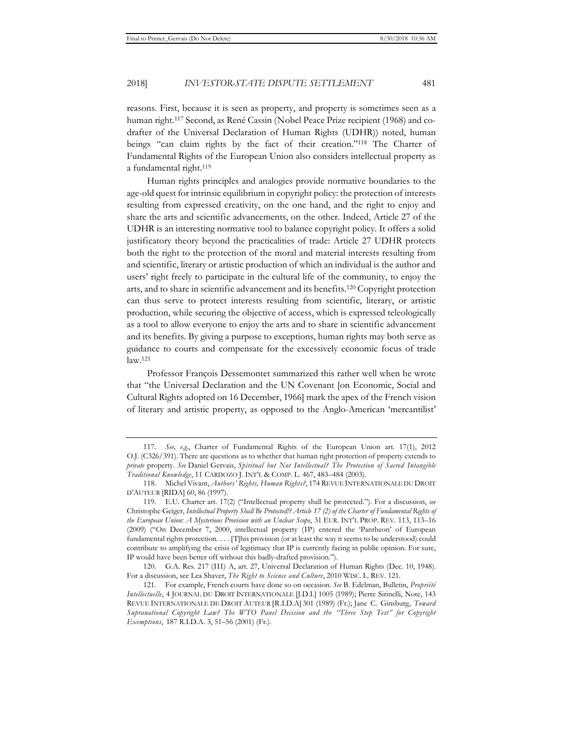reasons. First, because it is seen as property, and property is sometimes seen as a human right.[117] Second, as René Cassin (Nobel Peace Prize recipient (1968) and co-drafter of the Universal Declaration of Human Rights (UDHR)) noted, human beings "can claim rights by the fact of their creation."[118] The Charter of Fundamental Rights of the European Union also considers intellectual property as a fundamental right.[119]

Human rights principles and analogies provide normative boundaries to the age-old quest for intrinsic equilibrium in copyright policy: the protection of interests resulting from expressed creativity, on the one hand, and the right to enjoy and share the arts and scientific advancements, on the other. Indeed, Article 27 of the UDHR is an interesting normative tool to balance copyright policy. It offers a solid justificatory theory beyond the practicalities of trade: Article 27 UDHR protects both the right to the protection of the moral and material interests resulting from and scientific, literary or artistic production of which an individual is the author and users' right freely to participate in the cultural life of the community, to enjoy the arts, and to share in scientific advancement and its benefits.[120] Copyright protection can thus serve to protect interests resulting from scientific, literary, or artistic production, while securing the objective of access, which is expressed teleologically as a tool to allow everyone to enjoy the arts and to share in scientific advancement and its benefits. By giving a purpose to exceptions, human rights may both serve as guidance to courts and compensate for the excessively economic focus of trade law.[121]

Professor François Dessemontet summarized this rather well when he wrote that "the Universal Declaration and the UN Covenant [on Economic, Social and Cultural Rights adopted on 16 December, 1966] mark the apex of the French vision of literary and artistic property, as opposed to the Anglo-American 'mercantilist'

---

117. *See, e.g.*, Charter of Fundamental Rights of the European Union art. 17(1), 2012 O.J. (C326/391). There are questions as to whether that human right protection of property extends to *private* property. *See* Daniel Gervais, *Spiritual but Not Intellectual? The Protection of Sacred Intangible Traditional Knowledge*, 11 CARDOZO J. INT'L & COMP. L. 467, 483–484 (2003).

118. Michel Vivant, *Authors' Rights, Human Rights?*, 174 REVUE INTERNATIONALE DU DROIT D'AUTEUR [RIDA] 60, 86 (1997).

119. E.U. Charter art. 17(2) ("Intellectual property shall be protected."). For a discussion, *see* Christophe Geiger, *Intellectual Property Shall Be Protected!? Article 17 (2) of the Charter of Fundamental Rights of the European Union: A Mysterious Provision with an Unclear Scope*, 31 EUR. INT'L PROP. REV. 113, 113–16 (2009) ("On December 7, 2000, intellectual property (IP) entered the 'Pantheon' of European fundamental rights protection. . . . [T]his provision (or at least the way it seems to be understood) could contribute to amplifying the crisis of legitimacy that IP is currently facing in public opinion. For sure, IP would have been better off without this badly-drafted provision.").

120. G.A. Res. 217 (III) A, art. 27, Universal Declaration of Human Rights (Dec. 10, 1948). For a discussion, see Lea Shaver, *The Right to Science and Culture*, 2010 WISC. L. REV. 121.

121. For example, French courts have done so on occasion. *See* B. Edelman, Bulletin, *Propriété Intellectuelle*, 4 JOURNAL DU DROIT INTERNATIONALE [J.D.I.] 1005 (1989); Pierre Sirinelli, Note, 143 REVUE INTERNATIONALE DE DROIT AUTEUR [R.I.D.A] 301 (1989) (Fr.); Jane C. Ginsburg, *Toward Supranational Copyright Law? The WTO Panel Decision and the "Three Step Test" for Copyright Exemptions*, 187 R.I.D.A. 3, 51–56 (2001) (Fr.).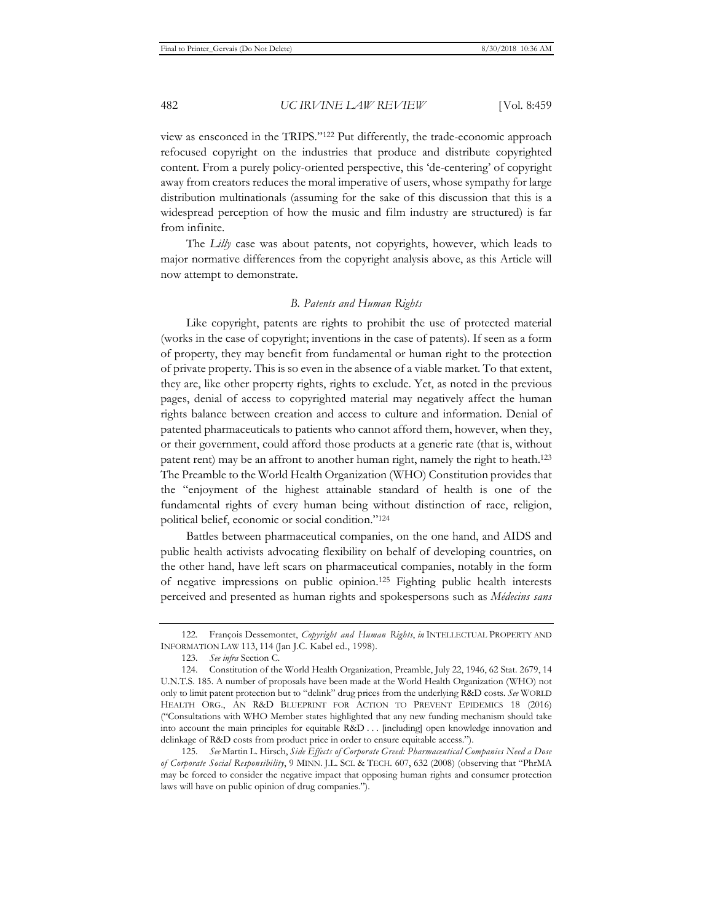view as ensconced in the TRIPS."[122] Put differently, the trade-economic approach refocused copyright on the industries that produce and distribute copyrighted content. From a purely policy-oriented perspective, this 'de-centering' of copyright away from creators reduces the moral imperative of users, whose sympathy for large distribution multinationals (assuming for the sake of this discussion that this is a widespread perception of how the music and film industry are structured) is far from infinite.

The *Lilly* case was about patents, not copyrights, however, which leads to major normative differences from the copyright analysis above, as this Article will now attempt to demonstrate.

### *B. Patents and Human Rights*

Like copyright, patents are rights to prohibit the use of protected material (works in the case of copyright; inventions in the case of patents). If seen as a form of property, they may benefit from fundamental or human right to the protection of private property. This is so even in the absence of a viable market. To that extent, they are, like other property rights, rights to exclude. Yet, as noted in the previous pages, denial of access to copyrighted material may negatively affect the human rights balance between creation and access to culture and information. Denial of patented pharmaceuticals to patients who cannot afford them, however, when they, or their government, could afford those products at a generic rate (that is, without patent rent) may be an affront to another human right, namely the right to heath.[123] The Preamble to the World Health Organization (WHO) Constitution provides that the "enjoyment of the highest attainable standard of health is one of the fundamental rights of every human being without distinction of race, religion, political belief, economic or social condition."[124]

Battles between pharmaceutical companies, on the one hand, and AIDS and public health activists advocating flexibility on behalf of developing countries, on the other hand, have left scars on pharmaceutical companies, notably in the form of negative impressions on public opinion.[125] Fighting public health interests perceived and presented as human rights and spokespersons such as *Médecins sans*

---

122. François Dessemontet, *Copyright and Human Rights*, *in* INTELLECTUAL PROPERTY AND INFORMATION LAW 113, 114 (Jan J.C. Kabel ed., 1998).

123. *See infra* Section C.

124. Constitution of the World Health Organization, Preamble, July 22, 1946, 62 Stat. 2679, 14 U.N.T.S. 185. A number of proposals have been made at the World Health Organization (WHO) not only to limit patent protection but to "delink" drug prices from the underlying R&D costs. *See* WORLD HEALTH ORG., AN R&D BLUEPRINT FOR ACTION TO PREVENT EPIDEMICS 18 (2016) ("Consultations with WHO Member states highlighted that any new funding mechanism should take into account the main principles for equitable R&D . . . [including] open knowledge innovation and delinkage of R&D costs from product price in order to ensure equitable access.").

125. *See* Martin L. Hirsch, *Side Effects of Corporate Greed: Pharmaceutical Companies Need a Dose of Corporate Social Responsibility*, 9 MINN. J.L. SCI. & TECH. 607, 632 (2008) (observing that "PhrMA may be forced to consider the negative impact that opposing human rights and consumer protection laws will have on public opinion of drug companies.").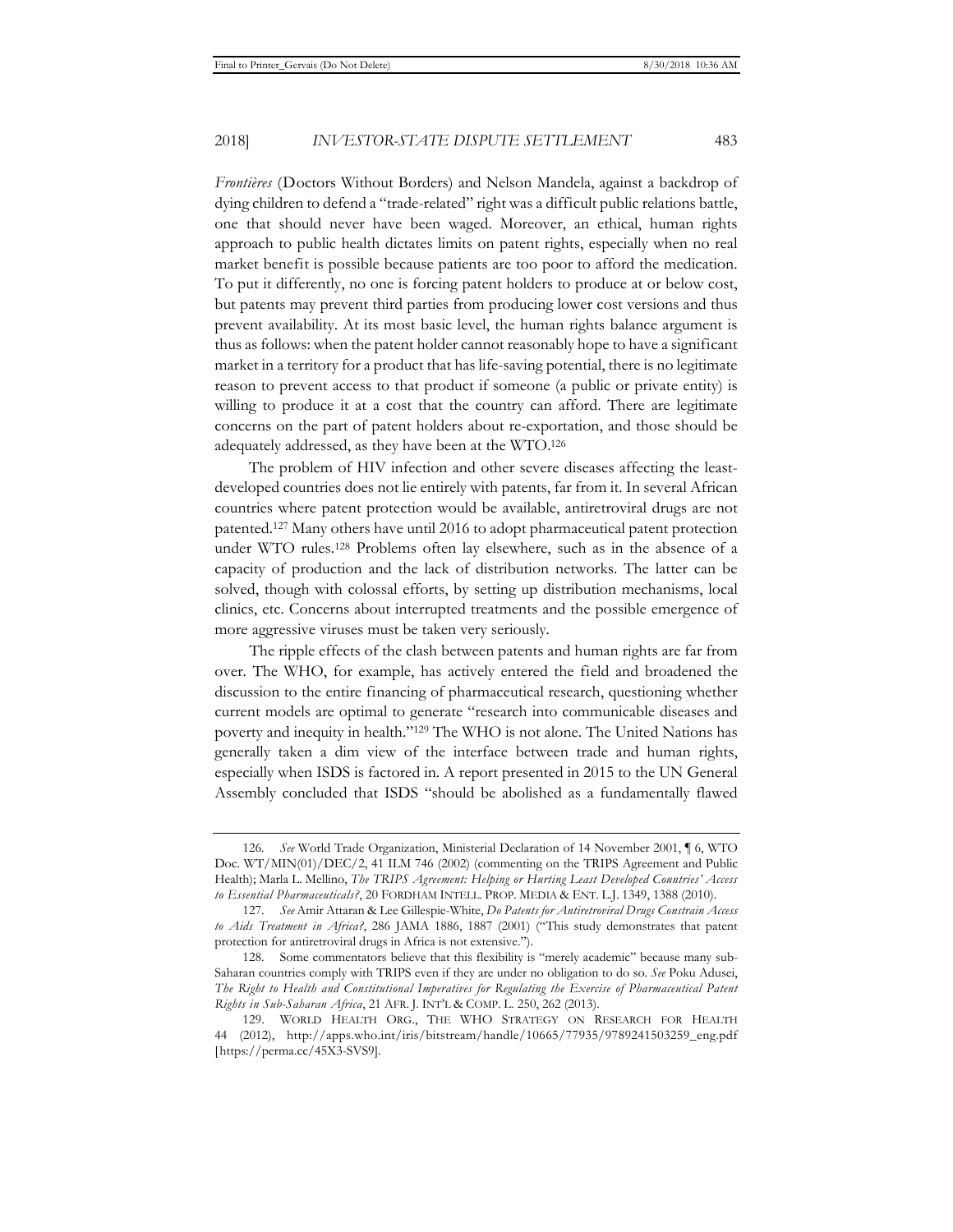*Frontières* (Doctors Without Borders) and Nelson Mandela, against a backdrop of dying children to defend a "trade-related" right was a difficult public relations battle, one that should never have been waged. Moreover, an ethical, human rights approach to public health dictates limits on patent rights, especially when no real market benefit is possible because patients are too poor to afford the medication. To put it differently, no one is forcing patent holders to produce at or below cost, but patents may prevent third parties from producing lower cost versions and thus prevent availability. At its most basic level, the human rights balance argument is thus as follows: when the patent holder cannot reasonably hope to have a significant market in a territory for a product that has life-saving potential, there is no legitimate reason to prevent access to that product if someone (a public or private entity) is willing to produce it at a cost that the country can afford. There are legitimate concerns on the part of patent holders about re-exportation, and those should be adequately addressed, as they have been at the WTO.[126]

The problem of HIV infection and other severe diseases affecting the least-developed countries does not lie entirely with patents, far from it. In several African countries where patent protection would be available, antiretroviral drugs are not patented.[127] Many others have until 2016 to adopt pharmaceutical patent protection under WTO rules.[128] Problems often lay elsewhere, such as in the absence of a capacity of production and the lack of distribution networks. The latter can be solved, though with colossal efforts, by setting up distribution mechanisms, local clinics, etc. Concerns about interrupted treatments and the possible emergence of more aggressive viruses must be taken very seriously.

The ripple effects of the clash between patents and human rights are far from over. The WHO, for example, has actively entered the field and broadened the discussion to the entire financing of pharmaceutical research, questioning whether current models are optimal to generate "research into communicable diseases and poverty and inequity in health."[129] The WHO is not alone. The United Nations has generally taken a dim view of the interface between trade and human rights, especially when ISDS is factored in. A report presented in 2015 to the UN General Assembly concluded that ISDS "should be abolished as a fundamentally flawed

---

126. *See* World Trade Organization, Ministerial Declaration of 14 November 2001, ¶ 6, WTO Doc. WT/MIN(01)/DEC/2, 41 ILM 746 (2002) (commenting on the TRIPS Agreement and Public Health); Marla L. Mellino, *The TRIPS Agreement: Helping or Hurting Least Developed Countries' Access to Essential Pharmaceuticals?*, 20 FORDHAM INTELL. PROP. MEDIA & ENT. L.J. 1349, 1388 (2010).

127. *See* Amir Attaran & Lee Gillespie-White, *Do Patents for Antiretroviral Drugs Constrain Access to Aids Treatment in Africa?*, 286 JAMA 1886, 1887 (2001) ("This study demonstrates that patent protection for antiretroviral drugs in Africa is not extensive.").

128. Some commentators believe that this flexibility is "merely academic" because many sub-Saharan countries comply with TRIPS even if they are under no obligation to do so. *See* Poku Adusei, *The Right to Health and Constitutional Imperatives for Regulating the Exercise of Pharmaceutical Patent Rights in Sub-Saharan Africa*, 21 AFR. J. INT'L & COMP. L. 250, 262 (2013).

129. WORLD HEALTH ORG., THE WHO STRATEGY ON RESEARCH FOR HEALTH 44 (2012), http://apps.who.int/iris/bitstream/handle/10665/77935/9789241503259_eng.pdf [https://perma.cc/45X3-SVS9].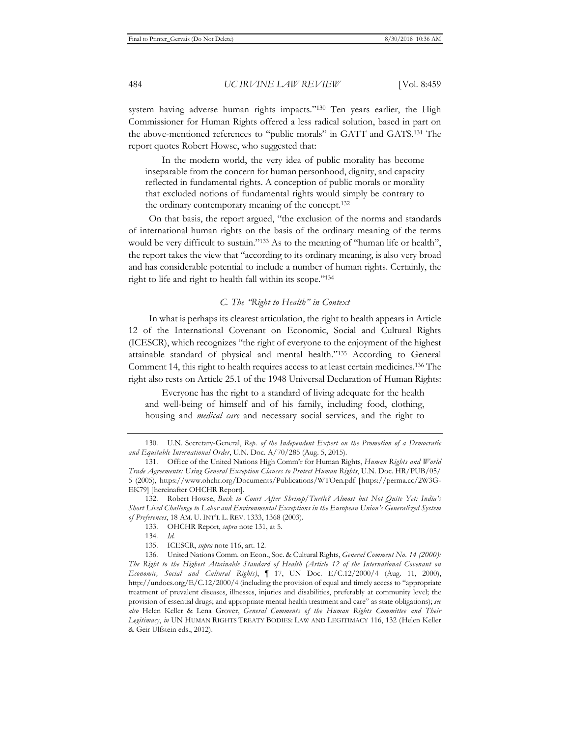system having adverse human rights impacts."[130] Ten years earlier, the High Commissioner for Human Rights offered a less radical solution, based in part on the above-mentioned references to "public morals" in GATT and GATS.[131] The report quotes Robert Howse, who suggested that:

> In the modern world, the very idea of public morality has become inseparable from the concern for human personhood, dignity, and capacity reflected in fundamental rights. A conception of public morals or morality that excluded notions of fundamental rights would simply be contrary to the ordinary contemporary meaning of the concept.[132]

On that basis, the report argued, "the exclusion of the norms and standards of international human rights on the basis of the ordinary meaning of the terms would be very difficult to sustain."[133] As to the meaning of "human life or health", the report takes the view that "according to its ordinary meaning, is also very broad and has considerable potential to include a number of human rights. Certainly, the right to life and right to health fall within its scope."[134]

### *C. The "Right to Health" in Context*

In what is perhaps its clearest articulation, the right to health appears in Article 12 of the International Covenant on Economic, Social and Cultural Rights (ICESCR), which recognizes "the right of everyone to the enjoyment of the highest attainable standard of physical and mental health."[135] According to General Comment 14, this right to health requires access to at least certain medicines.[136] The right also rests on Article 25.1 of the 1948 Universal Declaration of Human Rights:

> Everyone has the right to a standard of living adequate for the health and well-being of himself and of his family, including food, clothing, housing and *medical care* and necessary social services, and the right to

---

130. U.N. Secretary-General, *Rep. of the Independent Expert on the Promotion of a Democratic and Equitable International Order*, U.N. Doc. A/70/285 (Aug. 5, 2015).

131. Office of the United Nations High Comm'r for Human Rights, *Human Rights and World Trade Agreements: Using General Exception Clauses to Protect Human Rights*, U.N. Doc. HR/PUB/05/5 (2005), https://www.ohchr.org/Documents/Publications/WTOen.pdf [https://perma.cc/2W3G-EK79] [hereinafter OHCHR Report].

132. Robert Howse, *Back to Court After Shrimp/Turtle? Almost but Not Quite Yet: India's Short Lived Challenge to Labor and Environmental Exceptions in the European Union's Generalized System of Preferences*, 18 AM. U. INT'L L. REV. 1333, 1368 (2003).

133. OHCHR Report, *supra* note 131, at 5.

134. *Id.*

135. ICESCR, *supra* note 116, art. 12.

136. United Nations Comm. on Econ., Soc. & Cultural Rights, *General Comment No. 14 (2000): The Right to the Highest Attainable Standard of Health (Article 12 of the International Covenant on Economic, Social and Cultural Rights)*, ¶ 17, UN Doc. E/C.12/2000/4 (Aug. 11, 2000), http://undocs.org/E/C.12/2000/4 (including the provision of equal and timely access to "appropriate treatment of prevalent diseases, illnesses, injuries and disabilities, preferably at community level; the provision of essential drugs; and appropriate mental health treatment and care" as state obligations); *see also* Helen Keller & Lena Grover, *General Comments of the Human Rights Committee and Their Legitimacy*, *in* UN HUMAN RIGHTS TREATY BODIES: LAW AND LEGITIMACY 116, 132 (Helen Keller & Geir Ulfstein eds., 2012).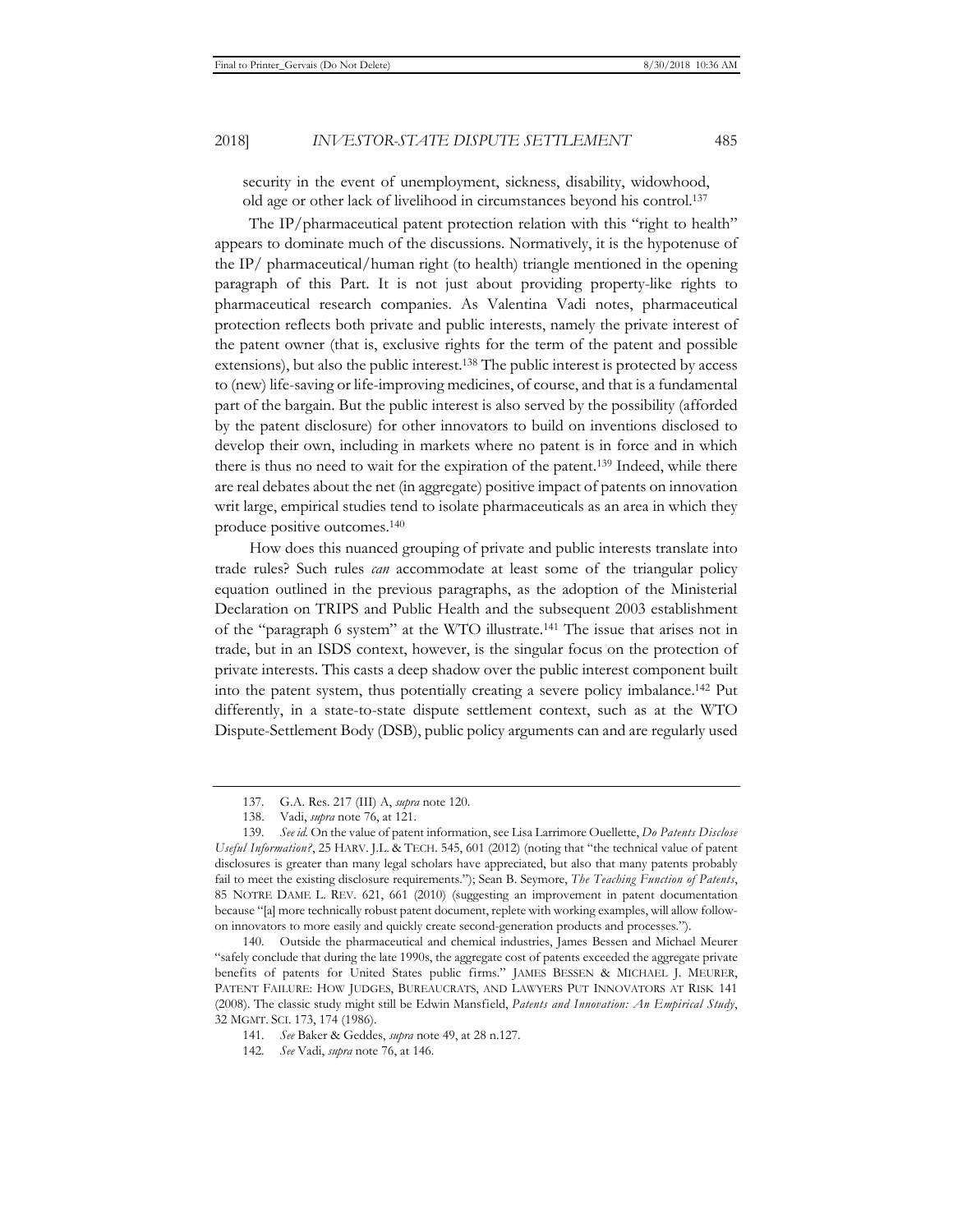security in the event of unemployment, sickness, disability, widowhood, old age or other lack of livelihood in circumstances beyond his control.[137]

The IP/pharmaceutical patent protection relation with this "right to health" appears to dominate much of the discussions. Normatively, it is the hypotenuse of the IP/ pharmaceutical/human right (to health) triangle mentioned in the opening paragraph of this Part. It is not just about providing property-like rights to pharmaceutical research companies. As Valentina Vadi notes, pharmaceutical protection reflects both private and public interests, namely the private interest of the patent owner (that is, exclusive rights for the term of the patent and possible extensions), but also the public interest.[138] The public interest is protected by access to (new) life-saving or life-improving medicines, of course, and that is a fundamental part of the bargain. But the public interest is also served by the possibility (afforded by the patent disclosure) for other innovators to build on inventions disclosed to develop their own, including in markets where no patent is in force and in which there is thus no need to wait for the expiration of the patent.[139] Indeed, while there are real debates about the net (in aggregate) positive impact of patents on innovation writ large, empirical studies tend to isolate pharmaceuticals as an area in which they produce positive outcomes.[140]

How does this nuanced grouping of private and public interests translate into trade rules? Such rules *can* accommodate at least some of the triangular policy equation outlined in the previous paragraphs, as the adoption of the Ministerial Declaration on TRIPS and Public Health and the subsequent 2003 establishment of the "paragraph 6 system" at the WTO illustrate.[141] The issue that arises not in trade, but in an ISDS context, however, is the singular focus on the protection of private interests. This casts a deep shadow over the public interest component built into the patent system, thus potentially creating a severe policy imbalance.[142] Put differently, in a state-to-state dispute settlement context, such as at the WTO Dispute-Settlement Body (DSB), public policy arguments can and are regularly used

---

137. G.A. Res. 217 (III) A, *supra* note 120.

138. Vadi, *supra* note 76, at 121.

139. *See id.* On the value of patent information, see Lisa Larrimore Ouellette, *Do Patents Disclose Useful Information?*, 25 HARV. J.L. & TECH. 545, 601 (2012) (noting that "the technical value of patent disclosures is greater than many legal scholars have appreciated, but also that many patents probably fail to meet the existing disclosure requirements."); Sean B. Seymore, *The Teaching Function of Patents*, 85 NOTRE DAME L. REV. 621, 661 (2010) (suggesting an improvement in patent documentation because "[a] more technically robust patent document, replete with working examples, will allow follow-on innovators to more easily and quickly create second-generation products and processes.").

140. Outside the pharmaceutical and chemical industries, James Bessen and Michael Meurer "safely conclude that during the late 1990s, the aggregate cost of patents exceeded the aggregate private benefits of patents for United States public firms." JAMES BESSEN & MICHAEL J. MEURER, PATENT FAILURE: HOW JUDGES, BUREAUCRATS, AND LAWYERS PUT INNOVATORS AT RISK 141 (2008). The classic study might still be Edwin Mansfield, *Patents and Innovation: An Empirical Study*, 32 MGMT. SCI. 173, 174 (1986).

141. *See* Baker & Geddes, *supra* note 49, at 28 n.127.

142. *See* Vadi, *supra* note 76, at 146.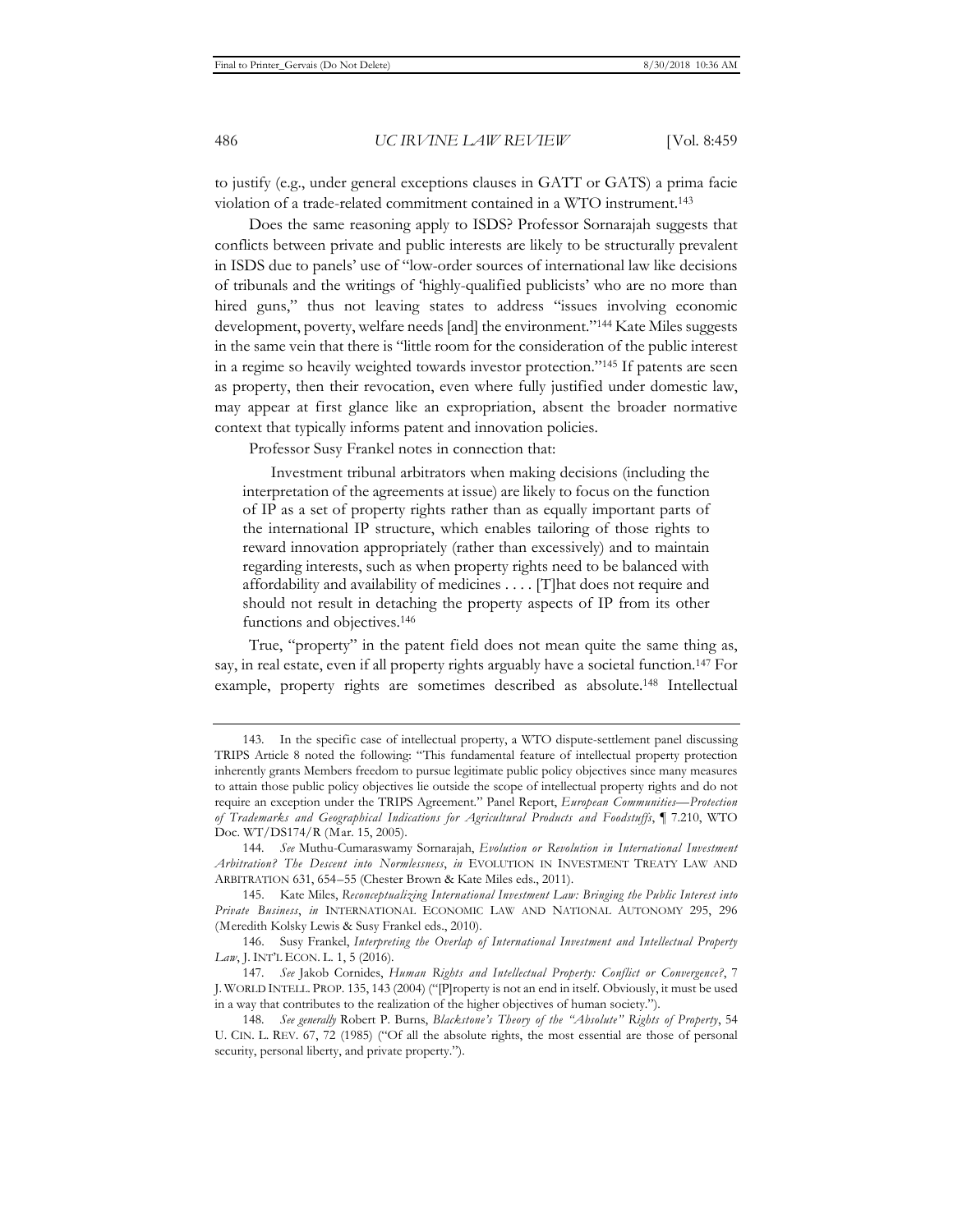to justify (e.g., under general exceptions clauses in GATT or GATS) a prima facie violation of a trade-related commitment contained in a WTO instrument.[143]

Does the same reasoning apply to ISDS? Professor Sornarajah suggests that conflicts between private and public interests are likely to be structurally prevalent in ISDS due to panels' use of "low-order sources of international law like decisions of tribunals and the writings of 'highly-qualified publicists' who are no more than hired guns," thus not leaving states to address "issues involving economic development, poverty, welfare needs [and] the environment."[144] Kate Miles suggests in the same vein that there is "little room for the consideration of the public interest in a regime so heavily weighted towards investor protection."[145] If patents are seen as property, then their revocation, even where fully justified under domestic law, may appear at first glance like an expropriation, absent the broader normative context that typically informs patent and innovation policies.

Professor Susy Frankel notes in connection that:

> Investment tribunal arbitrators when making decisions (including the interpretation of the agreements at issue) are likely to focus on the function of IP as a set of property rights rather than as equally important parts of the international IP structure, which enables tailoring of those rights to reward innovation appropriately (rather than excessively) and to maintain regarding interests, such as when property rights need to be balanced with affordability and availability of medicines . . . . [T]hat does not require and should not result in detaching the property aspects of IP from its other functions and objectives.[146]

True, "property" in the patent field does not mean quite the same thing as, say, in real estate, even if all property rights arguably have a societal function.[147] For example, property rights are sometimes described as absolute.[148] Intellectual

---

143. In the specific case of intellectual property, a WTO dispute-settlement panel discussing TRIPS Article 8 noted the following: "This fundamental feature of intellectual property protection inherently grants Members freedom to pursue legitimate public policy objectives since many measures to attain those public policy objectives lie outside the scope of intellectual property rights and do not require an exception under the TRIPS Agreement." Panel Report, *European Communities—Protection of Trademarks and Geographical Indications for Agricultural Products and Foodstuffs*, ¶ 7.210, WTO Doc. WT/DS174/R (Mar. 15, 2005).

144. *See* Muthu-Cumaraswamy Sornarajah, *Evolution or Revolution in International Investment Arbitration? The Descent into Normlessness*, *in* EVOLUTION IN INVESTMENT TREATY LAW AND ARBITRATION 631, 654–55 (Chester Brown & Kate Miles eds., 2011).

145. Kate Miles, *Reconceptualizing International Investment Law: Bringing the Public Interest into Private Business*, *in* INTERNATIONAL ECONOMIC LAW AND NATIONAL AUTONOMY 295, 296 (Meredith Kolsky Lewis & Susy Frankel eds., 2010).

146. Susy Frankel, *Interpreting the Overlap of International Investment and Intellectual Property Law*, J. INT'L ECON. L. 1, 5 (2016).

147. *See* Jakob Cornides, *Human Rights and Intellectual Property: Conflict or Convergence?*, 7 J. WORLD INTELL. PROP. 135, 143 (2004) ("[P]roperty is not an end in itself. Obviously, it must be used in a way that contributes to the realization of the higher objectives of human society.").

148. *See generally* Robert P. Burns, *Blackstone's Theory of the "Absolute" Rights of Property*, 54 U. CIN. L. REV. 67, 72 (1985) ("Of all the absolute rights, the most essential are those of personal security, personal liberty, and private property.").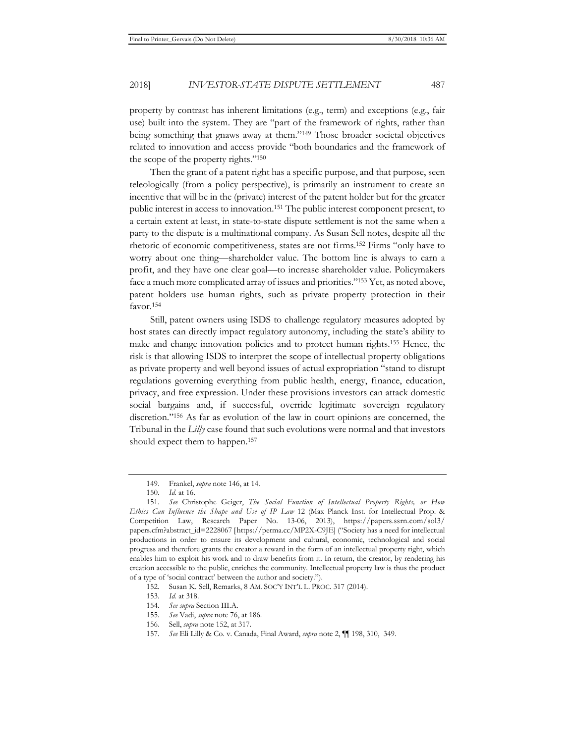property by contrast has inherent limitations (e.g., term) and exceptions (e.g., fair use) built into the system. They are "part of the framework of rights, rather than being something that gnaws away at them."[149] Those broader societal objectives related to innovation and access provide "both boundaries and the framework of the scope of the property rights."[150]

Then the grant of a patent right has a specific purpose, and that purpose, seen teleologically (from a policy perspective), is primarily an instrument to create an incentive that will be in the (private) interest of the patent holder but for the greater public interest in access to innovation.[151] The public interest component present, to a certain extent at least, in state-to-state dispute settlement is not the same when a party to the dispute is a multinational company. As Susan Sell notes, despite all the rhetoric of economic competitiveness, states are not firms.[152] Firms "only have to worry about one thing—shareholder value. The bottom line is always to earn a profit, and they have one clear goal—to increase shareholder value. Policymakers face a much more complicated array of issues and priorities."[153] Yet, as noted above, patent holders use human rights, such as private property protection in their favor.[154]

Still, patent owners using ISDS to challenge regulatory measures adopted by host states can directly impact regulatory autonomy, including the state's ability to make and change innovation policies and to protect human rights.[155] Hence, the risk is that allowing ISDS to interpret the scope of intellectual property obligations as private property and well beyond issues of actual expropriation "stand to disrupt regulations governing everything from public health, energy, finance, education, privacy, and free expression. Under these provisions investors can attack domestic social bargains and, if successful, override legitimate sovereign regulatory discretion."[156] As far as evolution of the law in court opinions are concerned, the Tribunal in the *Lilly* case found that such evolutions were normal and that investors should expect them to happen.[157]

---

149. Frankel, *supra* note 146, at 14.

150. *Id.* at 16.

151. *See* Christophe Geiger, *The Social Function of Intellectual Property Rights, or How Ethics Can Influence the Shape and Use of IP Law* 12 (Max Planck Inst. for Intellectual Prop. & Competition Law, Research Paper No. 13-06, 2013), https://papers.ssrn.com/sol3/papers.cfm?abstract_id=2228067 [https://perma.cc/MP2X-C9JE] ("Society has a need for intellectual productions in order to ensure its development and cultural, economic, technological and social progress and therefore grants the creator a reward in the form of an intellectual property right, which enables him to exploit his work and to draw benefits from it. In return, the creator, by rendering his creation accessible to the public, enriches the community. Intellectual property law is thus the product of a type of 'social contract' between the author and society.").

152. Susan K. Sell, Remarks, 8 AM. SOC'Y INT'L L. PROC. 317 (2014).

153. *Id.* at 318.

154. *See supra* Section III.A.

155. *See* Vadi, *supra* note 76, at 186.

156. Sell, *supra* note 152, at 317.

157. *See* Eli Lilly & Co. v. Canada, Final Award, *supra* note 2, ¶¶ 198, 310, 349.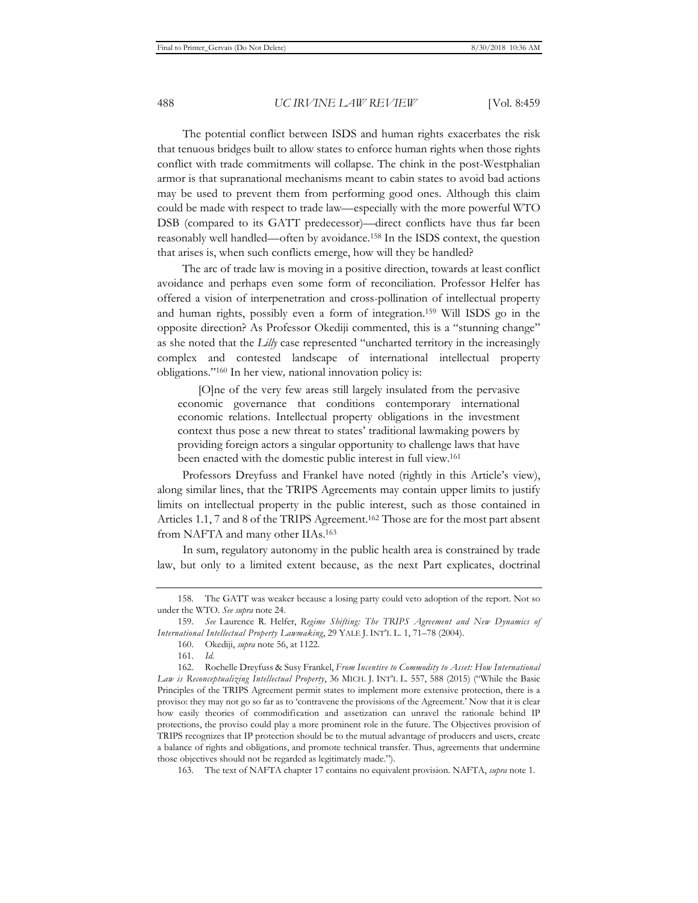The potential conflict between ISDS and human rights exacerbates the risk that tenuous bridges built to allow states to enforce human rights when those rights conflict with trade commitments will collapse. The chink in the post-Westphalian armor is that supranational mechanisms meant to cabin states to avoid bad actions may be used to prevent them from performing good ones. Although this claim could be made with respect to trade law—especially with the more powerful WTO DSB (compared to its GATT predecessor)—direct conflicts have thus far been reasonably well handled—often by avoidance.[158] In the ISDS context, the question that arises is, when such conflicts emerge, how will they be handled?

The arc of trade law is moving in a positive direction, towards at least conflict avoidance and perhaps even some form of reconciliation. Professor Helfer has offered a vision of interpenetration and cross-pollination of intellectual property and human rights, possibly even a form of integration.[159] Will ISDS go in the opposite direction? As Professor Okediji commented, this is a "stunning change" as she noted that the *Lilly* case represented "uncharted territory in the increasingly complex and contested landscape of international intellectual property obligations."[160] In her view*,* national innovation policy is:

> [O]ne of the very few areas still largely insulated from the pervasive economic governance that conditions contemporary international economic relations. Intellectual property obligations in the investment context thus pose a new threat to states' traditional lawmaking powers by providing foreign actors a singular opportunity to challenge laws that have been enacted with the domestic public interest in full view.[161]

Professors Dreyfuss and Frankel have noted (rightly in this Article's view), along similar lines, that the TRIPS Agreements may contain upper limits to justify limits on intellectual property in the public interest, such as those contained in Articles 1.1, 7 and 8 of the TRIPS Agreement.[162] Those are for the most part absent from NAFTA and many other IIAs.[163]

In sum, regulatory autonomy in the public health area is constrained by trade law, but only to a limited extent because, as the next Part explicates, doctrinal

---

158. The GATT was weaker because a losing party could veto adoption of the report. Not so under the WTO. *See supra* note 24.

159. *See* Laurence R. Helfer, *Regime Shifting: The TRIPS Agreement and New Dynamics of International Intellectual Property Lawmaking*, 29 YALE J. INT'L L. 1, 71–78 (2004).

160. Okediji, *supra* note 56, at 1122.

161. *Id.*

162. Rochelle Dreyfuss & Susy Frankel, *From Incentive to Commodity to Asset: How International Law is Reconceptualizing Intellectual Property*, 36 MICH. J. INT'L L. 557, 588 (2015) ("While the Basic Principles of the TRIPS Agreement permit states to implement more extensive protection, there is a proviso: they may not go so far as to 'contravene the provisions of the Agreement.' Now that it is clear how easily theories of commodification and assetization can unravel the rationale behind IP protections, the proviso could play a more prominent role in the future. The Objectives provision of TRIPS recognizes that IP protection should be to the mutual advantage of producers and users, create a balance of rights and obligations, and promote technical transfer. Thus, agreements that undermine those objectives should not be regarded as legitimately made.").

163. The text of NAFTA chapter 17 contains no equivalent provision. NAFTA, *supra* note 1.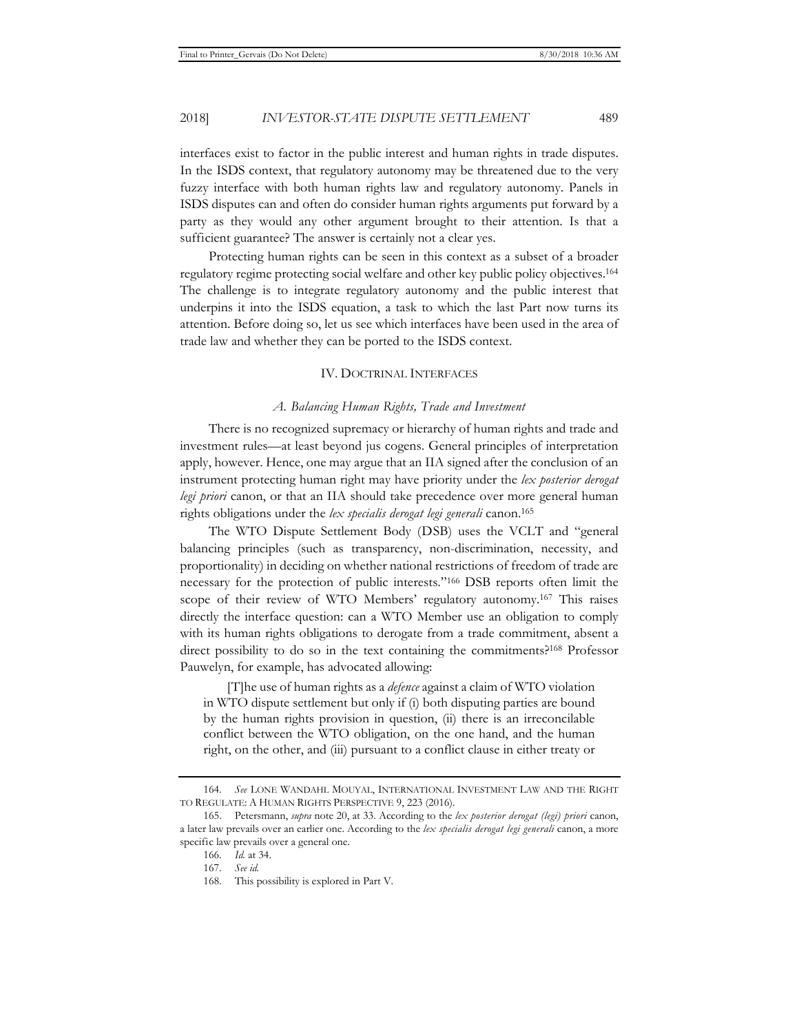interfaces exist to factor in the public interest and human rights in trade disputes. In the ISDS context, that regulatory autonomy may be threatened due to the very fuzzy interface with both human rights law and regulatory autonomy. Panels in ISDS disputes can and often do consider human rights arguments put forward by a party as they would any other argument brought to their attention. Is that a sufficient guarantee? The answer is certainly not a clear yes.

Protecting human rights can be seen in this context as a subset of a broader regulatory regime protecting social welfare and other key public policy objectives.[164] The challenge is to integrate regulatory autonomy and the public interest that underpins it into the ISDS equation, a task to which the last Part now turns its attention. Before doing so, let us see which interfaces have been used in the area of trade law and whether they can be ported to the ISDS context.

## IV. DOCTRINAL INTERFACES

### *A. Balancing Human Rights, Trade and Investment*

There is no recognized supremacy or hierarchy of human rights and trade and investment rules—at least beyond jus cogens. General principles of interpretation apply, however. Hence, one may argue that an IIA signed after the conclusion of an instrument protecting human right may have priority under the *lex posterior derogat legi priori* canon, or that an IIA should take precedence over more general human rights obligations under the *lex specialis derogat legi generali* canon.[165]

The WTO Dispute Settlement Body (DSB) uses the VCLT and "general balancing principles (such as transparency, non-discrimination, necessity, and proportionality) in deciding on whether national restrictions of freedom of trade are necessary for the protection of public interests."[166] DSB reports often limit the scope of their review of WTO Members' regulatory autonomy.[167] This raises directly the interface question: can a WTO Member use an obligation to comply with its human rights obligations to derogate from a trade commitment, absent a direct possibility to do so in the text containing the commitments?[168] Professor Pauwelyn, for example, has advocated allowing:

> [T]he use of human rights as a *defence* against a claim of WTO violation in WTO dispute settlement but only if (i) both disputing parties are bound by the human rights provision in question, (ii) there is an irreconcilable conflict between the WTO obligation, on the one hand, and the human right, on the other, and (iii) pursuant to a conflict clause in either treaty or

---

164. *See* LONE WANDAHL MOUYAL, INTERNATIONAL INVESTMENT LAW AND THE RIGHT TO REGULATE: A HUMAN RIGHTS PERSPECTIVE 9, 223 (2016).

165. Petersmann, *supra* note 20, at 33. According to the *lex posterior derogat (legi) priori* canon, a later law prevails over an earlier one. According to the *lex specialis derogat legi generali* canon, a more specific law prevails over a general one.

166. *Id.* at 34.

167. *See id.*

168. This possibility is explored in Part V.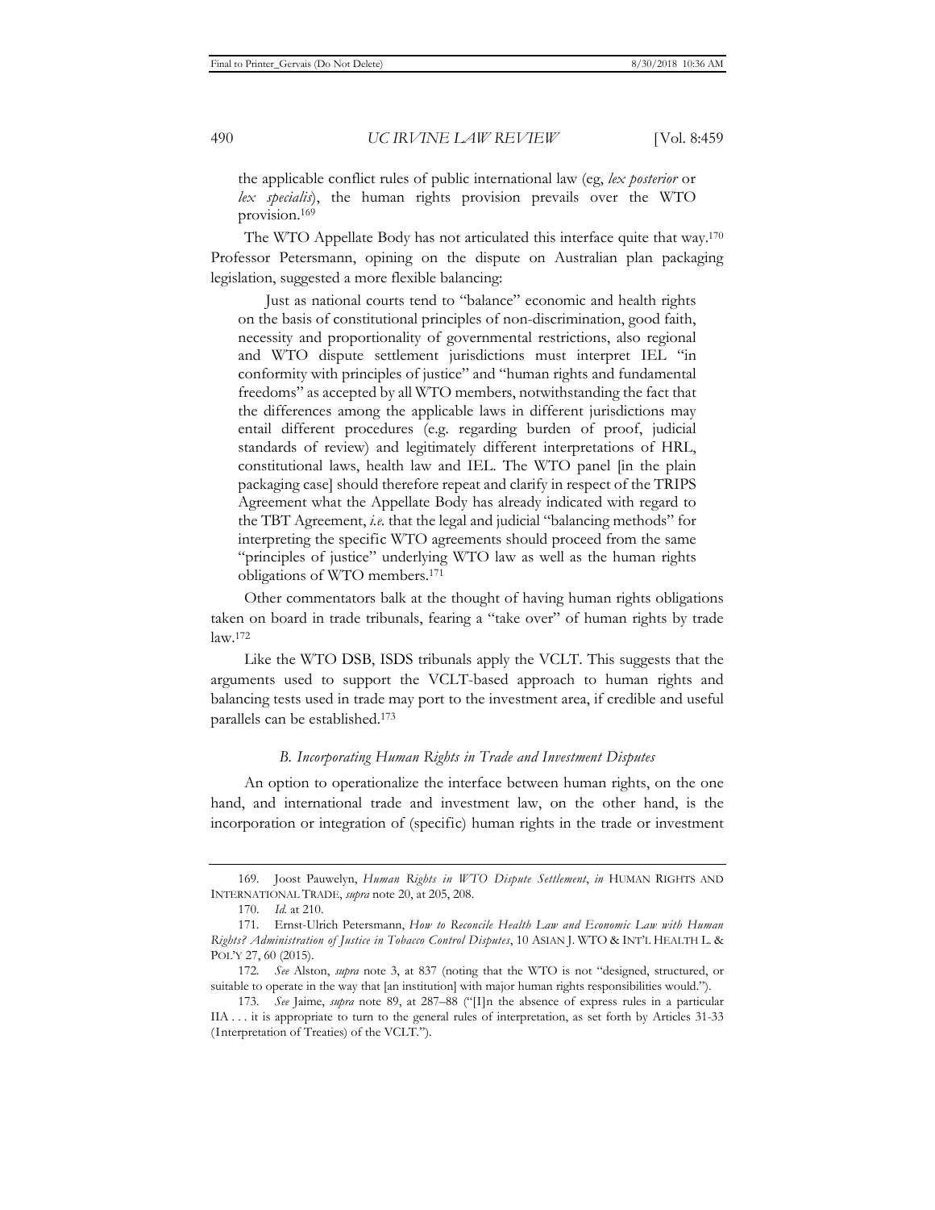the applicable conflict rules of public international law (eg, *lex posterior* or *lex specialis*), the human rights provision prevails over the WTO provision.[169]

The WTO Appellate Body has not articulated this interface quite that way.[170] Professor Petersmann, opining on the dispute on Australian plan packaging legislation, suggested a more flexible balancing:

> Just as national courts tend to "balance" economic and health rights on the basis of constitutional principles of non-discrimination, good faith, necessity and proportionality of governmental restrictions, also regional and WTO dispute settlement jurisdictions must interpret IEL "in conformity with principles of justice" and "human rights and fundamental freedoms" as accepted by all WTO members, notwithstanding the fact that the differences among the applicable laws in different jurisdictions may entail different procedures (e.g. regarding burden of proof, judicial standards of review) and legitimately different interpretations of HRL, constitutional laws, health law and IEL. The WTO panel [in the plain packaging case] should therefore repeat and clarify in respect of the TRIPS Agreement what the Appellate Body has already indicated with regard to the TBT Agreement, *i.e.* that the legal and judicial "balancing methods" for interpreting the specific WTO agreements should proceed from the same "principles of justice" underlying WTO law as well as the human rights obligations of WTO members.[171]

Other commentators balk at the thought of having human rights obligations taken on board in trade tribunals, fearing a "take over" of human rights by trade law.[172]

Like the WTO DSB, ISDS tribunals apply the VCLT. This suggests that the arguments used to support the VCLT-based approach to human rights and balancing tests used in trade may port to the investment area, if credible and useful parallels can be established.[173]

### *B. Incorporating Human Rights in Trade and Investment Disputes*

An option to operationalize the interface between human rights, on the one hand, and international trade and investment law, on the other hand, is the incorporation or integration of (specific) human rights in the trade or investment

---

169. Joost Pauwelyn, *Human Rights in WTO Dispute Settlement*, *in* HUMAN RIGHTS AND INTERNATIONAL TRADE, *supra* note 20, at 205, 208.

170. *Id.* at 210.

171. Ernst-Ulrich Petersmann, *How to Reconcile Health Law and Economic Law with Human Rights? Administration of Justice in Tobacco Control Disputes*, 10 ASIAN J. WTO & INT'L HEALTH L. & POL'Y 27, 60 (2015).

172. *See* Alston, *supra* note 3, at 837 (noting that the WTO is not "designed, structured, or suitable to operate in the way that [an institution] with major human rights responsibilities would.").

173. *See* Jaime, *supra* note 89, at 287–88 ("[I]n the absence of express rules in a particular IIA . . . it is appropriate to turn to the general rules of interpretation, as set forth by Articles 31-33 (Interpretation of Treaties) of the VCLT.").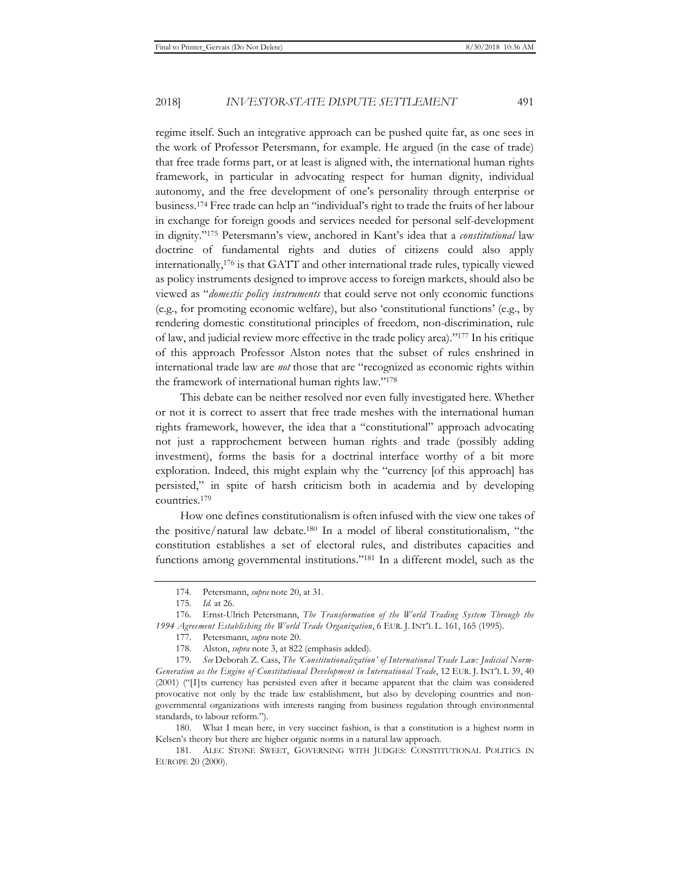regime itself. Such an integrative approach can be pushed quite far, as one sees in the work of Professor Petersmann, for example. He argued (in the case of trade) that free trade forms part, or at least is aligned with, the international human rights framework, in particular in advocating respect for human dignity, individual autonomy, and the free development of one's personality through enterprise or business.[174] Free trade can help an "individual's right to trade the fruits of her labour in exchange for foreign goods and services needed for personal self-development in dignity."[175] Petersmann's view, anchored in Kant's idea that a *constitutional* law doctrine of fundamental rights and duties of citizens could also apply internationally,[176] is that GATT and other international trade rules, typically viewed as policy instruments designed to improve access to foreign markets, should also be viewed as "*domestic policy instruments* that could serve not only economic functions (e.g., for promoting economic welfare), but also 'constitutional functions' (e.g., by rendering domestic constitutional principles of freedom, non-discrimination, rule of law, and judicial review more effective in the trade policy area)."[177] In his critique of this approach Professor Alston notes that the subset of rules enshrined in international trade law are *not* those that are "recognized as economic rights within the framework of international human rights law."[178]

This debate can be neither resolved nor even fully investigated here. Whether or not it is correct to assert that free trade meshes with the international human rights framework, however, the idea that a "constitutional" approach advocating not just a rapprochement between human rights and trade (possibly adding investment), forms the basis for a doctrinal interface worthy of a bit more exploration. Indeed, this might explain why the "currency [of this approach] has persisted," in spite of harsh criticism both in academia and by developing countries.[179]

How one defines constitutionalism is often infused with the view one takes of the positive/natural law debate.[180] In a model of liberal constitutionalism, "the constitution establishes a set of electoral rules, and distributes capacities and functions among governmental institutions."[181] In a different model, such as the

---

174. Petersmann, *supra* note 20, at 31.

175. *Id.* at 26.

176. Ernst-Ulrich Petersmann, *The Transformation of the World Trading System Through the 1994 Agreement Establishing the World Trade Organization*, 6 EUR. J. INT'L L. 161, 165 (1995).

177. Petersmann, *supra* note 20.

178. Alston, *supra* note 3, at 822 (emphasis added).

179. *See* Deborah Z. Cass, *The 'Constitutionalization' of International Trade Law: Judicial Norm-Generation as the Engine of Constitutional Development in International Trade*, 12 EUR. J. INT'L L 39, 40 (2001) ("[I]ts currency has persisted even after it became apparent that the claim was considered provocative not only by the trade law establishment, but also by developing countries and non-governmental organizations with interests ranging from business regulation through environmental standards, to labour reform.").

180. What I mean here, in very succinct fashion, is that a constitution is a highest norm in Kelsen's theory but there are higher organic norms in a natural law approach.

181. ALEC STONE SWEET, GOVERNING WITH JUDGES: CONSTITUTIONAL POLITICS IN EUROPE 20 (2000).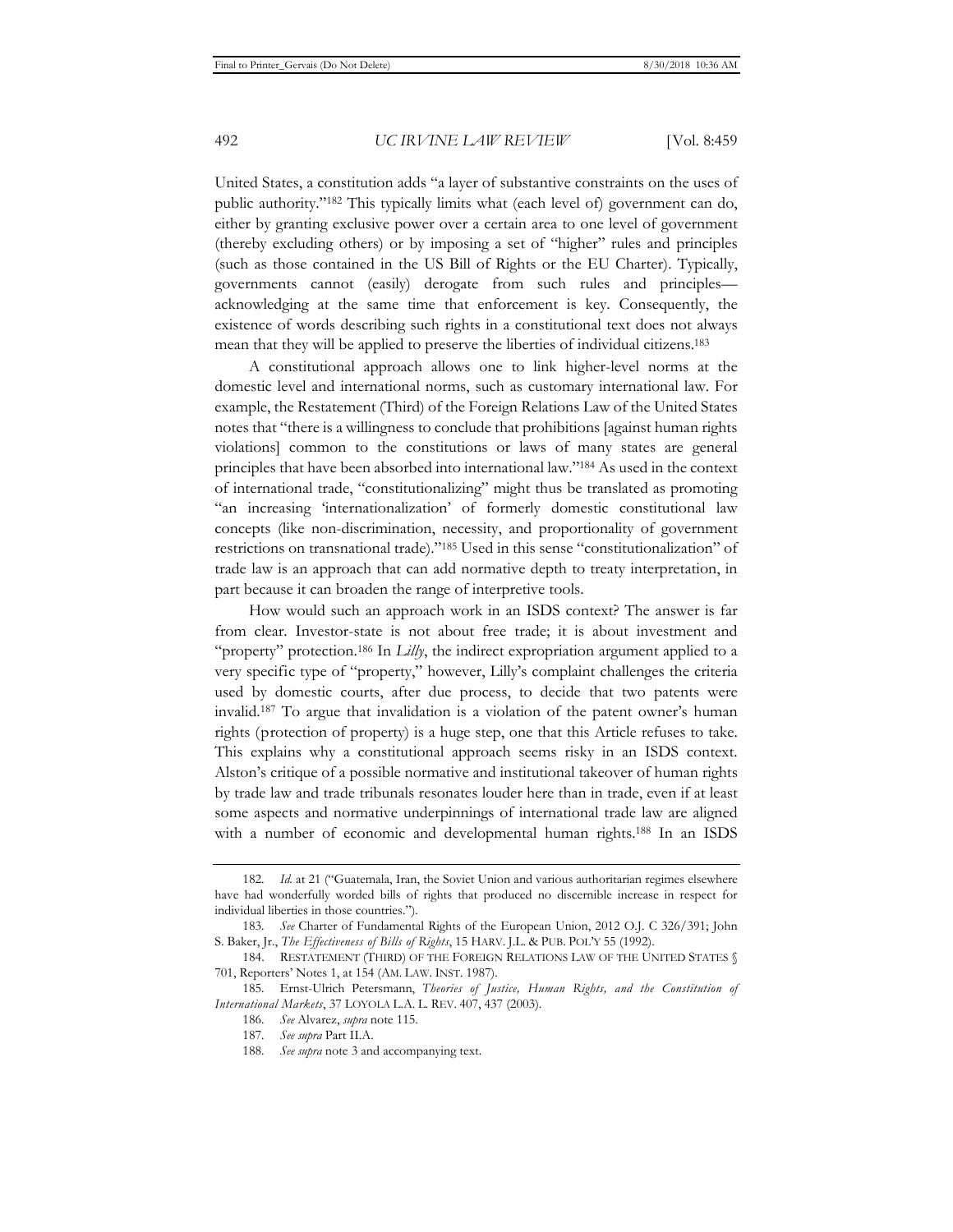United States, a constitution adds "a layer of substantive constraints on the uses of public authority."[182] This typically limits what (each level of) government can do, either by granting exclusive power over a certain area to one level of government (thereby excluding others) or by imposing a set of "higher" rules and principles (such as those contained in the US Bill of Rights or the EU Charter). Typically, governments cannot (easily) derogate from such rules and principles—acknowledging at the same time that enforcement is key. Consequently, the existence of words describing such rights in a constitutional text does not always mean that they will be applied to preserve the liberties of individual citizens.[183]

A constitutional approach allows one to link higher-level norms at the domestic level and international norms, such as customary international law. For example, the Restatement (Third) of the Foreign Relations Law of the United States notes that "there is a willingness to conclude that prohibitions [against human rights violations] common to the constitutions or laws of many states are general principles that have been absorbed into international law."[184] As used in the context of international trade, "constitutionalizing" might thus be translated as promoting "an increasing 'internationalization' of formerly domestic constitutional law concepts (like non-discrimination, necessity, and proportionality of government restrictions on transnational trade)."[185] Used in this sense "constitutionalization" of trade law is an approach that can add normative depth to treaty interpretation, in part because it can broaden the range of interpretive tools.

How would such an approach work in an ISDS context? The answer is far from clear. Investor-state is not about free trade; it is about investment and "property" protection.[186] In *Lilly*, the indirect expropriation argument applied to a very specific type of "property," however, Lilly's complaint challenges the criteria used by domestic courts, after due process, to decide that two patents were invalid.[187] To argue that invalidation is a violation of the patent owner's human rights (protection of property) is a huge step, one that this Article refuses to take. This explains why a constitutional approach seems risky in an ISDS context. Alston's critique of a possible normative and institutional takeover of human rights by trade law and trade tribunals resonates louder here than in trade, even if at least some aspects and normative underpinnings of international trade law are aligned with a number of economic and developmental human rights.[188] In an ISDS

---

182. *Id.* at 21 ("Guatemala, Iran, the Soviet Union and various authoritarian regimes elsewhere have had wonderfully worded bills of rights that produced no discernible increase in respect for individual liberties in those countries.").

183. *See* Charter of Fundamental Rights of the European Union, 2012 O.J. C 326/391; John S. Baker, Jr., *The Effectiveness of Bills of Rights*, 15 HARV. J.L. & PUB. POL'Y 55 (1992).

184. RESTATEMENT (THIRD) OF THE FOREIGN RELATIONS LAW OF THE UNITED STATES § 701, Reporters' Notes 1, at 154 (AM. LAW. INST. 1987).

185. Ernst-Ulrich Petersmann, *Theories of Justice, Human Rights, and the Constitution of International Markets*, 37 LOYOLA L.A. L. REV. 407, 437 (2003).

186. *See* Alvarez, *supra* note 115.

187. *See supra* Part II.A.

188. *See supra* note 3 and accompanying text.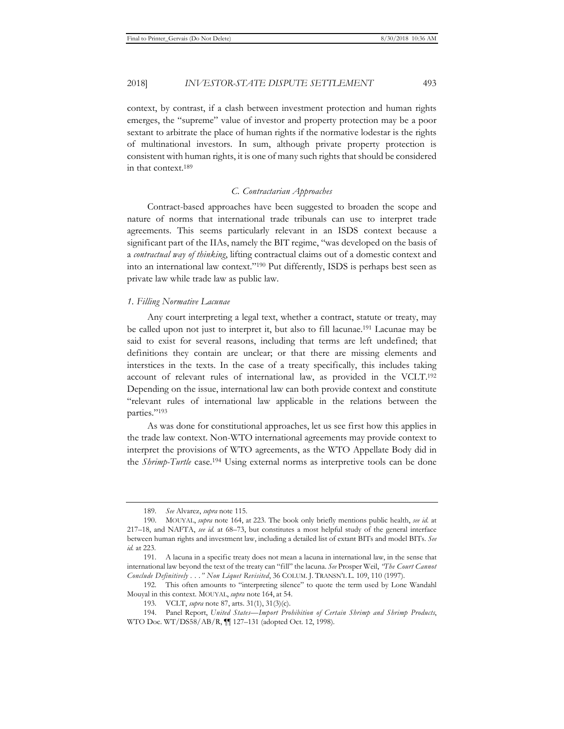context, by contrast, if a clash between investment protection and human rights emerges, the "supreme" value of investor and property protection may be a poor sextant to arbitrate the place of human rights if the normative lodestar is the rights of multinational investors. In sum, although private property protection is consistent with human rights, it is one of many such rights that should be considered in that context.[189]

### *C. Contractarian Approaches*

Contract-based approaches have been suggested to broaden the scope and nature of norms that international trade tribunals can use to interpret trade agreements. This seems particularly relevant in an ISDS context because a significant part of the IIAs, namely the BIT regime, "was developed on the basis of a *contractual way of thinking*, lifting contractual claims out of a domestic context and into an international law context."[190] Put differently, ISDS is perhaps best seen as private law while trade law as public law.

#### *1. Filling Normative Lacunae*

Any court interpreting a legal text, whether a contract, statute or treaty, may be called upon not just to interpret it, but also to fill lacunae.[191] Lacunae may be said to exist for several reasons, including that terms are left undefined; that definitions they contain are unclear; or that there are missing elements and interstices in the texts. In the case of a treaty specifically, this includes taking account of relevant rules of international law, as provided in the VCLT.[192] Depending on the issue, international law can both provide context and constitute "relevant rules of international law applicable in the relations between the parties."[193]

As was done for constitutional approaches, let us see first how this applies in the trade law context. Non-WTO international agreements may provide context to interpret the provisions of WTO agreements, as the WTO Appellate Body did in the *Shrimp-Turtle* case.[194] Using external norms as interpretive tools can be done

---

189. *See* Alvarez, *supra* note 115.

190. MOUYAL, *supra* note 164, at 223. The book only briefly mentions public health, *see id.* at 217–18, and NAFTA, *see id.* at 68–73, but constitutes a most helpful study of the general interface between human rights and investment law, including a detailed list of extant BITs and model BITs. *See id.* at 223.

191. A lacuna in a specific treaty does not mean a lacuna in international law, in the sense that international law beyond the text of the treaty can "fill" the lacuna. *See* Prosper Weil, *"The Court Cannot Conclude Definitively . . ." Non Liquet Revisited*, 36 COLUM. J. TRANSN'L L. 109, 110 (1997).

192. This often amounts to "interpreting silence" to quote the term used by Lone Wandahl Mouyal in this context. MOUYAL, *supra* note 164, at 54.

193. VCLT, *supra* note 87, arts. 31(1), 31(3)(c).

194. Panel Report, *United States—Import Prohibition of Certain Shrimp and Shrimp Products*, WTO Doc. WT/DS58/AB/R, ¶¶ 127–131 (adopted Oct. 12, 1998).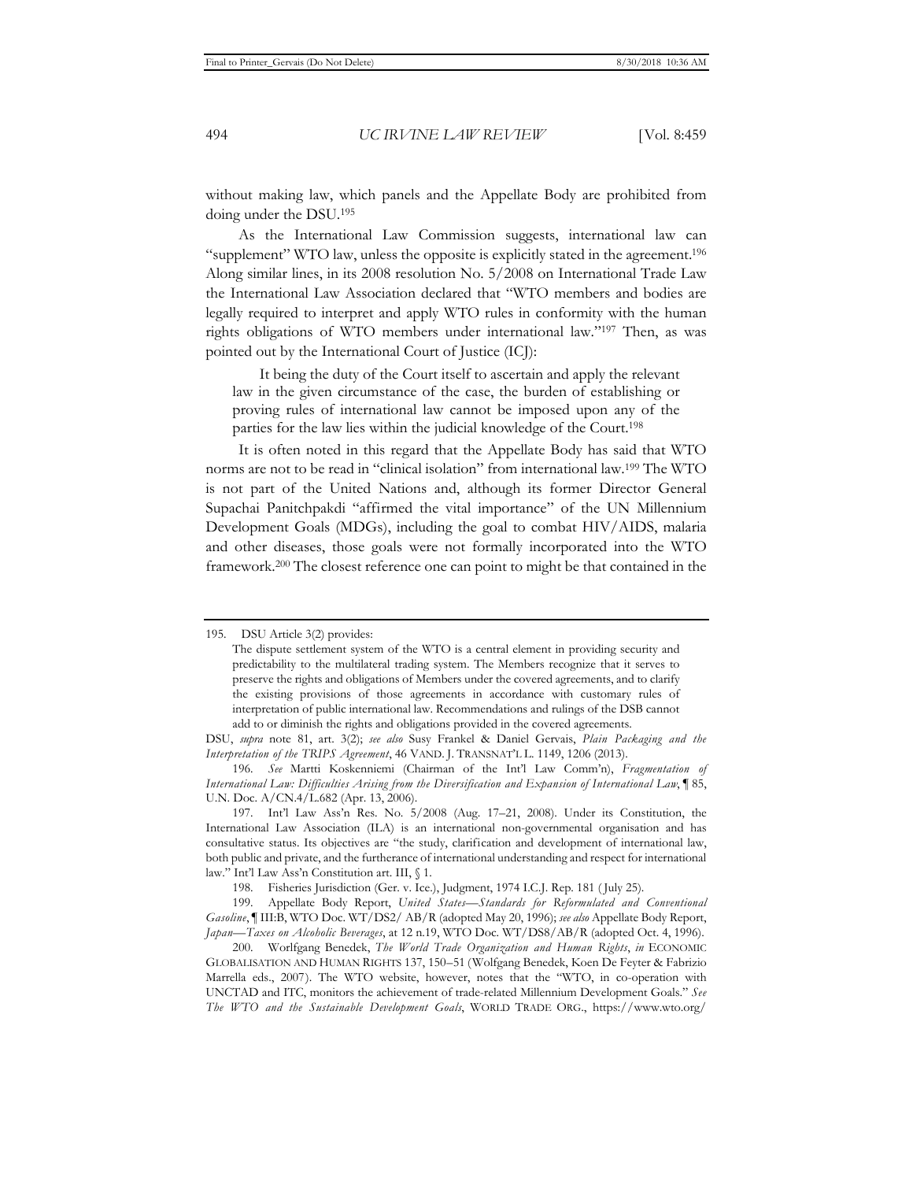without making law, which panels and the Appellate Body are prohibited from doing under the DSU.[195]

As the International Law Commission suggests, international law can "supplement" WTO law, unless the opposite is explicitly stated in the agreement.[196] Along similar lines, in its 2008 resolution No. 5/2008 on International Trade Law the International Law Association declared that "WTO members and bodies are legally required to interpret and apply WTO rules in conformity with the human rights obligations of WTO members under international law."[197] Then, as was pointed out by the International Court of Justice (ICJ):

> It being the duty of the Court itself to ascertain and apply the relevant law in the given circumstance of the case, the burden of establishing or proving rules of international law cannot be imposed upon any of the parties for the law lies within the judicial knowledge of the Court.[198]

It is often noted in this regard that the Appellate Body has said that WTO norms are not to be read in "clinical isolation" from international law.[199] The WTO is not part of the United Nations and, although its former Director General Supachai Panitchpakdi "affirmed the vital importance" of the UN Millennium Development Goals (MDGs), including the goal to combat HIV/AIDS, malaria and other diseases, those goals were not formally incorporated into the WTO framework.[200] The closest reference one can point to might be that contained in the

---

195. DSU Article 3(2) provides:

> The dispute settlement system of the WTO is a central element in providing security and predictability to the multilateral trading system. The Members recognize that it serves to preserve the rights and obligations of Members under the covered agreements, and to clarify the existing provisions of those agreements in accordance with customary rules of interpretation of public international law. Recommendations and rulings of the DSB cannot add to or diminish the rights and obligations provided in the covered agreements.

DSU, *supra* note 81, art. 3(2); *see also* Susy Frankel & Daniel Gervais, *Plain Packaging and the Interpretation of the TRIPS Agreement*, 46 VAND. J. TRANSNAT'L L. 1149, 1206 (2013).

196. *See* Martti Koskenniemi (Chairman of the Int'l Law Comm'n), *Fragmentation of International Law: Difficulties Arising from the Diversification and Expansion of International Law*, ¶ 85, U.N. Doc. A/CN.4/L.682 (Apr. 13, 2006).

197. Int'l Law Ass'n Res. No. 5/2008 (Aug. 17–21, 2008). Under its Constitution, the International Law Association (ILA) is an international non-governmental organisation and has consultative status. Its objectives are "the study, clarification and development of international law, both public and private, and the furtherance of international understanding and respect for international law." Int'l Law Ass'n Constitution art. III, § 1.

198. Fisheries Jurisdiction (Ger. v. Ice.), Judgment, 1974 I.C.J. Rep. 181 (July 25).

199. Appellate Body Report, *United States—Standards for Reformulated and Conventional Gasoline*, ¶ III:B, WTO Doc. WT/DS2/ AB/R (adopted May 20, 1996); *see also* Appellate Body Report, *Japan—Taxes on Alcoholic Beverages*, at 12 n.19, WTO Doc. WT/DS8/AB/R (adopted Oct. 4, 1996).

200. Worlfgang Benedek, *The World Trade Organization and Human Rights*, *in* ECONOMIC GLOBALISATION AND HUMAN RIGHTS 137, 150–51 (Wolfgang Benedek, Koen De Feyter & Fabrizio Marrella eds., 2007). The WTO website, however, notes that the "WTO, in co-operation with UNCTAD and ITC, monitors the achievement of trade-related Millennium Development Goals." *See The WTO and the Sustainable Development Goals*, WORLD TRADE ORG., https://www.wto.org/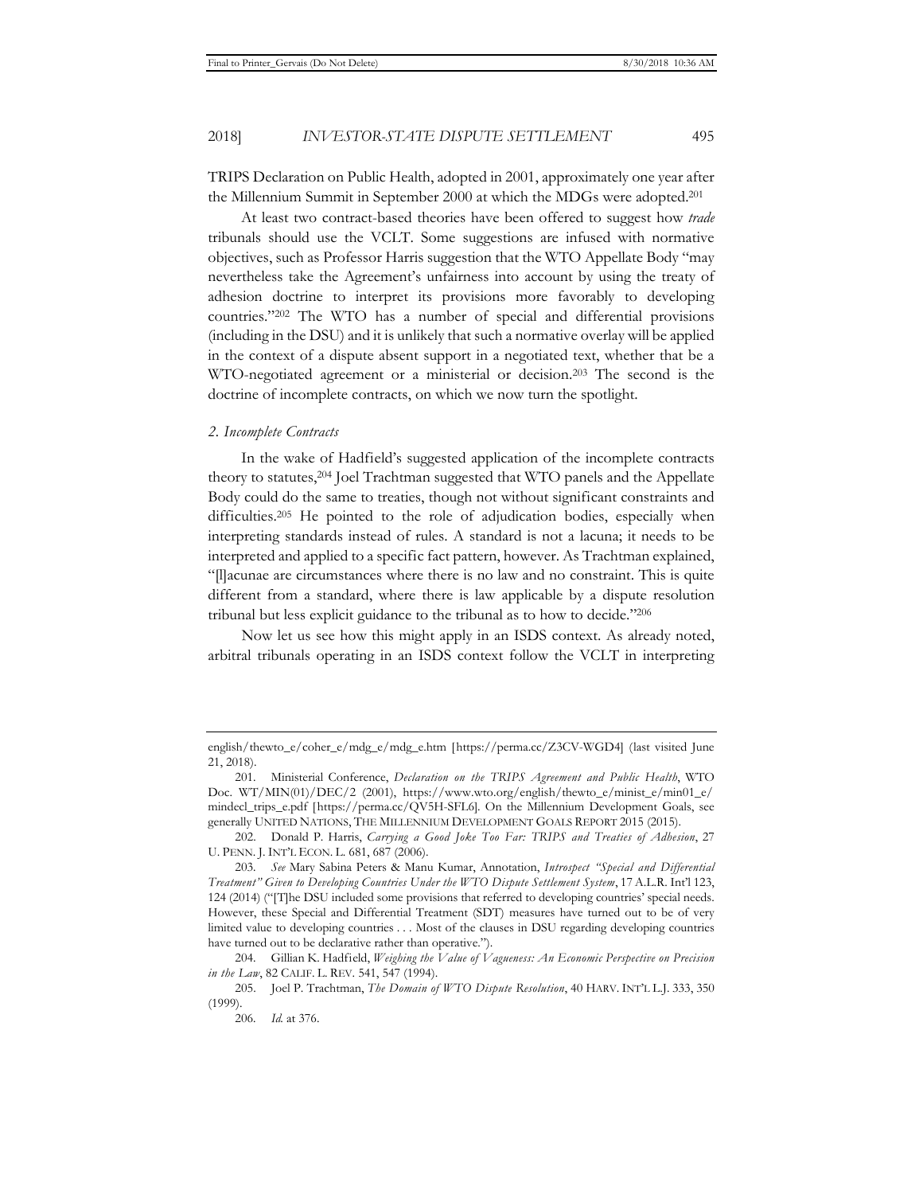TRIPS Declaration on Public Health, adopted in 2001, approximately one year after the Millennium Summit in September 2000 at which the MDGs were adopted.[201]

At least two contract-based theories have been offered to suggest how *trade* tribunals should use the VCLT. Some suggestions are infused with normative objectives, such as Professor Harris suggestion that the WTO Appellate Body "may nevertheless take the Agreement's unfairness into account by using the treaty of adhesion doctrine to interpret its provisions more favorably to developing countries."[202] The WTO has a number of special and differential provisions (including in the DSU) and it is unlikely that such a normative overlay will be applied in the context of a dispute absent support in a negotiated text, whether that be a WTO-negotiated agreement or a ministerial or decision.[203] The second is the doctrine of incomplete contracts, on which we now turn the spotlight.

*2. Incomplete Contracts*

In the wake of Hadfield's suggested application of the incomplete contracts theory to statutes,[204] Joel Trachtman suggested that WTO panels and the Appellate Body could do the same to treaties, though not without significant constraints and difficulties.[205] He pointed to the role of adjudication bodies, especially when interpreting standards instead of rules. A standard is not a lacuna; it needs to be interpreted and applied to a specific fact pattern, however. As Trachtman explained, "[l]acunae are circumstances where there is no law and no constraint. This is quite different from a standard, where there is law applicable by a dispute resolution tribunal but less explicit guidance to the tribunal as to how to decide."[206]

Now let us see how this might apply in an ISDS context. As already noted, arbitral tribunals operating in an ISDS context follow the VCLT in interpreting

---

english/thewto_e/coher_e/mdg_e/mdg_e.htm [https://perma.cc/Z3CV-WGD4] (last visited June 21, 2018).

201. Ministerial Conference, *Declaration on the TRIPS Agreement and Public Health*, WTO Doc. WT/MIN(01)/DEC/2 (2001), https://www.wto.org/english/thewto_e/minist_e/min01_e/mindecl_trips_e.pdf [https://perma.cc/QV5H-SFL6]. On the Millennium Development Goals, see generally UNITED NATIONS, THE MILLENNIUM DEVELOPMENT GOALS REPORT 2015 (2015).

202. Donald P. Harris, *Carrying a Good Joke Too Far: TRIPS and Treaties of Adhesion*, 27 U. PENN. J. INT'L ECON. L. 681, 687 (2006).

203. *See* Mary Sabina Peters & Manu Kumar, Annotation, *Introspect "Special and Differential Treatment" Given to Developing Countries Under the WTO Dispute Settlement System*, 17 A.L.R. Int'l 123, 124 (2014) ("[T]he DSU included some provisions that referred to developing countries' special needs. However, these Special and Differential Treatment (SDT) measures have turned out to be of very limited value to developing countries . . . Most of the clauses in DSU regarding developing countries have turned out to be declarative rather than operative.").

204. Gillian K. Hadfield, *Weighing the Value of Vagueness: An Economic Perspective on Precision in the Law*, 82 CALIF. L. REV. 541, 547 (1994).

205. Joel P. Trachtman, *The Domain of WTO Dispute Resolution*, 40 HARV. INT'L L.J. 333, 350 (1999).

206. *Id.* at 376.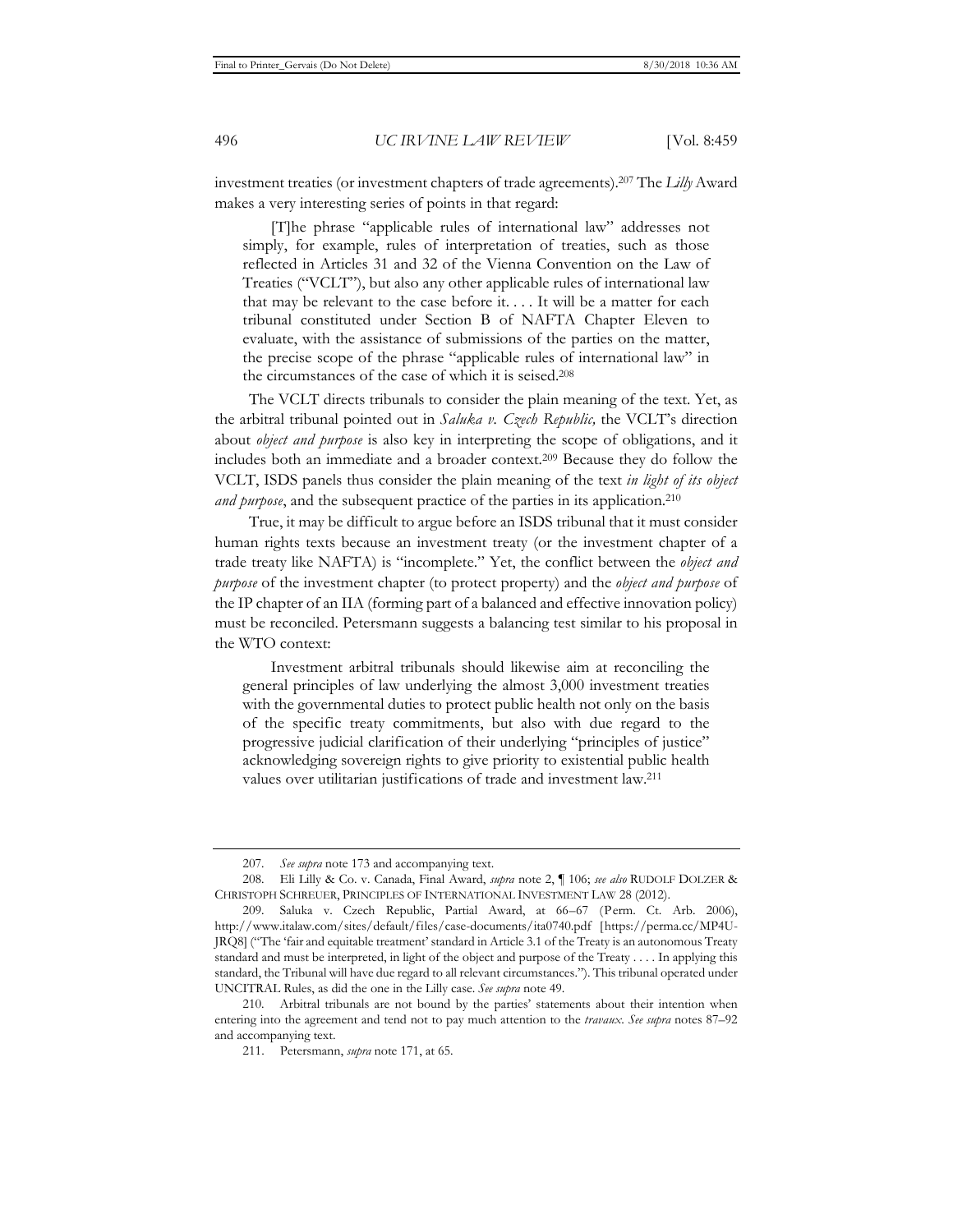investment treaties (or investment chapters of trade agreements).[207] The *Lilly* Award makes a very interesting series of points in that regard:

> [T]he phrase "applicable rules of international law" addresses not simply, for example, rules of interpretation of treaties, such as those reflected in Articles 31 and 32 of the Vienna Convention on the Law of Treaties ("VCLT"), but also any other applicable rules of international law that may be relevant to the case before it. . . . It will be a matter for each tribunal constituted under Section B of NAFTA Chapter Eleven to evaluate, with the assistance of submissions of the parties on the matter, the precise scope of the phrase "applicable rules of international law" in the circumstances of the case of which it is seised.[208]

The VCLT directs tribunals to consider the plain meaning of the text. Yet, as the arbitral tribunal pointed out in *Saluka v. Czech Republic,* the VCLT's direction about *object and purpose* is also key in interpreting the scope of obligations, and it includes both an immediate and a broader context.[209] Because they do follow the VCLT, ISDS panels thus consider the plain meaning of the text *in light of its object and purpose*, and the subsequent practice of the parties in its application.[210]

True, it may be difficult to argue before an ISDS tribunal that it must consider human rights texts because an investment treaty (or the investment chapter of a trade treaty like NAFTA) is "incomplete." Yet, the conflict between the *object and purpose* of the investment chapter (to protect property) and the *object and purpose* of the IP chapter of an IIA (forming part of a balanced and effective innovation policy) must be reconciled. Petersmann suggests a balancing test similar to his proposal in the WTO context:

> Investment arbitral tribunals should likewise aim at reconciling the general principles of law underlying the almost 3,000 investment treaties with the governmental duties to protect public health not only on the basis of the specific treaty commitments, but also with due regard to the progressive judicial clarification of their underlying "principles of justice" acknowledging sovereign rights to give priority to existential public health values over utilitarian justifications of trade and investment law.[211]

---

207. *See supra* note 173 and accompanying text.

208. Eli Lilly & Co. v. Canada, Final Award, *supra* note 2, ¶ 106; *see also* RUDOLF DOLZER & CHRISTOPH SCHREUER, PRINCIPLES OF INTERNATIONAL INVESTMENT LAW 28 (2012).

209. Saluka v. Czech Republic, Partial Award, at 66–67 (Perm. Ct. Arb. 2006), http://www.italaw.com/sites/default/files/case-documents/ita0740.pdf [https://perma.cc/MP4U-JRQ8] ("The 'fair and equitable treatment' standard in Article 3.1 of the Treaty is an autonomous Treaty standard and must be interpreted, in light of the object and purpose of the Treaty . . . . In applying this standard, the Tribunal will have due regard to all relevant circumstances."). This tribunal operated under UNCITRAL Rules, as did the one in the Lilly case. *See supra* note 49.

210. Arbitral tribunals are not bound by the parties' statements about their intention when entering into the agreement and tend not to pay much attention to the *travaux*. *See supra* notes 87–92 and accompanying text.

211. Petersmann, *supra* note 171, at 65.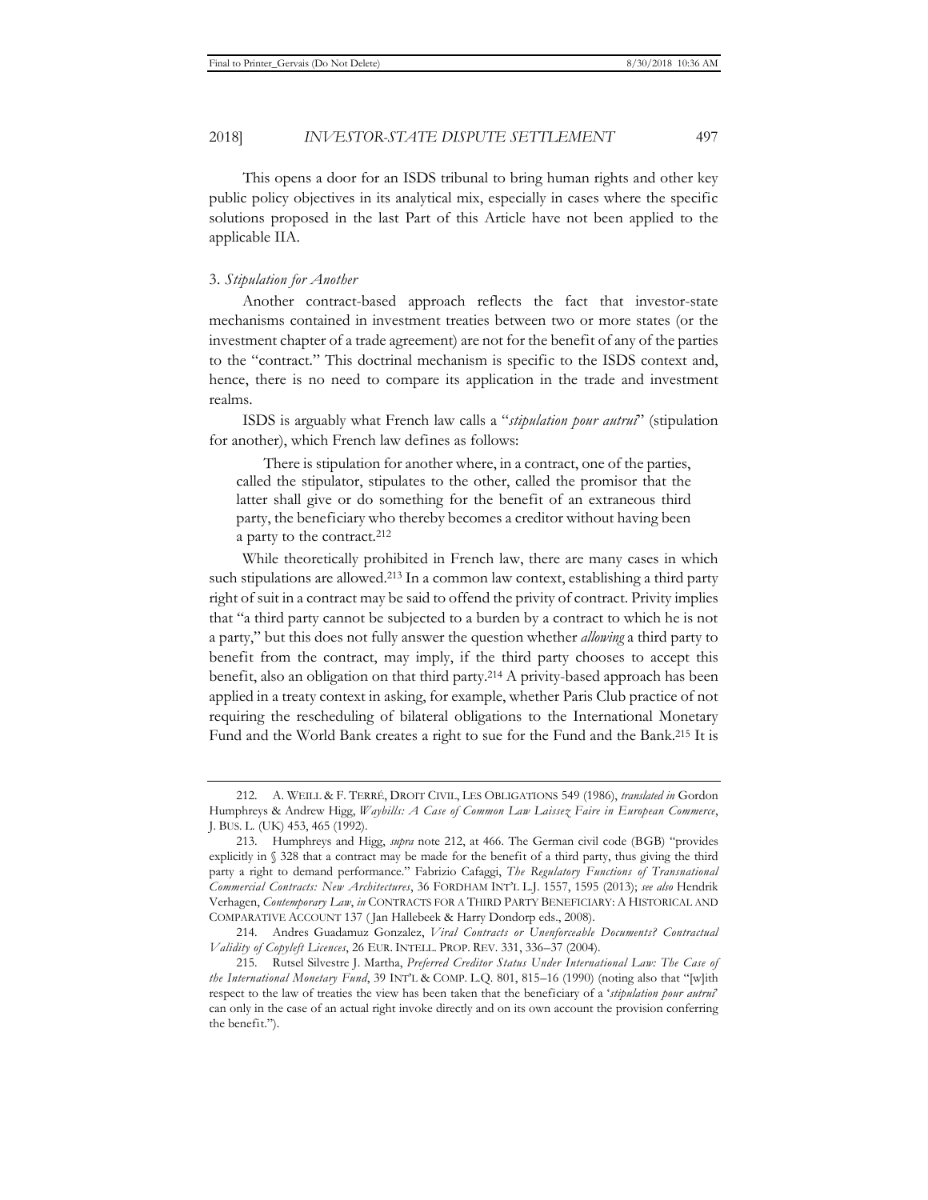This opens a door for an ISDS tribunal to bring human rights and other key public policy objectives in its analytical mix, especially in cases where the specific solutions proposed in the last Part of this Article have not been applied to the applicable IIA.

### 3. *Stipulation for Another*

Another contract-based approach reflects the fact that investor-state mechanisms contained in investment treaties between two or more states (or the investment chapter of a trade agreement) are not for the benefit of any of the parties to the "contract." This doctrinal mechanism is specific to the ISDS context and, hence, there is no need to compare its application in the trade and investment realms.

ISDS is arguably what French law calls a "*stipulation pour autrui*" (stipulation for another), which French law defines as follows:

> There is stipulation for another where, in a contract, one of the parties, called the stipulator, stipulates to the other, called the promisor that the latter shall give or do something for the benefit of an extraneous third party, the beneficiary who thereby becomes a creditor without having been a party to the contract.[212]

While theoretically prohibited in French law, there are many cases in which such stipulations are allowed.[213] In a common law context, establishing a third party right of suit in a contract may be said to offend the privity of contract. Privity implies that "a third party cannot be subjected to a burden by a contract to which he is not a party," but this does not fully answer the question whether *allowing* a third party to benefit from the contract, may imply, if the third party chooses to accept this benefit, also an obligation on that third party.[214] A privity-based approach has been applied in a treaty context in asking, for example, whether Paris Club practice of not requiring the rescheduling of bilateral obligations to the International Monetary Fund and the World Bank creates a right to sue for the Fund and the Bank.[215] It is

---

212. A. WEILL & F. TERRÉ, DROIT CIVIL, LES OBLIGATIONS 549 (1986), *translated in* Gordon Humphreys & Andrew Higg, *Waybills: A Case of Common Law Laissez Faire in European Commerce*, J. BUS. L. (UK) 453, 465 (1992).

213. Humphreys and Higg, *supra* note 212, at 466. The German civil code (BGB) "provides explicitly in § 328 that a contract may be made for the benefit of a third party, thus giving the third party a right to demand performance." Fabrizio Cafaggi, *The Regulatory Functions of Transnational Commercial Contracts: New Architectures*, 36 FORDHAM INT'L L.J. 1557, 1595 (2013); *see also* Hendrik Verhagen, *Contemporary Law*, *in* CONTRACTS FOR A THIRD PARTY BENEFICIARY: A HISTORICAL AND COMPARATIVE ACCOUNT 137 (Jan Hallebeek & Harry Dondorp eds., 2008).

214. Andres Guadamuz Gonzalez, *Viral Contracts or Unenforceable Documents? Contractual Validity of Copyleft Licences*, 26 EUR. INTELL. PROP. REV. 331, 336–37 (2004).

215. Rutsel Silvestre J. Martha, *Preferred Creditor Status Under International Law: The Case of the International Monetary Fund*, 39 INT'L & COMP. L.Q. 801, 815–16 (1990) (noting also that "[w]ith respect to the law of treaties the view has been taken that the beneficiary of a '*stipulation pour autrui*' can only in the case of an actual right invoke directly and on its own account the provision conferring the benefit.").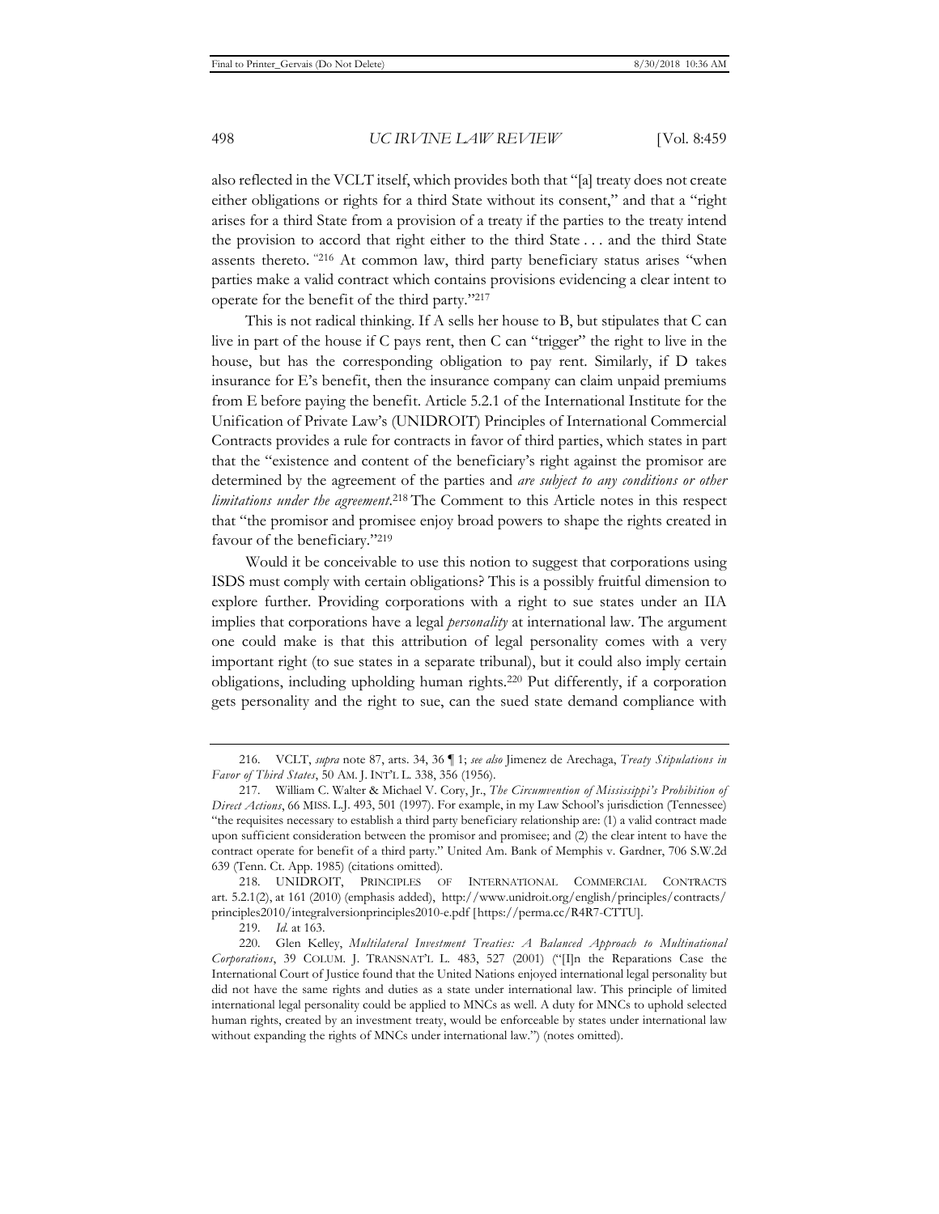also reflected in the VCLT itself, which provides both that "[a] treaty does not create either obligations or rights for a third State without its consent," and that a "right arises for a third State from a provision of a treaty if the parties to the treaty intend the provision to accord that right either to the third State . . . and the third State assents thereto. "[216] At common law, third party beneficiary status arises "when parties make a valid contract which contains provisions evidencing a clear intent to operate for the benefit of the third party."[217]

This is not radical thinking. If A sells her house to B, but stipulates that C can live in part of the house if C pays rent, then C can "trigger" the right to live in the house, but has the corresponding obligation to pay rent. Similarly, if D takes insurance for E's benefit, then the insurance company can claim unpaid premiums from E before paying the benefit. Article 5.2.1 of the International Institute for the Unification of Private Law's (UNIDROIT) Principles of International Commercial Contracts provides a rule for contracts in favor of third parties, which states in part that the "existence and content of the beneficiary's right against the promisor are determined by the agreement of the parties and *are subject to any conditions or other limitations under the agreement*.[218] The Comment to this Article notes in this respect that "the promisor and promisee enjoy broad powers to shape the rights created in favour of the beneficiary."[219]

Would it be conceivable to use this notion to suggest that corporations using ISDS must comply with certain obligations? This is a possibly fruitful dimension to explore further. Providing corporations with a right to sue states under an IIA implies that corporations have a legal *personality* at international law. The argument one could make is that this attribution of legal personality comes with a very important right (to sue states in a separate tribunal), but it could also imply certain obligations, including upholding human rights.[220] Put differently, if a corporation gets personality and the right to sue, can the sued state demand compliance with

---

216. VCLT, *supra* note 87, arts. 34, 36 ¶ 1; *see also* Jimenez de Arechaga, *Treaty Stipulations in Favor of Third States*, 50 AM. J. INT'L L. 338, 356 (1956).

217. William C. Walter & Michael V. Cory, Jr., *The Circumvention of Mississippi's Prohibition of Direct Actions*, 66 MISS. L.J. 493, 501 (1997). For example, in my Law School's jurisdiction (Tennessee) "the requisites necessary to establish a third party beneficiary relationship are: (1) a valid contract made upon sufficient consideration between the promisor and promisee; and (2) the clear intent to have the contract operate for benefit of a third party." United Am. Bank of Memphis v. Gardner, 706 S.W.2d 639 (Tenn. Ct. App. 1985) (citations omitted).

218. UNIDROIT, PRINCIPLES OF INTERNATIONAL COMMERCIAL CONTRACTS art. 5.2.1(2), at 161 (2010) (emphasis added), http://www.unidroit.org/english/principles/contracts/principles2010/integralversionprinciples2010-e.pdf [https://perma.cc/R4R7-CTTU].

219. *Id.* at 163.

220. Glen Kelley, *Multilateral Investment Treaties: A Balanced Approach to Multinational Corporations*, 39 COLUM. J. TRANSNAT'L L. 483, 527 (2001) ("[I]n the Reparations Case the International Court of Justice found that the United Nations enjoyed international legal personality but did not have the same rights and duties as a state under international law. This principle of limited international legal personality could be applied to MNCs as well. A duty for MNCs to uphold selected human rights, created by an investment treaty, would be enforceable by states under international law without expanding the rights of MNCs under international law.") (notes omitted).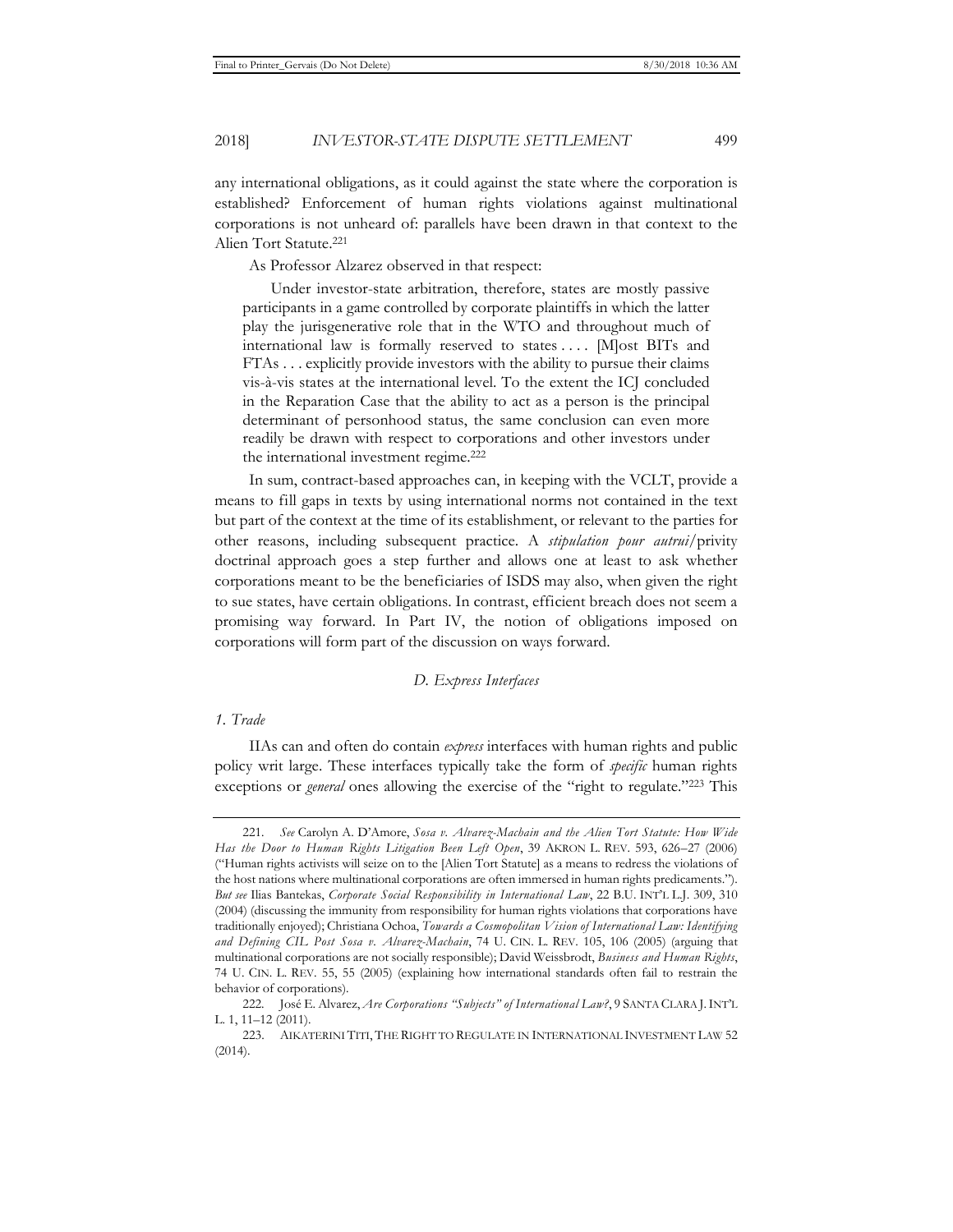any international obligations, as it could against the state where the corporation is established? Enforcement of human rights violations against multinational corporations is not unheard of: parallels have been drawn in that context to the Alien Tort Statute.[221]

As Professor Alzarez observed in that respect:

> Under investor-state arbitration, therefore, states are mostly passive participants in a game controlled by corporate plaintiffs in which the latter play the jurisgenerative role that in the WTO and throughout much of international law is formally reserved to states . . . . [M]ost BITs and FTAs . . . explicitly provide investors with the ability to pursue their claims vis-à-vis states at the international level. To the extent the ICJ concluded in the Reparation Case that the ability to act as a person is the principal determinant of personhood status, the same conclusion can even more readily be drawn with respect to corporations and other investors under the international investment regime.[222]

In sum, contract-based approaches can, in keeping with the VCLT, provide a means to fill gaps in texts by using international norms not contained in the text but part of the context at the time of its establishment, or relevant to the parties for other reasons, including subsequent practice. A *stipulation pour autrui*/privity doctrinal approach goes a step further and allows one at least to ask whether corporations meant to be the beneficiaries of ISDS may also, when given the right to sue states, have certain obligations. In contrast, efficient breach does not seem a promising way forward. In Part IV, the notion of obligations imposed on corporations will form part of the discussion on ways forward.

### *D. Express Interfaces*

#### *1. Trade*

IIAs can and often do contain *express* interfaces with human rights and public policy writ large. These interfaces typically take the form of *specific* human rights exceptions or *general* ones allowing the exercise of the "right to regulate."[223] This

---

221. *See* Carolyn A. D'Amore, *Sosa v. Alvarez-Machain and the Alien Tort Statute: How Wide Has the Door to Human Rights Litigation Been Left Open*, 39 AKRON L. REV. 593, 626–27 (2006) ("Human rights activists will seize on to the [Alien Tort Statute] as a means to redress the violations of the host nations where multinational corporations are often immersed in human rights predicaments."). *But see* Ilias Bantekas, *Corporate Social Responsibility in International Law*, 22 B.U. INT'L L.J. 309, 310 (2004) (discussing the immunity from responsibility for human rights violations that corporations have traditionally enjoyed); Christiana Ochoa, *Towards a Cosmopolitan Vision of International Law: Identifying and Defining CIL Post Sosa v. Alvarez-Machain*, 74 U. CIN. L. REV. 105, 106 (2005) (arguing that multinational corporations are not socially responsible); David Weissbrodt, *Business and Human Rights*, 74 U. CIN. L. REV. 55, 55 (2005) (explaining how international standards often fail to restrain the behavior of corporations).

222. José E. Alvarez, *Are Corporations "Subjects" of International Law?*, 9 SANTA CLARA J. INT'L L. 1, 11–12 (2011).

223. AIKATERINI TITI, THE RIGHT TO REGULATE IN INTERNATIONAL INVESTMENT LAW 52 (2014).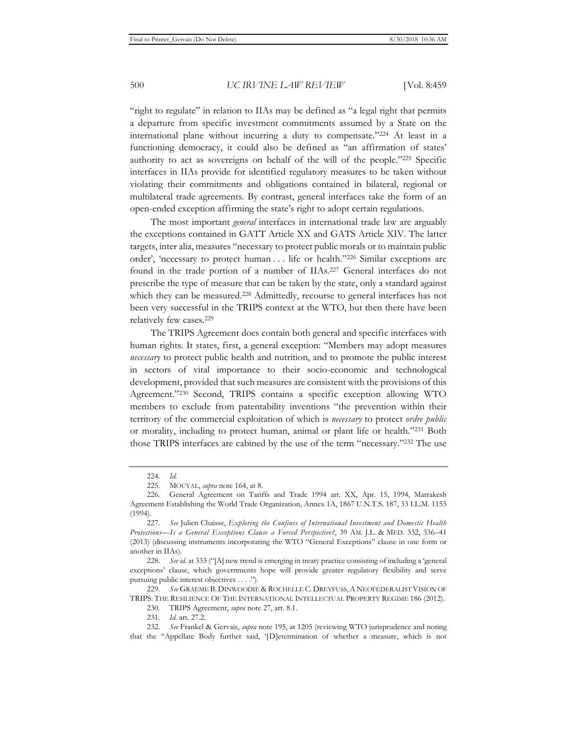"right to regulate" in relation to IIAs may be defined as "a legal right that permits a departure from specific investment commitments assumed by a State on the international plane without incurring a duty to compensate."[224] At least in a functioning democracy, it could also be defined as "an affirmation of states' authority to act as sovereigns on behalf of the will of the people."[225] Specific interfaces in IIAs provide for identified regulatory measures to be taken without violating their commitments and obligations contained in bilateral, regional or multilateral trade agreements. By contrast, general interfaces take the form of an open-ended exception affirming the state's right to adopt certain regulations.

The most important *general* interfaces in international trade law are arguably the exceptions contained in GATT Article XX and GATS Article XIV. The latter targets, inter alia, measures "necessary to protect public morals or to maintain public order', 'necessary to protect human . . . life or health."[226] Similar exceptions are found in the trade portion of a number of IIAs.[227] General interfaces do not prescribe the type of measure that can be taken by the state, only a standard against which they can be measured.[228] Admittedly, recourse to general interfaces has not been very successful in the TRIPS context at the WTO, but then there have been relatively few cases.[229]

The TRIPS Agreement does contain both general and specific interfaces with human rights. It states, first, a general exception: "Members may adopt measures *necessary* to protect public health and nutrition, and to promote the public interest in sectors of vital importance to their socio-economic and technological development, provided that such measures are consistent with the provisions of this Agreement."[230] Second, TRIPS contains a specific exception allowing WTO members to exclude from patentability inventions "the prevention within their territory of the commercial exploitation of which is *necessary* to protect *ordre public* or morality, including to protect human, animal or plant life or health."[231] Both those TRIPS interfaces are cabined by the use of the term "necessary."[232] The use

---

224. *Id.*

225. MOUYAL, *supra* note 164, at 8.

226. General Agreement on Tariffs and Trade 1994 art. XX, Apr. 15, 1994, Marrakesh Agreement Establishing the World Trade Organization, Annex 1A, 1867 U.N.T.S. 187, 33 I.L.M. 1153 (1994).

227. *See* Julien Chaisse, *Exploring the Confines of International Investment and Domestic Health Protections—Is a General Exceptions Clause a Forced Perspective?*, 39 AM. J.L. & MED. 332, 336–41 (2013) (discussing instruments incorporating the WTO "General Exceptions" clause in one form or another in IIAs).

228. *See id.* at 333 ("[A] new trend is emerging in treaty practice consisting of including a 'general exceptions' clause, which governments hope will provide greater regulatory flexibility and serve pursuing public interest objectives . . . .").

229. *See* GRAEME B. DINWOODIE & ROCHELLE C. DREYFUSS, A NEOFEDERALIST VISION OF TRIPS: THE RESILIENCE OF THE INTERNATIONAL INTELLECTUAL PROPERTY REGIME 186 (2012).

230. TRIPS Agreement, *supra* note 27, art. 8.1.

231. *Id.* art. 27.2.

232. *See* Frankel & Gervais, *supra* note 195, at 1205 (reviewing WTO jurisprudence and noting that the "Appellate Body further said, '[D]etermination of whether a measure, which is not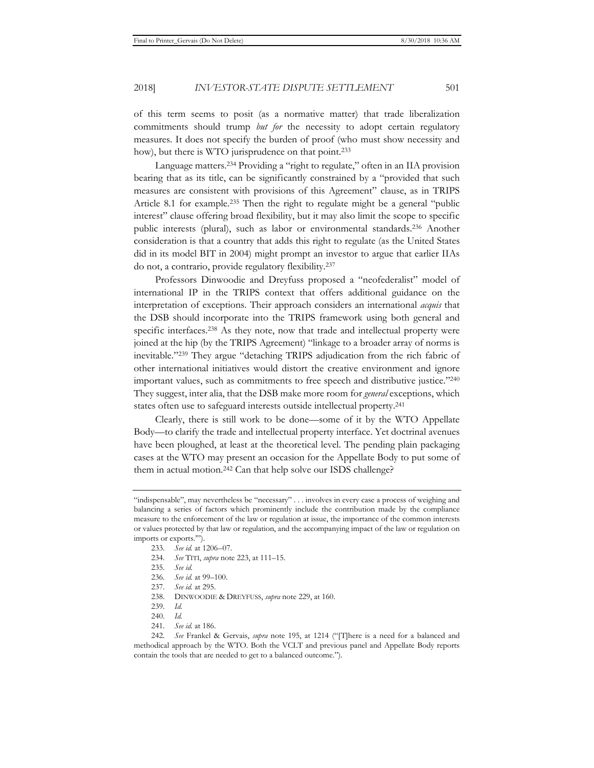of this term seems to posit (as a normative matter) that trade liberalization commitments should trump *but for* the necessity to adopt certain regulatory measures. It does not specify the burden of proof (who must show necessity and how), but there is WTO jurisprudence on that point.[233]

Language matters.[234] Providing a "right to regulate," often in an IIA provision bearing that as its title, can be significantly constrained by a "provided that such measures are consistent with provisions of this Agreement" clause, as in TRIPS Article 8.1 for example.[235] Then the right to regulate might be a general "public interest" clause offering broad flexibility, but it may also limit the scope to specific public interests (plural), such as labor or environmental standards.[236] Another consideration is that a country that adds this right to regulate (as the United States did in its model BIT in 2004) might prompt an investor to argue that earlier IIAs do not, a contrario, provide regulatory flexibility.[237]

Professors Dinwoodie and Dreyfuss proposed a "neofederalist" model of international IP in the TRIPS context that offers additional guidance on the interpretation of exceptions. Their approach considers an international *acquis* that the DSB should incorporate into the TRIPS framework using both general and specific interfaces.[238] As they note, now that trade and intellectual property were joined at the hip (by the TRIPS Agreement) "linkage to a broader array of norms is inevitable."[239] They argue "detaching TRIPS adjudication from the rich fabric of other international initiatives would distort the creative environment and ignore important values, such as commitments to free speech and distributive justice."[240] They suggest, inter alia, that the DSB make more room for *general* exceptions, which states often use to safeguard interests outside intellectual property.[241]

Clearly, there is still work to be done—some of it by the WTO Appellate Body—to clarify the trade and intellectual property interface. Yet doctrinal avenues have been ploughed, at least at the theoretical level. The pending plain packaging cases at the WTO may present an occasion for the Appellate Body to put some of them in actual motion.[242] Can that help solve our ISDS challenge?

---

"indispensable", may nevertheless be "necessary" . . . involves in every case a process of weighing and balancing a series of factors which prominently include the contribution made by the compliance measure to the enforcement of the law or regulation at issue, the importance of the common interests or values protected by that law or regulation, and the accompanying impact of the law or regulation on imports or exports.'").

233. *See id.* at 1206–07.

234. *See* TITI, *supra* note 223, at 111–15.

235. *See id.*

236. *See id.* at 99–100.

237. *See id.* at 295.

238. DINWOODIE & DREYFUSS, *supra* note 229, at 160.

239. *Id.*

240. *Id.*

241. *See id.* at 186.

242. *See* Frankel & Gervais, *supra* note 195, at 1214 ("[T]here is a need for a balanced and methodical approach by the WTO. Both the VCLT and previous panel and Appellate Body reports contain the tools that are needed to get to a balanced outcome.").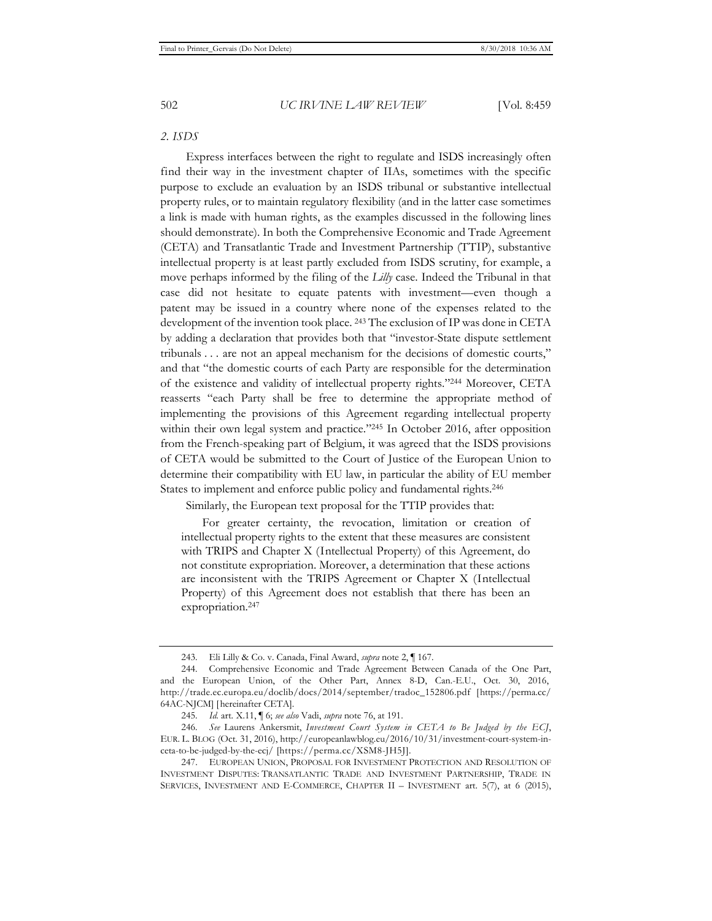*2. ISDS*

Express interfaces between the right to regulate and ISDS increasingly often find their way in the investment chapter of IIAs, sometimes with the specific purpose to exclude an evaluation by an ISDS tribunal or substantive intellectual property rules, or to maintain regulatory flexibility (and in the latter case sometimes a link is made with human rights, as the examples discussed in the following lines should demonstrate). In both the Comprehensive Economic and Trade Agreement (CETA) and Transatlantic Trade and Investment Partnership (TTIP), substantive intellectual property is at least partly excluded from ISDS scrutiny, for example, a move perhaps informed by the filing of the *Lilly* case. Indeed the Tribunal in that case did not hesitate to equate patents with investment—even though a patent may be issued in a country where none of the expenses related to the development of the invention took place. [243] The exclusion of IP was done in CETA by adding a declaration that provides both that "investor-State dispute settlement tribunals . . . are not an appeal mechanism for the decisions of domestic courts," and that "the domestic courts of each Party are responsible for the determination of the existence and validity of intellectual property rights."[244] Moreover, CETA reasserts "each Party shall be free to determine the appropriate method of implementing the provisions of this Agreement regarding intellectual property within their own legal system and practice."[245] In October 2016, after opposition from the French-speaking part of Belgium, it was agreed that the ISDS provisions of CETA would be submitted to the Court of Justice of the European Union to determine their compatibility with EU law, in particular the ability of EU member States to implement and enforce public policy and fundamental rights.[246]

Similarly, the European text proposal for the TTIP provides that:

> For greater certainty, the revocation, limitation or creation of intellectual property rights to the extent that these measures are consistent with TRIPS and Chapter X (Intellectual Property) of this Agreement, do not constitute expropriation. Moreover, a determination that these actions are inconsistent with the TRIPS Agreement or Chapter X (Intellectual Property) of this Agreement does not establish that there has been an expropriation.[247]

---

243. Eli Lilly & Co. v. Canada, Final Award, *supra* note 2, ¶ 167.

244. Comprehensive Economic and Trade Agreement Between Canada of the One Part, and the European Union, of the Other Part, Annex 8-D, Can.-E.U., Oct. 30, 2016, http://trade.ec.europa.eu/doclib/docs/2014/september/tradoc_152806.pdf [https://perma.cc/64AC-NJCM] [hereinafter CETA].

245. *Id.* art. X.11, ¶ 6; *see also* Vadi, *supra* note 76, at 191.

246. *See* Laurens Ankersmit, *Investment Court System in CETA to Be Judged by the ECJ*, EUR. L. BLOG (Oct. 31, 2016), http://europeanlawblog.eu/2016/10/31/investment-court-system-in-ceta-to-be-judged-by-the-ecj/ [https://perma.cc/XSM8-JH5J].

247. EUROPEAN UNION, PROPOSAL FOR INVESTMENT PROTECTION AND RESOLUTION OF INVESTMENT DISPUTES: TRANSATLANTIC TRADE AND INVESTMENT PARTNERSHIP, TRADE IN SERVICES, INVESTMENT AND E-COMMERCE, CHAPTER II – INVESTMENT art. 5(7), at 6 (2015),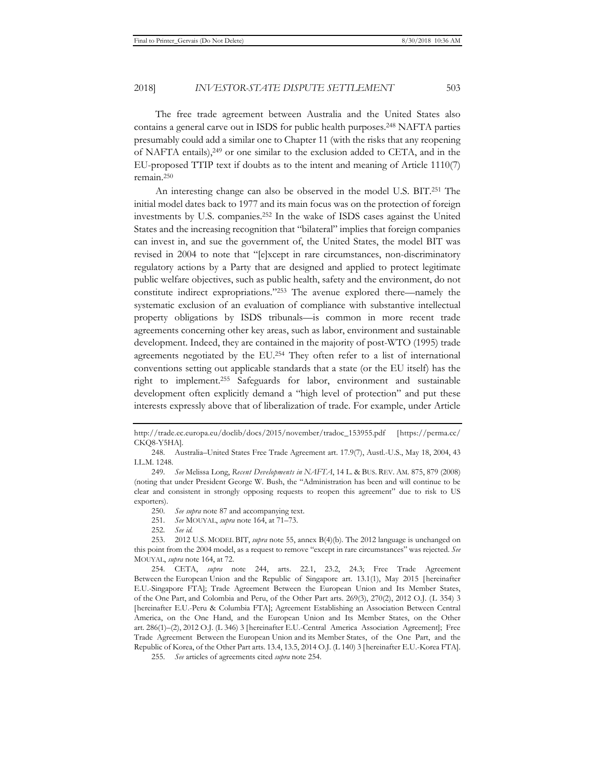The free trade agreement between Australia and the United States also contains a general carve out in ISDS for public health purposes.[248] NAFTA parties presumably could add a similar one to Chapter 11 (with the risks that any reopening of NAFTA entails),[249] or one similar to the exclusion added to CETA, and in the EU-proposed TTIP text if doubts as to the intent and meaning of Article 1110(7) remain.[250]

An interesting change can also be observed in the model U.S. BIT.[251] The initial model dates back to 1977 and its main focus was on the protection of foreign investments by U.S. companies.[252] In the wake of ISDS cases against the United States and the increasing recognition that "bilateral" implies that foreign companies can invest in, and sue the government of, the United States, the model BIT was revised in 2004 to note that "[e]xcept in rare circumstances, non-discriminatory regulatory actions by a Party that are designed and applied to protect legitimate public welfare objectives, such as public health, safety and the environment, do not constitute indirect expropriations."[253] The avenue explored there—namely the systematic exclusion of an evaluation of compliance with substantive intellectual property obligations by ISDS tribunals—is common in more recent trade agreements concerning other key areas, such as labor, environment and sustainable development. Indeed, they are contained in the majority of post-WTO (1995) trade agreements negotiated by the EU.[254] They often refer to a list of international conventions setting out applicable standards that a state (or the EU itself) has the right to implement.[255] Safeguards for labor, environment and sustainable development often explicitly demand a "high level of protection" and put these interests expressly above that of liberalization of trade. For example, under Article

---

http://trade.ec.europa.eu/doclib/docs/2015/november/tradoc_153955.pdf [https://perma.cc/CKQ8-Y5HA].

248. Australia–United States Free Trade Agreement art. 17.9(7), Austl.-U.S., May 18, 2004, 43 I.L.M. 1248.

249. *See* Melissa Long, *Recent Developments in NAFTA*, 14 L. & BUS. REV. AM. 875, 879 (2008) (noting that under President George W. Bush, the "Administration has been and will continue to be clear and consistent in strongly opposing requests to reopen this agreement" due to risk to US exporters).

250. *See supra* note 87 and accompanying text.

251. *See* MOUYAL, *supra* note 164, at 71–73.

252. *See id.*

253. 2012 U.S. MODEL BIT, *supra* note 55, annex B(4)(b). The 2012 language is unchanged on this point from the 2004 model, as a request to remove "except in rare circumstances" was rejected. *See* MOUYAL, *supra* note 164, at 72.

254. CETA, *supra* note 244, arts. 22.1, 23.2, 24.3; Free Trade Agreement Between the European Union and the Republic of Singapore art. 13.1(1), May 2015 [hereinafter E.U.-Singapore FTA]; Trade Agreement Between the European Union and Its Member States, of the One Part, and Colombia and Peru, of the Other Part arts. 269(3), 270(2), 2012 O.J. (L 354) 3 [hereinafter E.U.-Peru & Columbia FTA]; Agreement Establishing an Association Between Central America, on the One Hand, and the European Union and Its Member States, on the Other art. 286(1)–(2), 2012 O.J. (L 346) 3 [hereinafter E.U.-Central America Association Agreement]; Free Trade Agreement Between the European Union and its Member States, of the One Part, and the Republic of Korea, of the Other Part arts. 13.4, 13.5, 2014 O.J. (L 140) 3 [hereinafter E.U.-Korea FTA].

255. *See* articles of agreements cited *supra* note 254.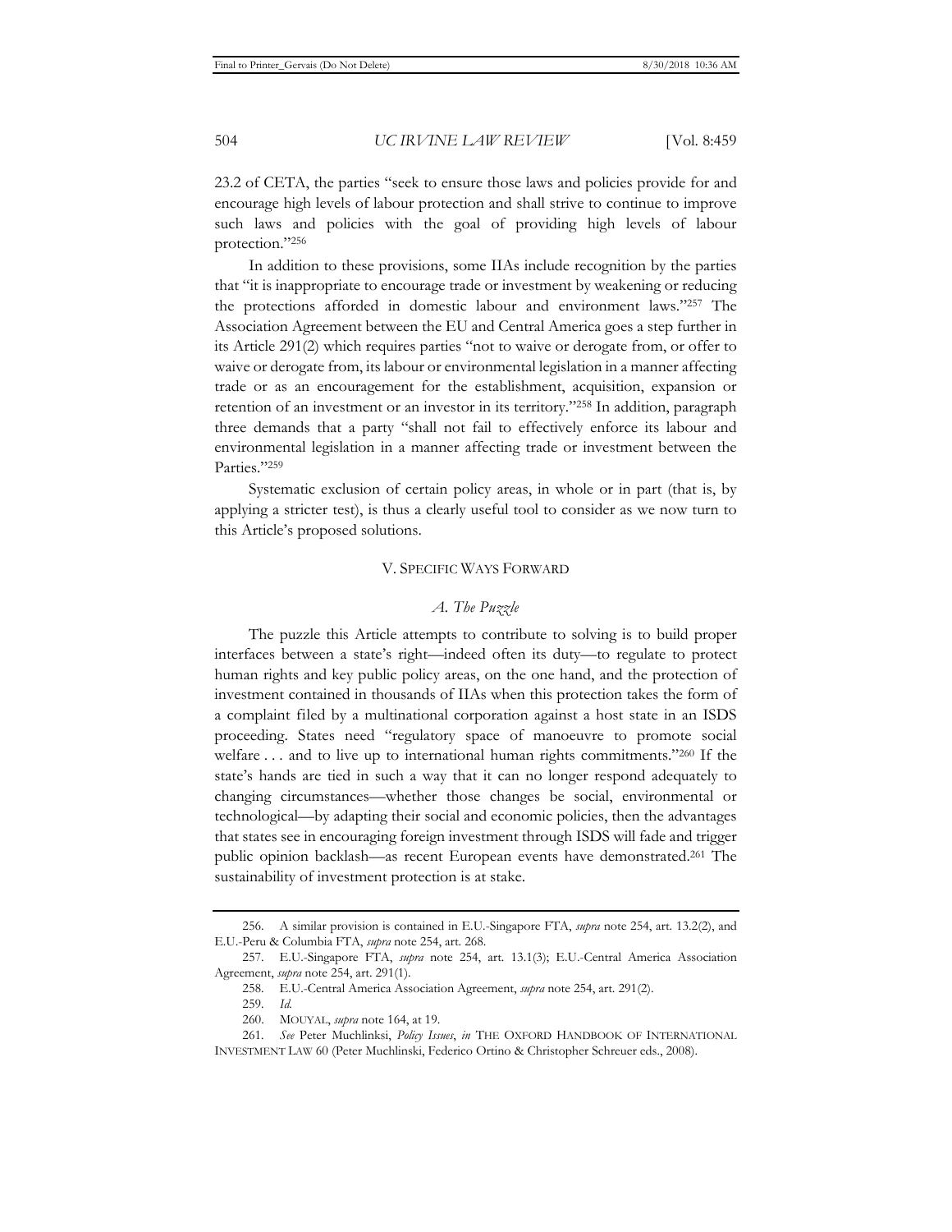23.2 of CETA, the parties "seek to ensure those laws and policies provide for and encourage high levels of labour protection and shall strive to continue to improve such laws and policies with the goal of providing high levels of labour protection."[256]

In addition to these provisions, some IIAs include recognition by the parties that "it is inappropriate to encourage trade or investment by weakening or reducing the protections afforded in domestic labour and environment laws."[257] The Association Agreement between the EU and Central America goes a step further in its Article 291(2) which requires parties "not to waive or derogate from, or offer to waive or derogate from, its labour or environmental legislation in a manner affecting trade or as an encouragement for the establishment, acquisition, expansion or retention of an investment or an investor in its territory."[258] In addition, paragraph three demands that a party "shall not fail to effectively enforce its labour and environmental legislation in a manner affecting trade or investment between the Parties."[259]

Systematic exclusion of certain policy areas, in whole or in part (that is, by applying a stricter test), is thus a clearly useful tool to consider as we now turn to this Article's proposed solutions.

## V. SPECIFIC WAYS FORWARD

### *A. The Puzzle*

The puzzle this Article attempts to contribute to solving is to build proper interfaces between a state's right—indeed often its duty—to regulate to protect human rights and key public policy areas, on the one hand, and the protection of investment contained in thousands of IIAs when this protection takes the form of a complaint filed by a multinational corporation against a host state in an ISDS proceeding. States need "regulatory space of manoeuvre to promote social welfare . . . and to live up to international human rights commitments."[260] If the state's hands are tied in such a way that it can no longer respond adequately to changing circumstances—whether those changes be social, environmental or technological—by adapting their social and economic policies, then the advantages that states see in encouraging foreign investment through ISDS will fade and trigger public opinion backlash—as recent European events have demonstrated.[261] The sustainability of investment protection is at stake.

---

256. A similar provision is contained in E.U.-Singapore FTA, *supra* note 254, art. 13.2(2), and E.U.-Peru & Columbia FTA, *supra* note 254, art. 268.

257. E.U.-Singapore FTA, *supra* note 254, art. 13.1(3); E.U.-Central America Association Agreement, *supra* note 254, art. 291(1).

258. E.U.-Central America Association Agreement, *supra* note 254, art. 291(2).

259. *Id.*

260. MOUYAL, *supra* note 164, at 19.

261. *See* Peter Muchlinksi, *Policy Issues*, *in* THE OXFORD HANDBOOK OF INTERNATIONAL INVESTMENT LAW 60 (Peter Muchlinski, Federico Ortino & Christopher Schreuer eds., 2008).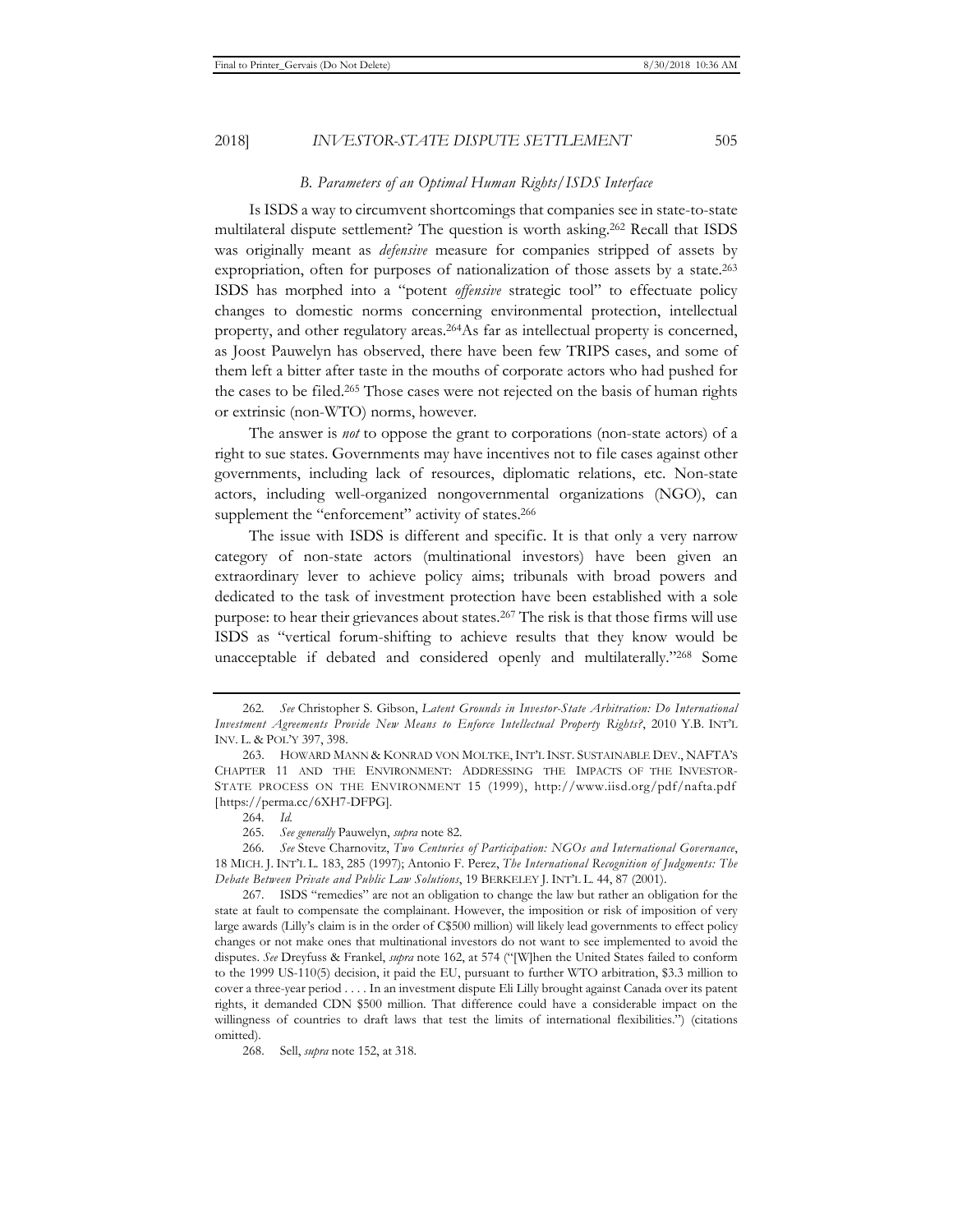### *B. Parameters of an Optimal Human Rights/ISDS Interface*

Is ISDS a way to circumvent shortcomings that companies see in state-to-state multilateral dispute settlement? The question is worth asking.[262] Recall that ISDS was originally meant as *defensive* measure for companies stripped of assets by expropriation, often for purposes of nationalization of those assets by a state.[263] ISDS has morphed into a "potent *offensive* strategic tool" to effectuate policy changes to domestic norms concerning environmental protection, intellectual property, and other regulatory areas.[264] As far as intellectual property is concerned, as Joost Pauwelyn has observed, there have been few TRIPS cases, and some of them left a bitter after taste in the mouths of corporate actors who had pushed for the cases to be filed.[265] Those cases were not rejected on the basis of human rights or extrinsic (non-WTO) norms, however.

The answer is *not* to oppose the grant to corporations (non-state actors) of a right to sue states. Governments may have incentives not to file cases against other governments, including lack of resources, diplomatic relations, etc. Non-state actors, including well-organized nongovernmental organizations (NGO), can supplement the "enforcement" activity of states.[266]

The issue with ISDS is different and specific. It is that only a very narrow category of non-state actors (multinational investors) have been given an extraordinary lever to achieve policy aims; tribunals with broad powers and dedicated to the task of investment protection have been established with a sole purpose: to hear their grievances about states.[267] The risk is that those firms will use ISDS as "vertical forum-shifting to achieve results that they know would be unacceptable if debated and considered openly and multilaterally."[268] Some

---

262. *See* Christopher S. Gibson, *Latent Grounds in Investor-State Arbitration: Do International Investment Agreements Provide New Means to Enforce Intellectual Property Rights?*, 2010 Y.B. INT'L INV. L. & POL'Y 397, 398.

263. HOWARD MANN & KONRAD VON MOLTKE, INT'L INST. SUSTAINABLE DEV., NAFTA'S CHAPTER 11 AND THE ENVIRONMENT: ADDRESSING THE IMPACTS OF THE INVESTOR-STATE PROCESS ON THE ENVIRONMENT 15 (1999), http://www.iisd.org/pdf/nafta.pdf [https://perma.cc/6XH7-DFPG].

264. *Id.*

265. *See generally* Pauwelyn, *supra* note 82.

266. *See* Steve Charnovitz, *Two Centuries of Participation: NGOs and International Governance*, 18 MICH. J. INT'L L. 183, 285 (1997); Antonio F. Perez, *The International Recognition of Judgments: The Debate Between Private and Public Law Solutions*, 19 BERKELEY J. INT'L L. 44, 87 (2001).

267. ISDS "remedies" are not an obligation to change the law but rather an obligation for the state at fault to compensate the complainant. However, the imposition or risk of imposition of very large awards (Lilly's claim is in the order of C$500 million) will likely lead governments to effect policy changes or not make ones that multinational investors do not want to see implemented to avoid the disputes. *See* Dreyfuss & Frankel, *supra* note 162, at 574 ("[W]hen the United States failed to conform to the 1999 US-110(5) decision, it paid the EU, pursuant to further WTO arbitration, $3.3 million to cover a three-year period . . . . In an investment dispute Eli Lilly brought against Canada over its patent rights, it demanded CDN $500 million. That difference could have a considerable impact on the willingness of countries to draft laws that test the limits of international flexibilities.") (citations omitted).

268. Sell, *supra* note 152, at 318.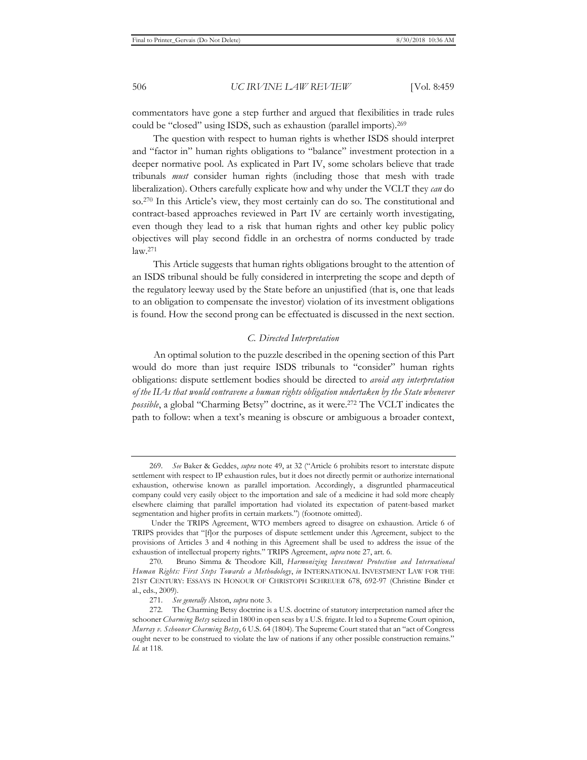commentators have gone a step further and argued that flexibilities in trade rules could be "closed" using ISDS, such as exhaustion (parallel imports).[269]

The question with respect to human rights is whether ISDS should interpret and "factor in" human rights obligations to "balance" investment protection in a deeper normative pool. As explicated in Part IV, some scholars believe that trade tribunals *must* consider human rights (including those that mesh with trade liberalization). Others carefully explicate how and why under the VCLT they *can* do so.[270] In this Article's view, they most certainly can do so. The constitutional and contract-based approaches reviewed in Part IV are certainly worth investigating, even though they lead to a risk that human rights and other key public policy objectives will play second fiddle in an orchestra of norms conducted by trade law.[271]

This Article suggests that human rights obligations brought to the attention of an ISDS tribunal should be fully considered in interpreting the scope and depth of the regulatory leeway used by the State before an unjustified (that is, one that leads to an obligation to compensate the investor) violation of its investment obligations is found. How the second prong can be effectuated is discussed in the next section.

### *C. Directed Interpretation*

An optimal solution to the puzzle described in the opening section of this Part would do more than just require ISDS tribunals to "consider" human rights obligations: dispute settlement bodies should be directed to *avoid any interpretation of the IIAs that would contravene a human rights obligation undertaken by the State whenever possible*, a global "Charming Betsy" doctrine, as it were.[272] The VCLT indicates the path to follow: when a text's meaning is obscure or ambiguous a broader context,

---

269. *See* Baker & Geddes, *supra* note 49, at 32 ("Article 6 prohibits resort to interstate dispute settlement with respect to IP exhaustion rules, but it does not directly permit or authorize international exhaustion, otherwise known as parallel importation. Accordingly, a disgruntled pharmaceutical company could very easily object to the importation and sale of a medicine it had sold more cheaply elsewhere claiming that parallel importation had violated its expectation of patent-based market segmentation and higher profits in certain markets.") (footnote omitted).

Under the TRIPS Agreement, WTO members agreed to disagree on exhaustion. Article 6 of TRIPS provides that "[f]or the purposes of dispute settlement under this Agreement, subject to the provisions of Articles 3 and 4 nothing in this Agreement shall be used to address the issue of the exhaustion of intellectual property rights." TRIPS Agreement, *supra* note 27, art. 6.

270. Bruno Simma & Theodore Kill, *Harmonizing Investment Protection and International Human Rights: First Steps Towards a Methodology*, *in* INTERNATIONAL INVESTMENT LAW FOR THE 21ST CENTURY: ESSAYS IN HONOUR OF CHRISTOPH SCHREUER 678, 692-97 (Christine Binder et al., eds., 2009).

271. *See generally* Alston, *supra* note 3.

272. The Charming Betsy doctrine is a U.S. doctrine of statutory interpretation named after the schooner *Charming Betsy* seized in 1800 in open seas by a U.S. frigate. It led to a Supreme Court opinion, *Murray v. Schooner Charming Betsy*, 6 U.S. 64 (1804). The Supreme Court stated that an "act of Congress ought never to be construed to violate the law of nations if any other possible construction remains." *Id.* at 118.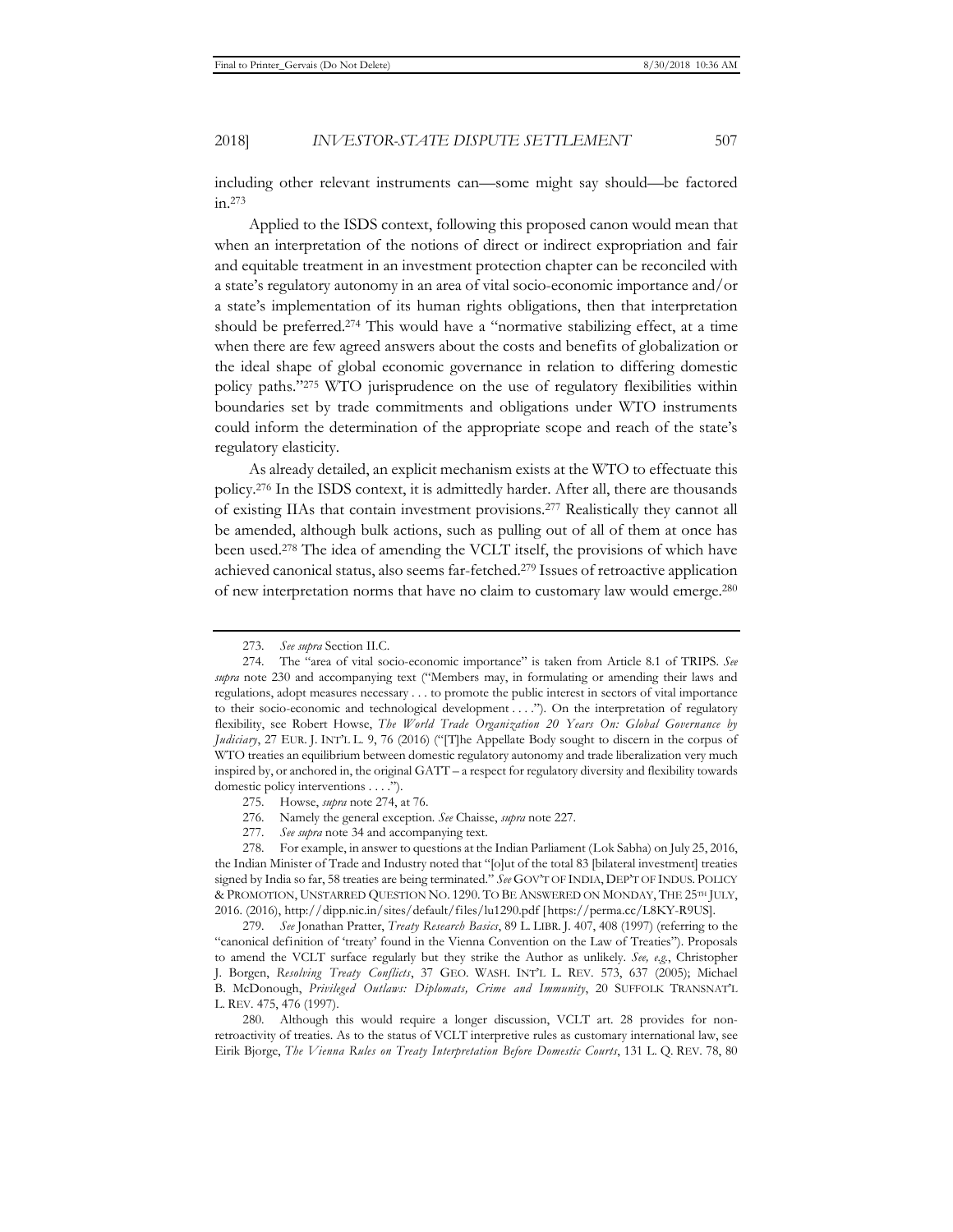including other relevant instruments can—some might say should—be factored in.[273]

Applied to the ISDS context, following this proposed canon would mean that when an interpretation of the notions of direct or indirect expropriation and fair and equitable treatment in an investment protection chapter can be reconciled with a state's regulatory autonomy in an area of vital socio-economic importance and/or a state's implementation of its human rights obligations, then that interpretation should be preferred.[274] This would have a "normative stabilizing effect, at a time when there are few agreed answers about the costs and benefits of globalization or the ideal shape of global economic governance in relation to differing domestic policy paths."[275] WTO jurisprudence on the use of regulatory flexibilities within boundaries set by trade commitments and obligations under WTO instruments could inform the determination of the appropriate scope and reach of the state's regulatory elasticity.

As already detailed, an explicit mechanism exists at the WTO to effectuate this policy.[276] In the ISDS context, it is admittedly harder. After all, there are thousands of existing IIAs that contain investment provisions.[277] Realistically they cannot all be amended, although bulk actions, such as pulling out of all of them at once has been used.[278] The idea of amending the VCLT itself, the provisions of which have achieved canonical status, also seems far-fetched.[279] Issues of retroactive application of new interpretation norms that have no claim to customary law would emerge.[280]

---

273. *See supra* Section II.C.

274. The "area of vital socio-economic importance" is taken from Article 8.1 of TRIPS. *See supra* note 230 and accompanying text ("Members may, in formulating or amending their laws and regulations, adopt measures necessary . . . to promote the public interest in sectors of vital importance to their socio-economic and technological development . . . ."). On the interpretation of regulatory flexibility, see Robert Howse, *The World Trade Organization 20 Years On: Global Governance by Judiciary*, 27 EUR. J. INT'L L. 9, 76 (2016) ("[T]he Appellate Body sought to discern in the corpus of WTO treaties an equilibrium between domestic regulatory autonomy and trade liberalization very much inspired by, or anchored in, the original GATT – a respect for regulatory diversity and flexibility towards domestic policy interventions . . . .").

275. Howse, *supra* note 274, at 76.

276. Namely the general exception. *See* Chaisse, *supra* note 227.

277. *See supra* note 34 and accompanying text.

278. For example, in answer to questions at the Indian Parliament (Lok Sabha) on July 25, 2016, the Indian Minister of Trade and Industry noted that "[o]ut of the total 83 [bilateral investment] treaties signed by India so far, 58 treaties are being terminated." *See* GOV'T OF INDIA, DEP'T OF INDUS. POLICY & PROMOTION, UNSTARRED QUESTION NO. 1290. TO BE ANSWERED ON MONDAY, THE 25TH JULY, 2016. (2016), http://dipp.nic.in/sites/default/files/lu1290.pdf [https://perma.cc/L8KY-R9US].

279. *See* Jonathan Pratter, *Treaty Research Basics*, 89 L. LIBR. J. 407, 408 (1997) (referring to the "canonical definition of 'treaty' found in the Vienna Convention on the Law of Treaties"). Proposals to amend the VCLT surface regularly but they strike the Author as unlikely. *See, e.g.*, Christopher J. Borgen, *Resolving Treaty Conflicts*, 37 GEO. WASH. INT'L L. REV. 573, 637 (2005); Michael B. McDonough, *Privileged Outlaws: Diplomats, Crime and Immunity*, 20 SUFFOLK TRANSNAT'L L. REV. 475, 476 (1997).

280. Although this would require a longer discussion, VCLT art. 28 provides for non-retroactivity of treaties. As to the status of VCLT interpretive rules as customary international law, see Eirik Bjorge, *The Vienna Rules on Treaty Interpretation Before Domestic Courts*, 131 L. Q. REV. 78, 80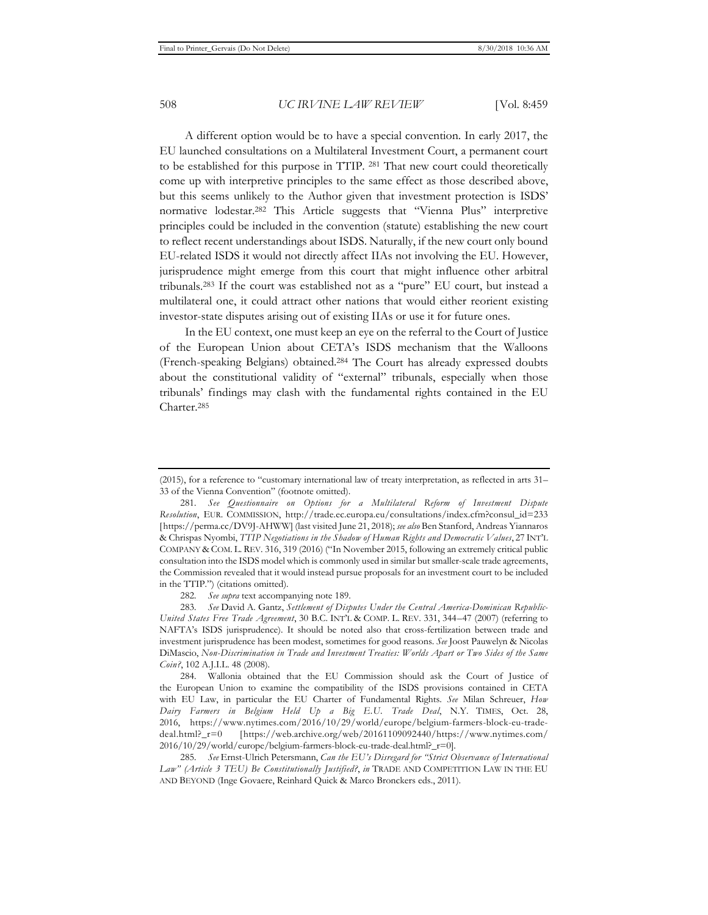A different option would be to have a special convention. In early 2017, the EU launched consultations on a Multilateral Investment Court, a permanent court to be established for this purpose in TTIP. [281] That new court could theoretically come up with interpretive principles to the same effect as those described above, but this seems unlikely to the Author given that investment protection is ISDS' normative lodestar.[282] This Article suggests that "Vienna Plus" interpretive principles could be included in the convention (statute) establishing the new court to reflect recent understandings about ISDS. Naturally, if the new court only bound EU-related ISDS it would not directly affect IIAs not involving the EU. However, jurisprudence might emerge from this court that might influence other arbitral tribunals.[283] If the court was established not as a "pure" EU court, but instead a multilateral one, it could attract other nations that would either reorient existing investor-state disputes arising out of existing IIAs or use it for future ones.

In the EU context, one must keep an eye on the referral to the Court of Justice of the European Union about CETA's ISDS mechanism that the Walloons (French-speaking Belgians) obtained.[284] The Court has already expressed doubts about the constitutional validity of "external" tribunals, especially when those tribunals' findings may clash with the fundamental rights contained in the EU Charter.[285]

---

(2015), for a reference to "customary international law of treaty interpretation, as reflected in arts 31–33 of the Vienna Convention" (footnote omitted).

281. *See Questionnaire on Options for a Multilateral Reform of Investment Dispute Resolution*, EUR. COMMISSION, http://trade.ec.europa.eu/consultations/index.cfm?consul_id=233 [https://perma.cc/DV9J-AHWW] (last visited June 21, 2018); *see also* Ben Stanford, Andreas Yiannaros & Chrispas Nyombi, *TTIP Negotiations in the Shadow of Human Rights and Democratic Values*, 27 INT'L COMPANY & COM. L. REV. 316, 319 (2016) ("In November 2015, following an extremely critical public consultation into the ISDS model which is commonly used in similar but smaller-scale trade agreements, the Commission revealed that it would instead pursue proposals for an investment court to be included in the TTIP.") (citations omitted).

282. *See supra* text accompanying note 189.

283. *See* David A. Gantz, *Settlement of Disputes Under the Central America-Dominican Republic-United States Free Trade Agreement*, 30 B.C. INT'L & COMP. L. REV. 331, 344–47 (2007) (referring to NAFTA's ISDS jurisprudence). It should be noted also that cross-fertilization between trade and investment jurisprudence has been modest, sometimes for good reasons. *See* Joost Pauwelyn & Nicolas DiMascio, *Non-Discrimination in Trade and Investment Treaties: Worlds Apart or Two Sides of the Same Coin?*, 102 A.J.I.L. 48 (2008).

284. Wallonia obtained that the EU Commission should ask the Court of Justice of the European Union to examine the compatibility of the ISDS provisions contained in CETA with EU Law, in particular the EU Charter of Fundamental Rights. *See* Milan Schreuer, *How Dairy Farmers in Belgium Held Up a Big E.U. Trade Deal*, N.Y. TIMES, Oct. 28, 2016, https://www.nytimes.com/2016/10/29/world/europe/belgium-farmers-block-eu-trade-deal.html?_r=0 [https://web.archive.org/web/20161109092440/https://www.nytimes.com/2016/10/29/world/europe/belgium-farmers-block-eu-trade-deal.html?_r=0].

285. *See* Ernst-Ulrich Petersmann, *Can the EU's Disregard for "Strict Observance of International Law" (Article 3 TEU) Be Constitutionally Justified?*, *in* TRADE AND COMPETITION LAW IN THE EU AND BEYOND (Inge Govaere, Reinhard Quick & Marco Bronckers eds., 2011).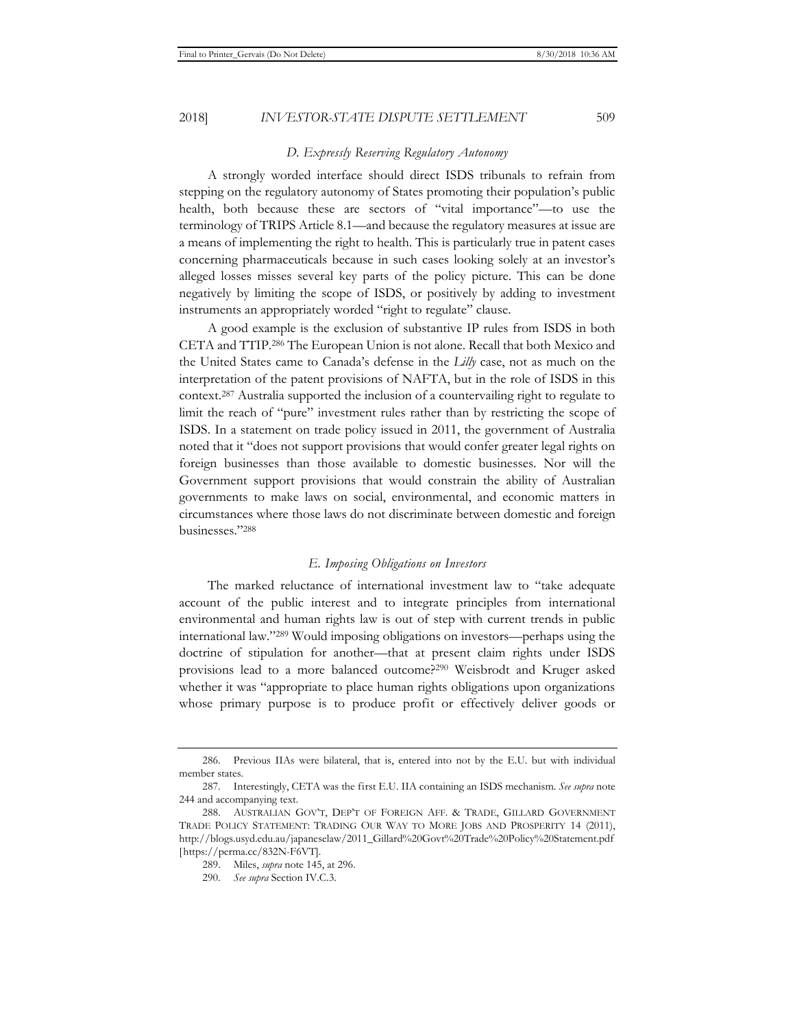### *D. Expressly Reserving Regulatory Autonomy*

A strongly worded interface should direct ISDS tribunals to refrain from stepping on the regulatory autonomy of States promoting their population's public health, both because these are sectors of "vital importance"—to use the terminology of TRIPS Article 8.1—and because the regulatory measures at issue are a means of implementing the right to health. This is particularly true in patent cases concerning pharmaceuticals because in such cases looking solely at an investor's alleged losses misses several key parts of the policy picture. This can be done negatively by limiting the scope of ISDS, or positively by adding to investment instruments an appropriately worded "right to regulate" clause.

A good example is the exclusion of substantive IP rules from ISDS in both CETA and TTIP.[286] The European Union is not alone. Recall that both Mexico and the United States came to Canada's defense in the *Lilly* case, not as much on the interpretation of the patent provisions of NAFTA, but in the role of ISDS in this context.[287] Australia supported the inclusion of a countervailing right to regulate to limit the reach of "pure" investment rules rather than by restricting the scope of ISDS. In a statement on trade policy issued in 2011, the government of Australia noted that it "does not support provisions that would confer greater legal rights on foreign businesses than those available to domestic businesses. Nor will the Government support provisions that would constrain the ability of Australian governments to make laws on social, environmental, and economic matters in circumstances where those laws do not discriminate between domestic and foreign businesses."[288]

### *E. Imposing Obligations on Investors*

The marked reluctance of international investment law to "take adequate account of the public interest and to integrate principles from international environmental and human rights law is out of step with current trends in public international law."[289] Would imposing obligations on investors—perhaps using the doctrine of stipulation for another—that at present claim rights under ISDS provisions lead to a more balanced outcome?[290] Weisbrodt and Kruger asked whether it was "appropriate to place human rights obligations upon organizations whose primary purpose is to produce profit or effectively deliver goods or

---

286. Previous IIAs were bilateral, that is, entered into not by the E.U. but with individual member states.

287. Interestingly, CETA was the first E.U. IIA containing an ISDS mechanism. *See supra* note 244 and accompanying text.

288. AUSTRALIAN GOV'T, DEP'T OF FOREIGN AFF. & TRADE, GILLARD GOVERNMENT TRADE POLICY STATEMENT: TRADING OUR WAY TO MORE JOBS AND PROSPERITY 14 (2011), http://blogs.usyd.edu.au/japaneselaw/2011_Gillard%20Govt%20Trade%20Policy%20Statement.pdf [https://perma.cc/832N-F6VT].

289. Miles, *supra* note 145, at 296.

290. *See supra* Section IV.C.3.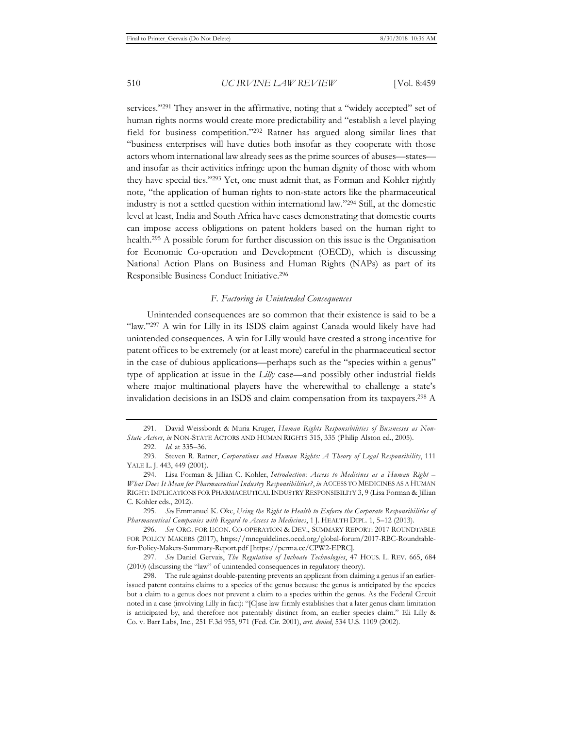services."[291] They answer in the affirmative, noting that a "widely accepted" set of human rights norms would create more predictability and "establish a level playing field for business competition."[292] Ratner has argued along similar lines that "business enterprises will have duties both insofar as they cooperate with those actors whom international law already sees as the prime sources of abuses—states—and insofar as their activities infringe upon the human dignity of those with whom they have special ties."[293] Yet, one must admit that, as Forman and Kohler rightly note, "the application of human rights to non-state actors like the pharmaceutical industry is not a settled question within international law."[294] Still, at the domestic level at least, India and South Africa have cases demonstrating that domestic courts can impose access obligations on patent holders based on the human right to health.[295] A possible forum for further discussion on this issue is the Organisation for Economic Co-operation and Development (OECD), which is discussing National Action Plans on Business and Human Rights (NAPs) as part of its Responsible Business Conduct Initiative.[296]

### *F. Factoring in Unintended Consequences*

Unintended consequences are so common that their existence is said to be a "law."[297] A win for Lilly in its ISDS claim against Canada would likely have had unintended consequences. A win for Lilly would have created a strong incentive for patent offices to be extremely (or at least more) careful in the pharmaceutical sector in the case of dubious applications—perhaps such as the "species within a genus" type of application at issue in the *Lilly* case—and possibly other industrial fields where major multinational players have the wherewithal to challenge a state's invalidation decisions in an ISDS and claim compensation from its taxpayers.[298] A

---

291. David Weissbordt & Muria Kruger, *Human Rights Responsibilities of Businesses as Non-State Actors*, *in* NON-STATE ACTORS AND HUMAN RIGHTS 315, 335 (Philip Alston ed., 2005).

292. *Id.* at 335–36.

293. Steven R. Ratner, *Corporations and Human Rights: A Theory of Legal Responsibility*, 111 YALE L. J. 443, 449 (2001).

294. Lisa Forman & Jillian C. Kohler, *Introduction: Access to Medicines as a Human Right – What Does It Mean for Pharmaceutical Industry Responsibilities?*, *in* ACCESS TO MEDICINES AS A HUMAN RIGHT: IMPLICATIONS FOR PHARMACEUTICAL INDUSTRY RESPONSIBILITY 3, 9 (Lisa Forman & Jillian C. Kohler eds., 2012).

295. *See* Emmanuel K. Oke, *Using the Right to Health to Enforce the Corporate Responsibilities of Pharmaceutical Companies with Regard to Access to Medicines*, 1 J. HEALTH DIPL. 1, 5–12 (2013).

296. *See* ORG. FOR ECON. CO-OPERATION & DEV., SUMMARY REPORT: 2017 ROUNDTABLE FOR POLICY MAKERS (2017), https://mneguidelines.oecd.org/global-forum/2017-RBC-Roundtable-for-Policy-Makers-Summary-Report.pdf [https://perma.cc/CPW2-EPRC].

297. *See* Daniel Gervais, *The Regulation of Inchoate Technologies*, 47 HOUS. L. REV. 665, 684 (2010) (discussing the "law" of unintended consequences in regulatory theory).

298. The rule against double-patenting prevents an applicant from claiming a genus if an earlier-issued patent contains claims to a species of the genus because the genus is anticipated by the species but a claim to a genus does not prevent a claim to a species within the genus. As the Federal Circuit noted in a case (involving Lilly in fact): "[C]ase law firmly establishes that a later genus claim limitation is anticipated by, and therefore not patentably distinct from, an earlier species claim." Eli Lilly & Co. v. Barr Labs, Inc., 251 F.3d 955, 971 (Fed. Cir. 2001), *cert. denied*, 534 U.S. 1109 (2002).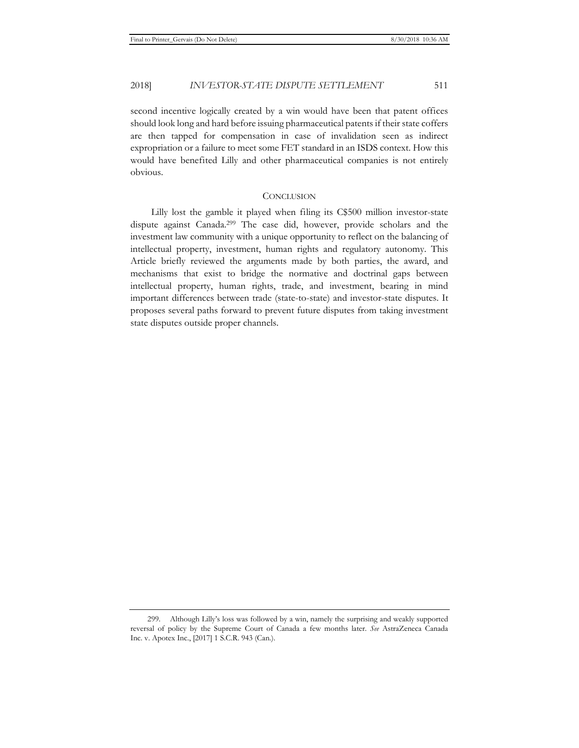second incentive logically created by a win would have been that patent offices should look long and hard before issuing pharmaceutical patents if their state coffers are then tapped for compensation in case of invalidation seen as indirect expropriation or a failure to meet some FET standard in an ISDS context. How this would have benefited Lilly and other pharmaceutical companies is not entirely obvious.

## CONCLUSION

Lilly lost the gamble it played when filing its C$500 million investor-state dispute against Canada.[299] The case did, however, provide scholars and the investment law community with a unique opportunity to reflect on the balancing of intellectual property, investment, human rights and regulatory autonomy. This Article briefly reviewed the arguments made by both parties, the award, and mechanisms that exist to bridge the normative and doctrinal gaps between intellectual property, human rights, trade, and investment, bearing in mind important differences between trade (state-to-state) and investor-state disputes. It proposes several paths forward to prevent future disputes from taking investment state disputes outside proper channels.

---

299. Although Lilly's loss was followed by a win, namely the surprising and weakly supported reversal of policy by the Supreme Court of Canada a few months later. *See* AstraZeneca Canada Inc. v. Apotex Inc., [2017] 1 S.C.R. 943 (Can.).